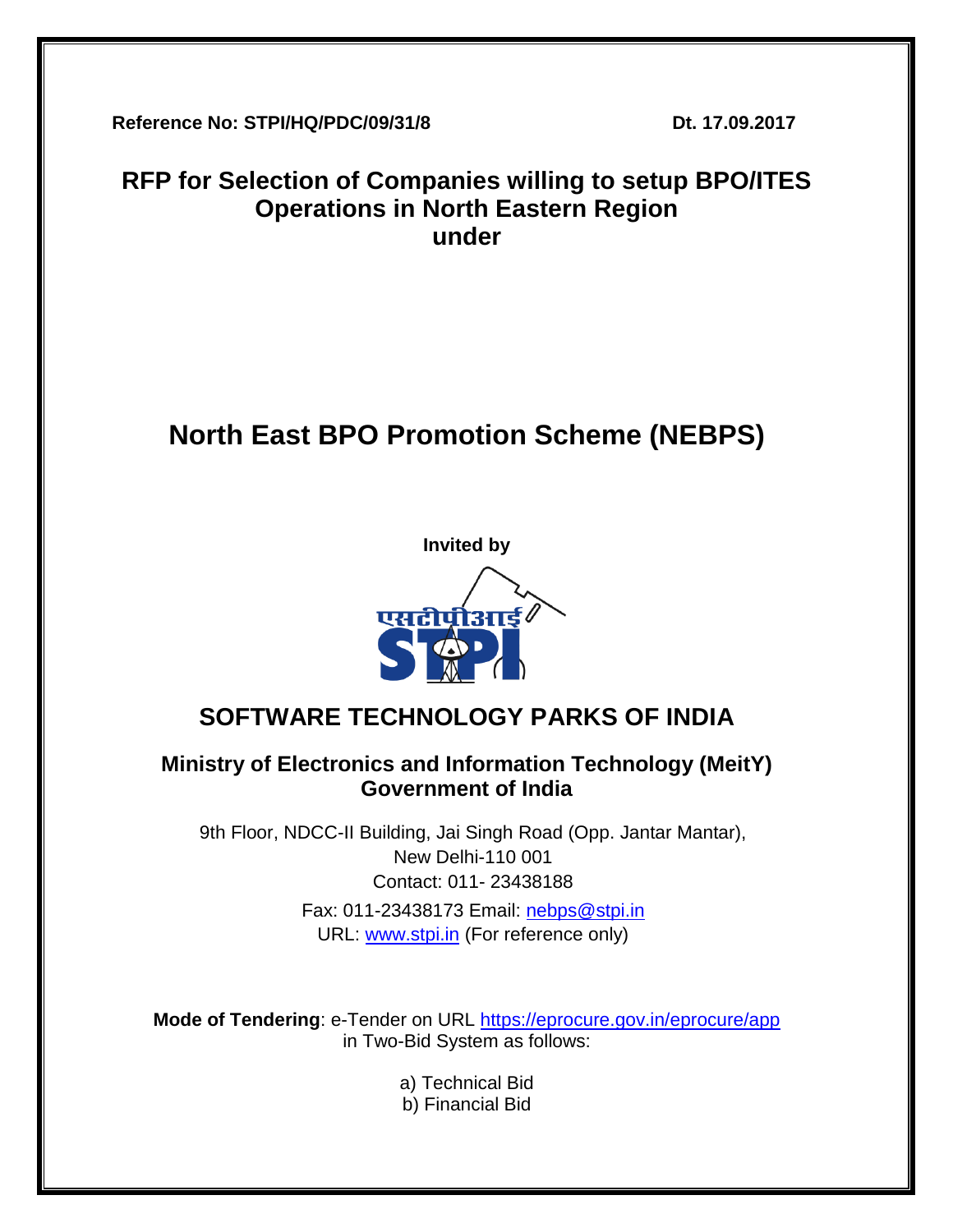**Reference No: STPI/HQ/PDC/09/31/8** **Dt. 17.09.2017**

# RFP for Selection of Companies willing to setup BPO/ITES Operations in North Eastern Region under

# North East BPO Promotion Scheme (NEBPS)

**Invited by**

## SOFTWARE TECHNOLOGY PARKS OF INDIA

### Ministry of Electronics and Information Technology (MeitY)
### Government of India

9th Floor, NDCC-II Building, Jai Singh Road (Opp. Jantar Mantar),
New Delhi-110 001
Contact: 011- 23438188
Fax: 011-23438173 Email: nebps@stpi.in
URL: www.stpi.in (For reference only)

**Mode of Tendering**: e-Tender on URL https://eprocure.gov.in/eprocure/app in Two-Bid System as follows:

a) Technical Bid
b) Financial Bid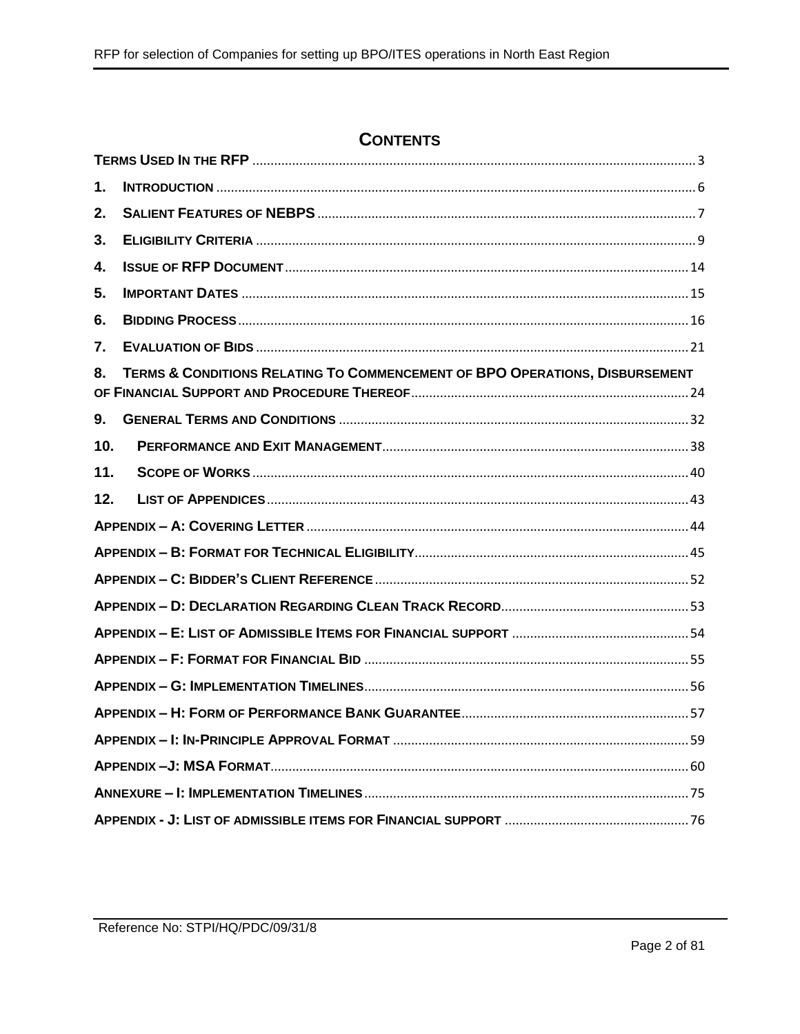# CONTENTS

TERMS USED IN THE RFP ........ 3

1. INTRODUCTION ........ 6
2. SALIENT FEATURES OF NEBPS ........ 7
3. ELIGIBILITY CRITERIA ........ 9
4. ISSUE OF RFP DOCUMENT ........ 14
5. IMPORTANT DATES ........ 15
6. BIDDING PROCESS ........ 16
7. EVALUATION OF BIDS ........ 21
8. TERMS & CONDITIONS RELATING TO COMMENCEMENT OF BPO OPERATIONS, DISBURSEMENT OF FINANCIAL SUPPORT AND PROCEDURE THEREOF ........ 24
9. GENERAL TERMS AND CONDITIONS ........ 32
10. PERFORMANCE AND EXIT MANAGEMENT ........ 38
11. SCOPE OF WORKS ........ 40
12. LIST OF APPENDICES ........ 43

APPENDIX – A: COVERING LETTER ........ 44

APPENDIX – B: FORMAT FOR TECHNICAL ELIGIBILITY ........ 45

APPENDIX – C: BIDDER'S CLIENT REFERENCE ........ 52

APPENDIX – D: DECLARATION REGARDING CLEAN TRACK RECORD ........ 53

APPENDIX – E: LIST OF ADMISSIBLE ITEMS FOR FINANCIAL SUPPORT ........ 54

APPENDIX – F: FORMAT FOR FINANCIAL BID ........ 55

APPENDIX – G: IMPLEMENTATION TIMELINES ........ 56

APPENDIX – H: FORM OF PERFORMANCE BANK GUARANTEE ........ 57

APPENDIX – I: IN-PRINCIPLE APPROVAL FORMAT ........ 59

APPENDIX –J: MSA FORMAT ........ 60

ANNEXURE – I: IMPLEMENTATION TIMELINES ........ 75

APPENDIX - J: LIST OF ADMISSIBLE ITEMS FOR FINANCIAL SUPPORT ........ 76

Reference No: STPI/HQ/PDC/09/31/8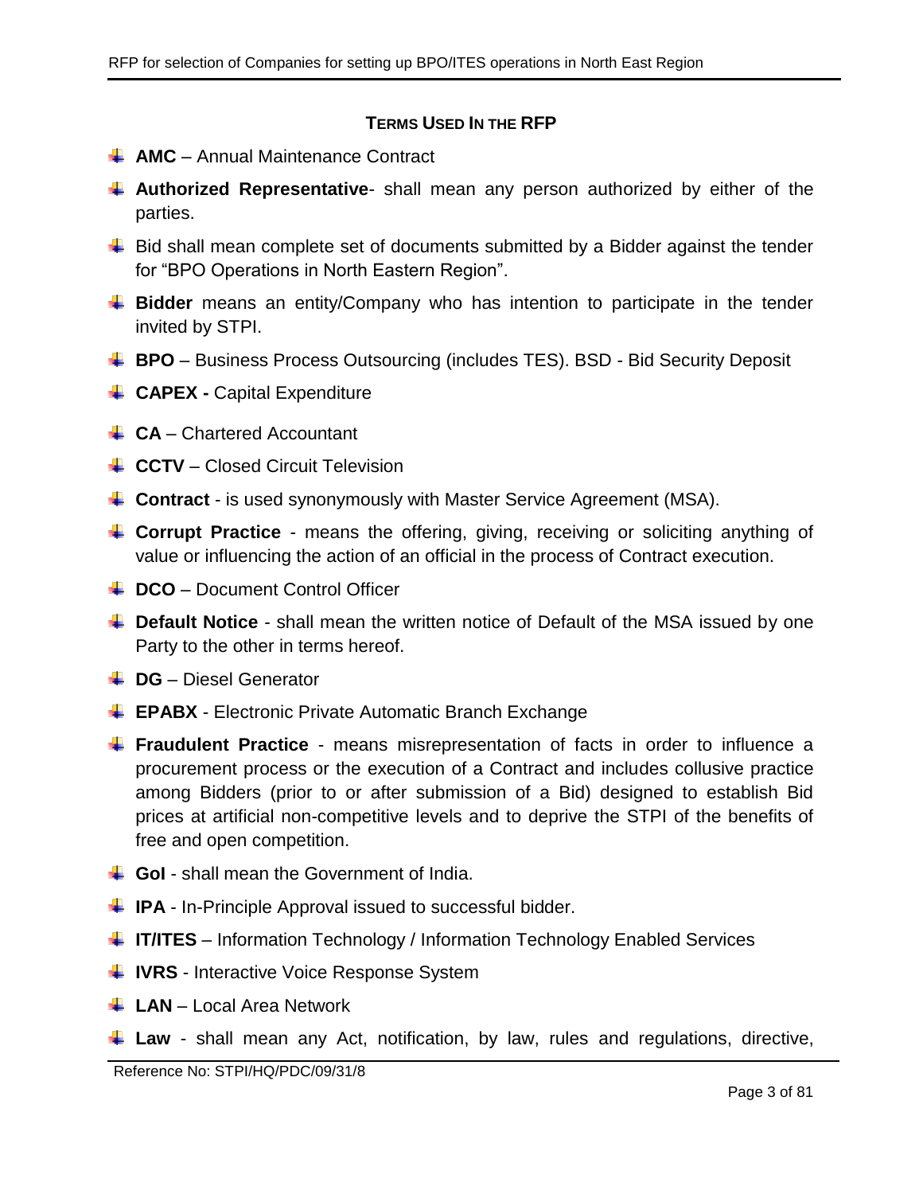## TERMS USED IN THE RFP

- **AMC** – Annual Maintenance Contract
- **Authorized Representative**- shall mean any person authorized by either of the parties.
- Bid shall mean complete set of documents submitted by a Bidder against the tender for "BPO Operations in North Eastern Region".
- **Bidder** means an entity/Company who has intention to participate in the tender invited by STPI.
- **BPO** – Business Process Outsourcing (includes TES). BSD - Bid Security Deposit
- **CAPEX -** Capital Expenditure
- **CA** – Chartered Accountant
- **CCTV** – Closed Circuit Television
- **Contract** - is used synonymously with Master Service Agreement (MSA).
- **Corrupt Practice** - means the offering, giving, receiving or soliciting anything of value or influencing the action of an official in the process of Contract execution.
- **DCO** – Document Control Officer
- **Default Notice** - shall mean the written notice of Default of the MSA issued by one Party to the other in terms hereof.
- **DG** – Diesel Generator
- **EPABX** - Electronic Private Automatic Branch Exchange
- **Fraudulent Practice** - means misrepresentation of facts in order to influence a procurement process or the execution of a Contract and includes collusive practice among Bidders (prior to or after submission of a Bid) designed to establish Bid prices at artificial non-competitive levels and to deprive the STPI of the benefits of free and open competition.
- **GoI** - shall mean the Government of India.
- **IPA** - In-Principle Approval issued to successful bidder.
- **IT/ITES** – Information Technology / Information Technology Enabled Services
- **IVRS** - Interactive Voice Response System
- **LAN** – Local Area Network
- **Law** - shall mean any Act, notification, by law, rules and regulations, directive,

Reference No: STPI/HQ/PDC/09/31/8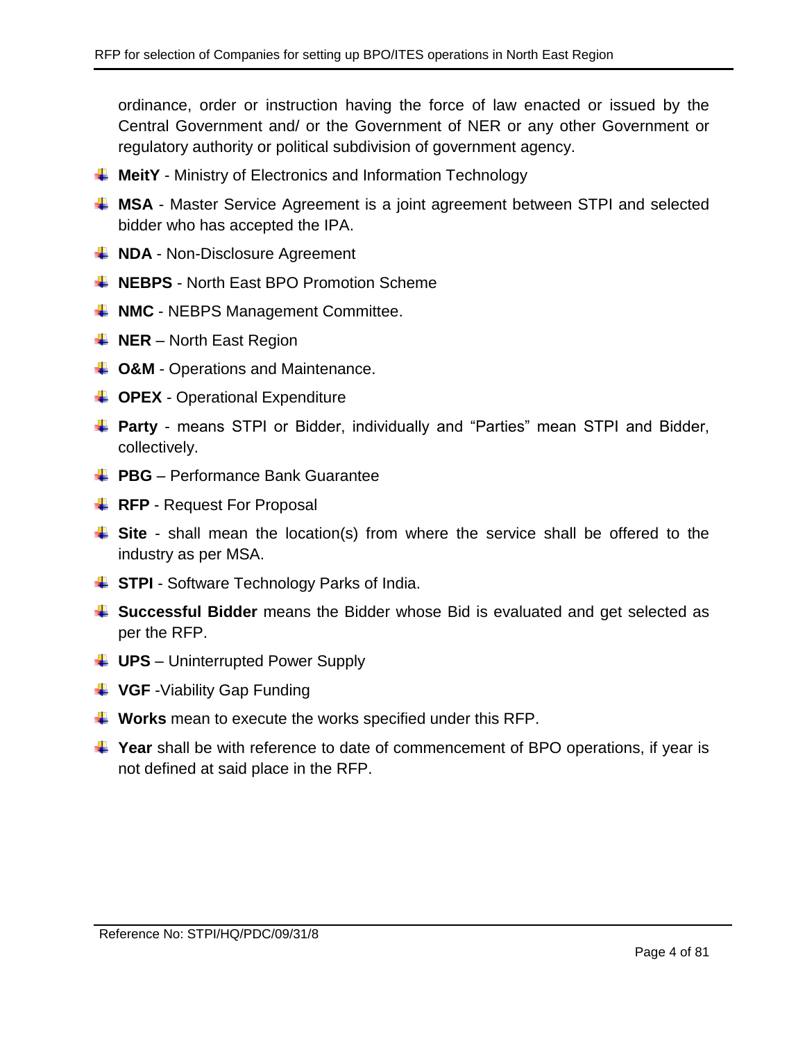ordinance, order or instruction having the force of law enacted or issued by the Central Government and/ or the Government of NER or any other Government or regulatory authority or political subdivision of government agency.

- **MeitY** - Ministry of Electronics and Information Technology
- **MSA** - Master Service Agreement is a joint agreement between STPI and selected bidder who has accepted the IPA.
- **NDA** - Non-Disclosure Agreement
- **NEBPS** - North East BPO Promotion Scheme
- **NMC** - NEBPS Management Committee.
- **NER** – North East Region
- **O&M** - Operations and Maintenance.
- **OPEX** - Operational Expenditure
- **Party** - means STPI or Bidder, individually and “Parties” mean STPI and Bidder, collectively.
- **PBG** – Performance Bank Guarantee
- **RFP** - Request For Proposal
- **Site** - shall mean the location(s) from where the service shall be offered to the industry as per MSA.
- **STPI** - Software Technology Parks of India.
- **Successful Bidder** means the Bidder whose Bid is evaluated and get selected as per the RFP.
- **UPS** – Uninterrupted Power Supply
- **VGF** -Viability Gap Funding
- **Works** mean to execute the works specified under this RFP.
- **Year** shall be with reference to date of commencement of BPO operations, if year is not defined at said place in the RFP.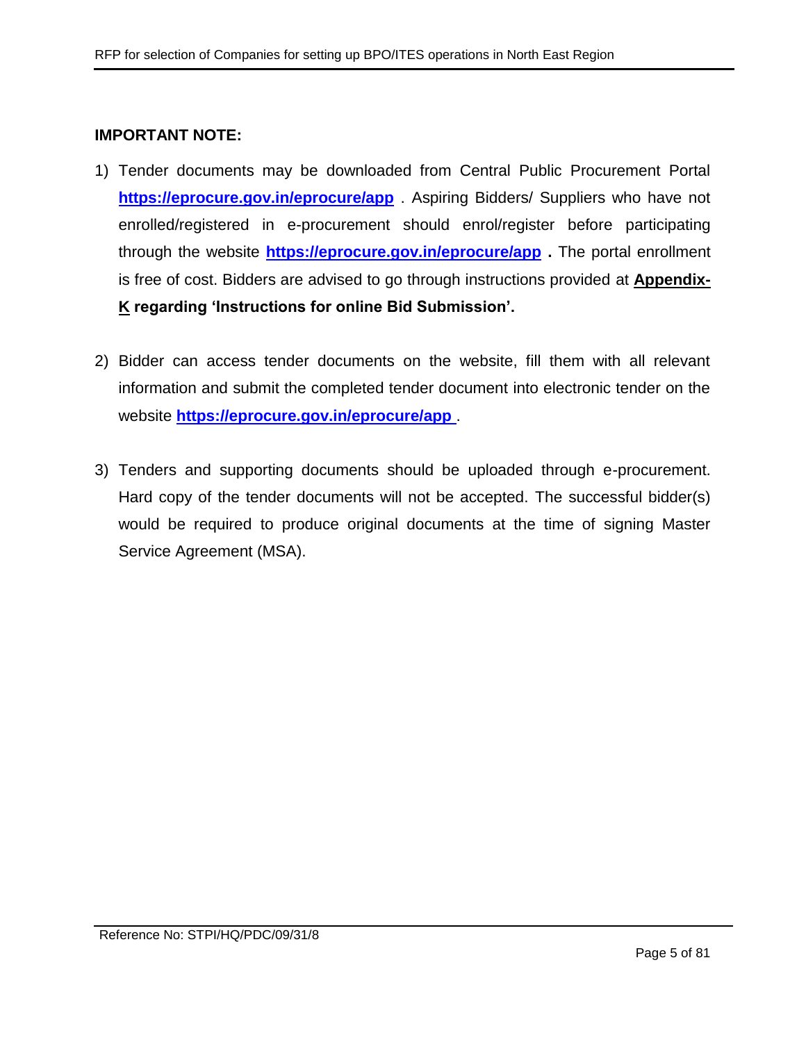**IMPORTANT NOTE:**

1) Tender documents may be downloaded from Central Public Procurement Portal **https://eprocure.gov.in/eprocure/app** . Aspiring Bidders/ Suppliers who have not enrolled/registered in e-procurement should enrol/register before participating through the website **https://eprocure.gov.in/eprocure/app** **.** The portal enrollment is free of cost. Bidders are advised to go through instructions provided at **Appendix-K regarding 'Instructions for online Bid Submission'.**

2) Bidder can access tender documents on the website, fill them with all relevant information and submit the completed tender document into electronic tender on the website **https://eprocure.gov.in/eprocure/app** .

3) Tenders and supporting documents should be uploaded through e-procurement. Hard copy of the tender documents will not be accepted. The successful bidder(s) would be required to produce original documents at the time of signing Master Service Agreement (MSA).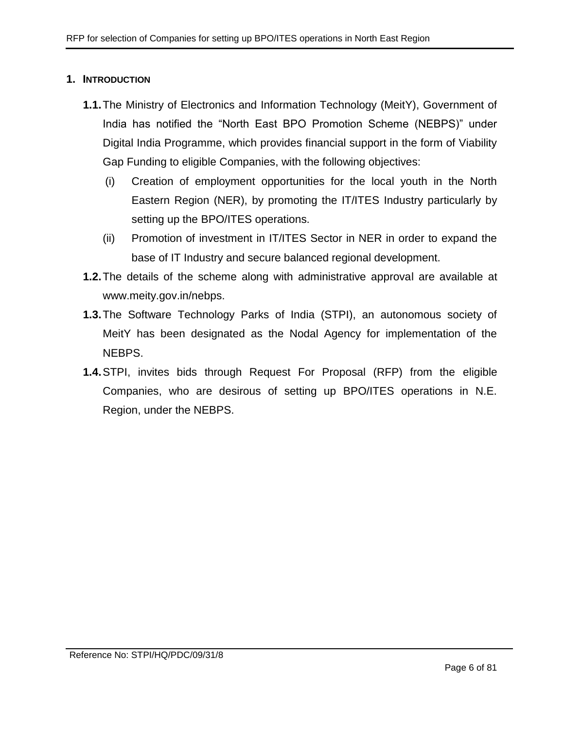# 1. INTRODUCTION

**1.1.** The Ministry of Electronics and Information Technology (MeitY), Government of India has notified the “North East BPO Promotion Scheme (NEBPS)” under Digital India Programme, which provides financial support in the form of Viability Gap Funding to eligible Companies, with the following objectives:

(i) Creation of employment opportunities for the local youth in the North Eastern Region (NER), by promoting the IT/ITES Industry particularly by setting up the BPO/ITES operations.

(ii) Promotion of investment in IT/ITES Sector in NER in order to expand the base of IT Industry and secure balanced regional development.

**1.2.** The details of the scheme along with administrative approval are available at www.meity.gov.in/nebps.

**1.3.** The Software Technology Parks of India (STPI), an autonomous society of MeitY has been designated as the Nodal Agency for implementation of the NEBPS.

**1.4.** STPI, invites bids through Request For Proposal (RFP) from the eligible Companies, who are desirous of setting up BPO/ITES operations in N.E. Region, under the NEBPS.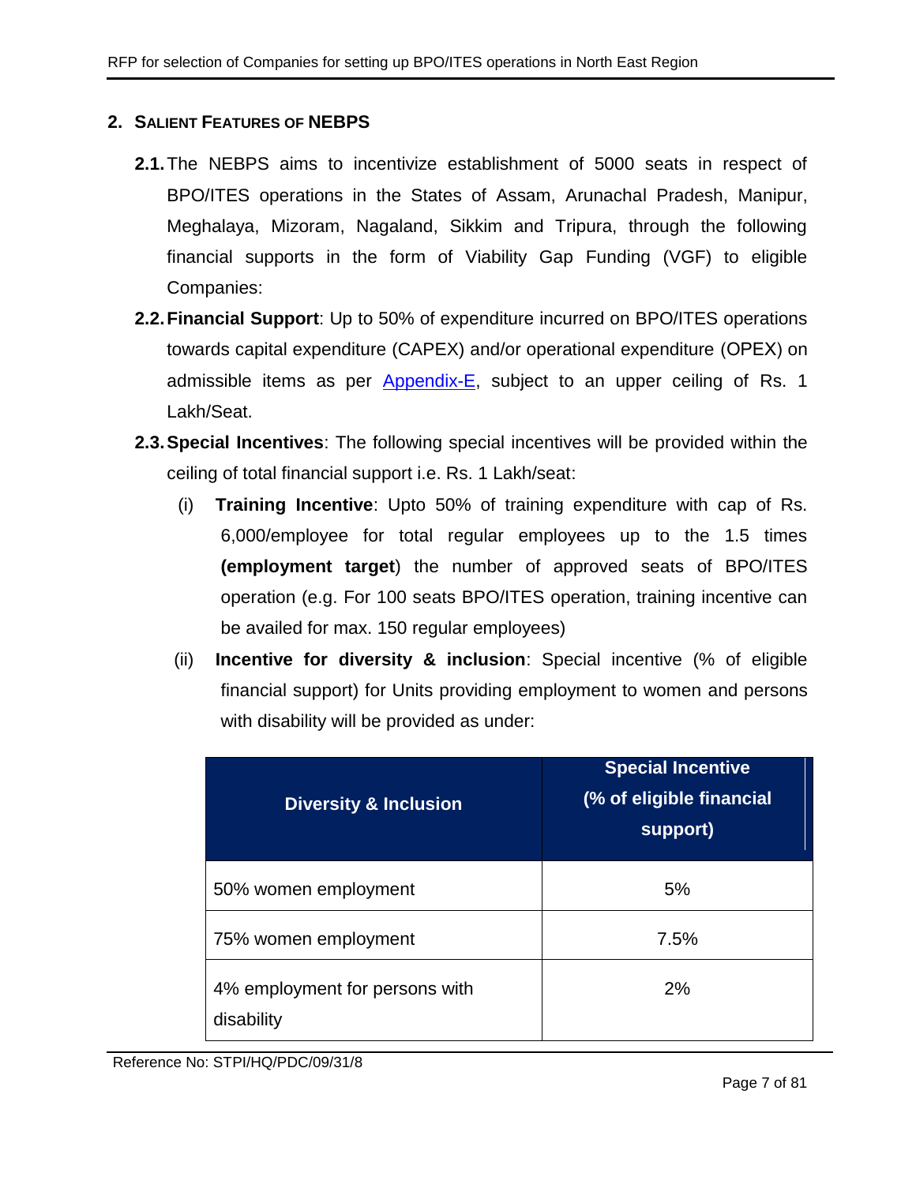## 2. Salient Features of NEBPS

**2.1.** The NEBPS aims to incentivize establishment of 5000 seats in respect of BPO/ITES operations in the States of Assam, Arunachal Pradesh, Manipur, Meghalaya, Mizoram, Nagaland, Sikkim and Tripura, through the following financial supports in the form of Viability Gap Funding (VGF) to eligible Companies:

**2.2. Financial Support**: Up to 50% of expenditure incurred on BPO/ITES operations towards capital expenditure (CAPEX) and/or operational expenditure (OPEX) on admissible items as per Appendix-E, subject to an upper ceiling of Rs. 1 Lakh/Seat.

**2.3. Special Incentives**: The following special incentives will be provided within the ceiling of total financial support i.e. Rs. 1 Lakh/seat:

(i) **Training Incentive**: Upto 50% of training expenditure with cap of Rs. 6,000/employee for total regular employees up to the 1.5 times **(employment target**) the number of approved seats of BPO/ITES operation (e.g. For 100 seats BPO/ITES operation, training incentive can be availed for max. 150 regular employees)

(ii) **Incentive for diversity & inclusion**: Special incentive (% of eligible financial support) for Units providing employment to women and persons with disability will be provided as under:

| Diversity & Inclusion | Special Incentive (% of eligible financial support) |
|---|---|
| 50% women employment | 5% |
| 75% women employment | 7.5% |
| 4% employment for persons with disability | 2% |

Reference No: STPI/HQ/PDC/09/31/8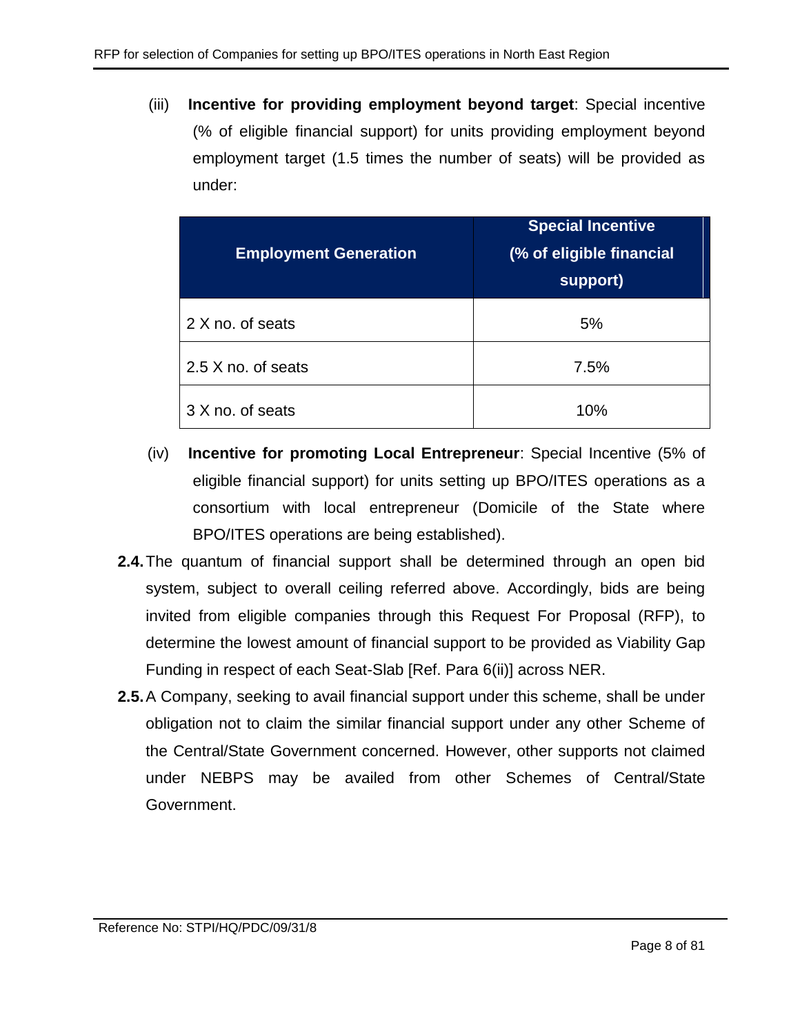(iii) **Incentive for providing employment beyond target**: Special incentive (% of eligible financial support) for units providing employment beyond employment target (1.5 times the number of seats) will be provided as under:

| Employment Generation | Special Incentive (% of eligible financial support) |
|---|---|
| 2 X no. of seats | 5% |
| 2.5 X no. of seats | 7.5% |
| 3 X no. of seats | 10% |

(iv) **Incentive for promoting Local Entrepreneur**: Special Incentive (5% of eligible financial support) for units setting up BPO/ITES operations as a consortium with local entrepreneur (Domicile of the State where BPO/ITES operations are being established).

**2.4.** The quantum of financial support shall be determined through an open bid system, subject to overall ceiling referred above. Accordingly, bids are being invited from eligible companies through this Request For Proposal (RFP), to determine the lowest amount of financial support to be provided as Viability Gap Funding in respect of each Seat-Slab [Ref. Para 6(ii)] across NER.

**2.5.** A Company, seeking to avail financial support under this scheme, shall be under obligation not to claim the similar financial support under any other Scheme of the Central/State Government concerned. However, other supports not claimed under NEBPS may be availed from other Schemes of Central/State Government.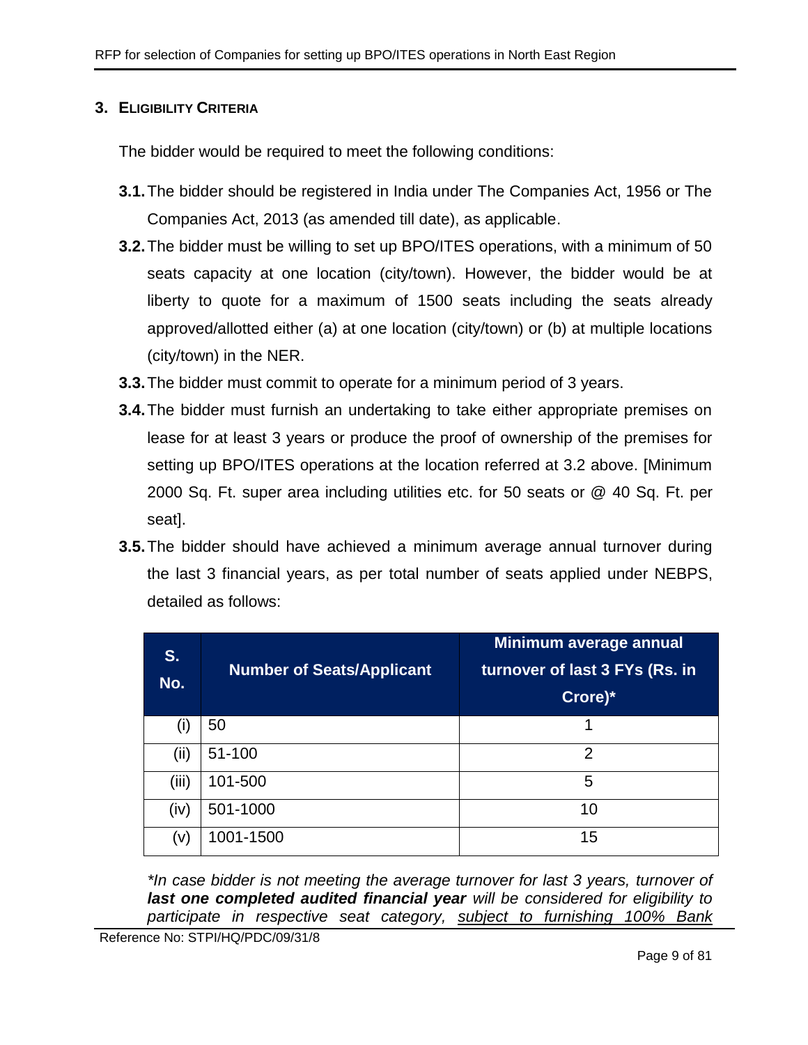## 3. ELIGIBILITY CRITERIA

The bidder would be required to meet the following conditions:

**3.1.** The bidder should be registered in India under The Companies Act, 1956 or The Companies Act, 2013 (as amended till date), as applicable.

**3.2.** The bidder must be willing to set up BPO/ITES operations, with a minimum of 50 seats capacity at one location (city/town). However, the bidder would be at liberty to quote for a maximum of 1500 seats including the seats already approved/allotted either (a) at one location (city/town) or (b) at multiple locations (city/town) in the NER.

**3.3.** The bidder must commit to operate for a minimum period of 3 years.

**3.4.** The bidder must furnish an undertaking to take either appropriate premises on lease for at least 3 years or produce the proof of ownership of the premises for setting up BPO/ITES operations at the location referred at 3.2 above. [Minimum 2000 Sq. Ft. super area including utilities etc. for 50 seats or @ 40 Sq. Ft. per seat].

**3.5.** The bidder should have achieved a minimum average annual turnover during the last 3 financial years, as per total number of seats applied under NEBPS, detailed as follows:

| S. No. | Number of Seats/Applicant | Minimum average annual turnover of last 3 FYs (Rs. in Crore)* |
|---|---|---|
| (i) | 50 | 1 |
| (ii) | 51-100 | 2 |
| (iii) | 101-500 | 5 |
| (iv) | 501-1000 | 10 |
| (v) | 1001-1500 | 15 |

*\*In case bidder is not meeting the average turnover for last 3 years, turnover of **last one completed audited financial year** will be considered for eligibility to participate in respective seat category, <u>subject to furnishing 100% Bank</u>*

Reference No: STPI/HQ/PDC/09/31/8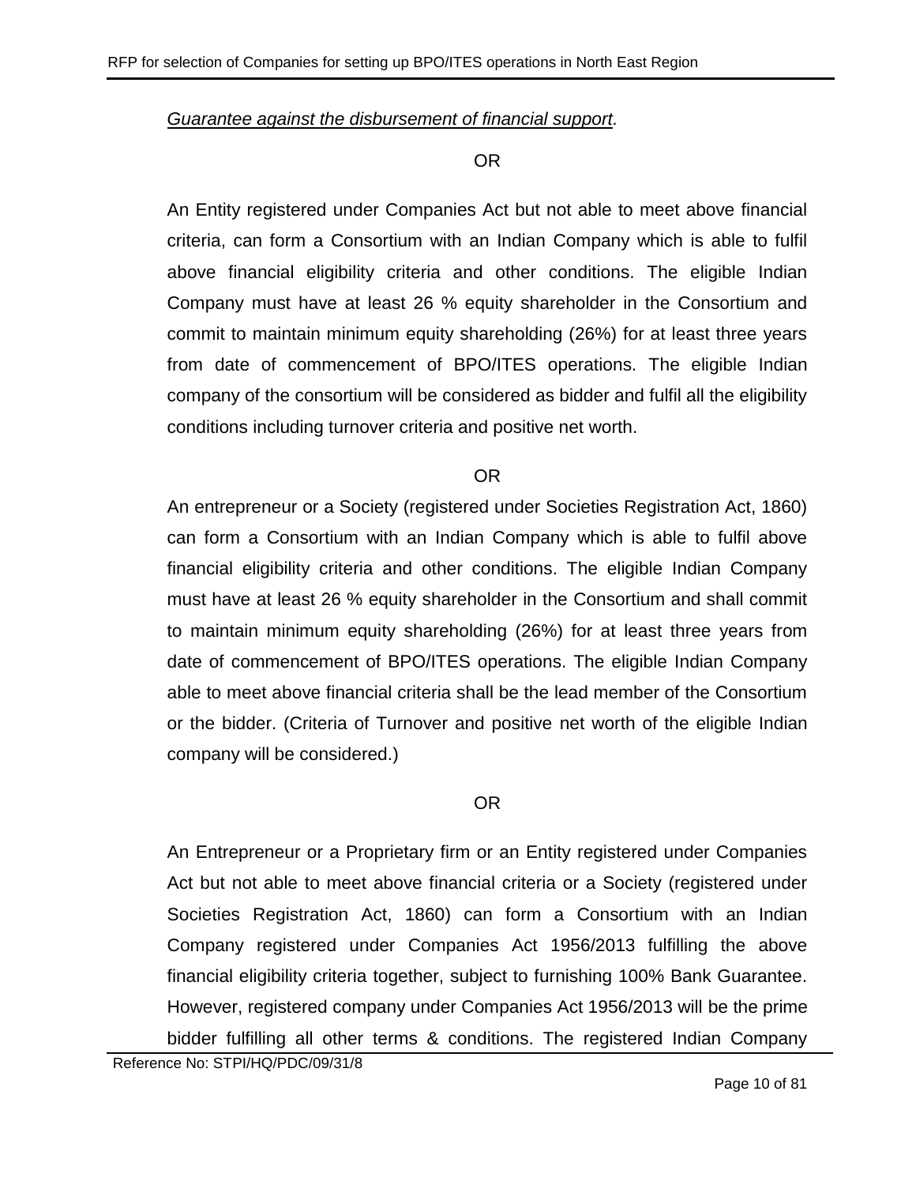*<u>Guarantee against the disbursement of financial support</u>.*

OR

An Entity registered under Companies Act but not able to meet above financial criteria, can form a Consortium with an Indian Company which is able to fulfil above financial eligibility criteria and other conditions. The eligible Indian Company must have at least 26 % equity shareholder in the Consortium and commit to maintain minimum equity shareholding (26%) for at least three years from date of commencement of BPO/ITES operations. The eligible Indian company of the consortium will be considered as bidder and fulfil all the eligibility conditions including turnover criteria and positive net worth.

OR

An entrepreneur or a Society (registered under Societies Registration Act, 1860) can form a Consortium with an Indian Company which is able to fulfil above financial eligibility criteria and other conditions. The eligible Indian Company must have at least 26 % equity shareholder in the Consortium and shall commit to maintain minimum equity shareholding (26%) for at least three years from date of commencement of BPO/ITES operations. The eligible Indian Company able to meet above financial criteria shall be the lead member of the Consortium or the bidder. (Criteria of Turnover and positive net worth of the eligible Indian company will be considered.)

OR

An Entrepreneur or a Proprietary firm or an Entity registered under Companies Act but not able to meet above financial criteria or a Society (registered under Societies Registration Act, 1860) can form a Consortium with an Indian Company registered under Companies Act 1956/2013 fulfilling the above financial eligibility criteria together, subject to furnishing 100% Bank Guarantee. However, registered company under Companies Act 1956/2013 will be the prime bidder fulfilling all other terms & conditions. The registered Indian Company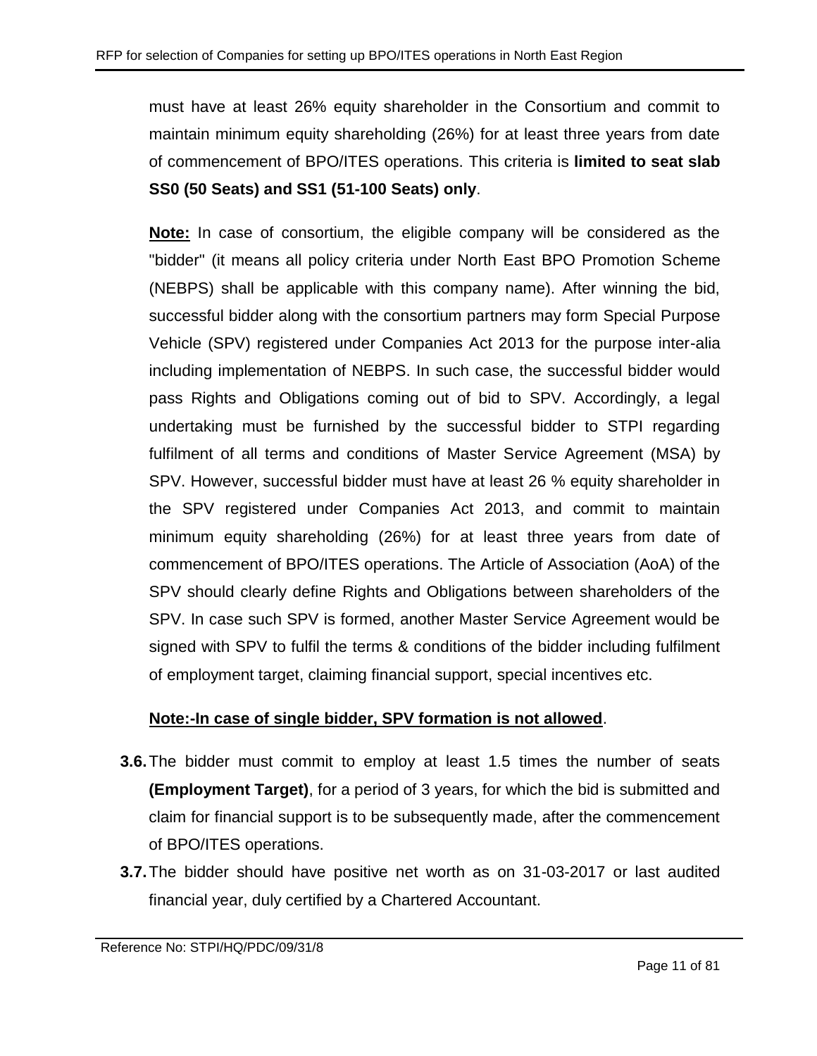must have at least 26% equity shareholder in the Consortium and commit to maintain minimum equity shareholding (26%) for at least three years from date of commencement of BPO/ITES operations. This criteria is **limited to seat slab SS0 (50 Seats) and SS1 (51-100 Seats) only**.

**Note:** In case of consortium, the eligible company will be considered as the "bidder" (it means all policy criteria under North East BPO Promotion Scheme (NEBPS) shall be applicable with this company name). After winning the bid, successful bidder along with the consortium partners may form Special Purpose Vehicle (SPV) registered under Companies Act 2013 for the purpose inter-alia including implementation of NEBPS. In such case, the successful bidder would pass Rights and Obligations coming out of bid to SPV. Accordingly, a legal undertaking must be furnished by the successful bidder to STPI regarding fulfilment of all terms and conditions of Master Service Agreement (MSA) by SPV. However, successful bidder must have at least 26 % equity shareholder in the SPV registered under Companies Act 2013, and commit to maintain minimum equity shareholding (26%) for at least three years from date of commencement of BPO/ITES operations. The Article of Association (AoA) of the SPV should clearly define Rights and Obligations between shareholders of the SPV. In case such SPV is formed, another Master Service Agreement would be signed with SPV to fulfil the terms & conditions of the bidder including fulfilment of employment target, claiming financial support, special incentives etc.

**Note:-In case of single bidder, SPV formation is not allowed**.

**3.6.** The bidder must commit to employ at least 1.5 times the number of seats **(Employment Target)**, for a period of 3 years, for which the bid is submitted and claim for financial support is to be subsequently made, after the commencement of BPO/ITES operations.

**3.7.** The bidder should have positive net worth as on 31-03-2017 or last audited financial year, duly certified by a Chartered Accountant.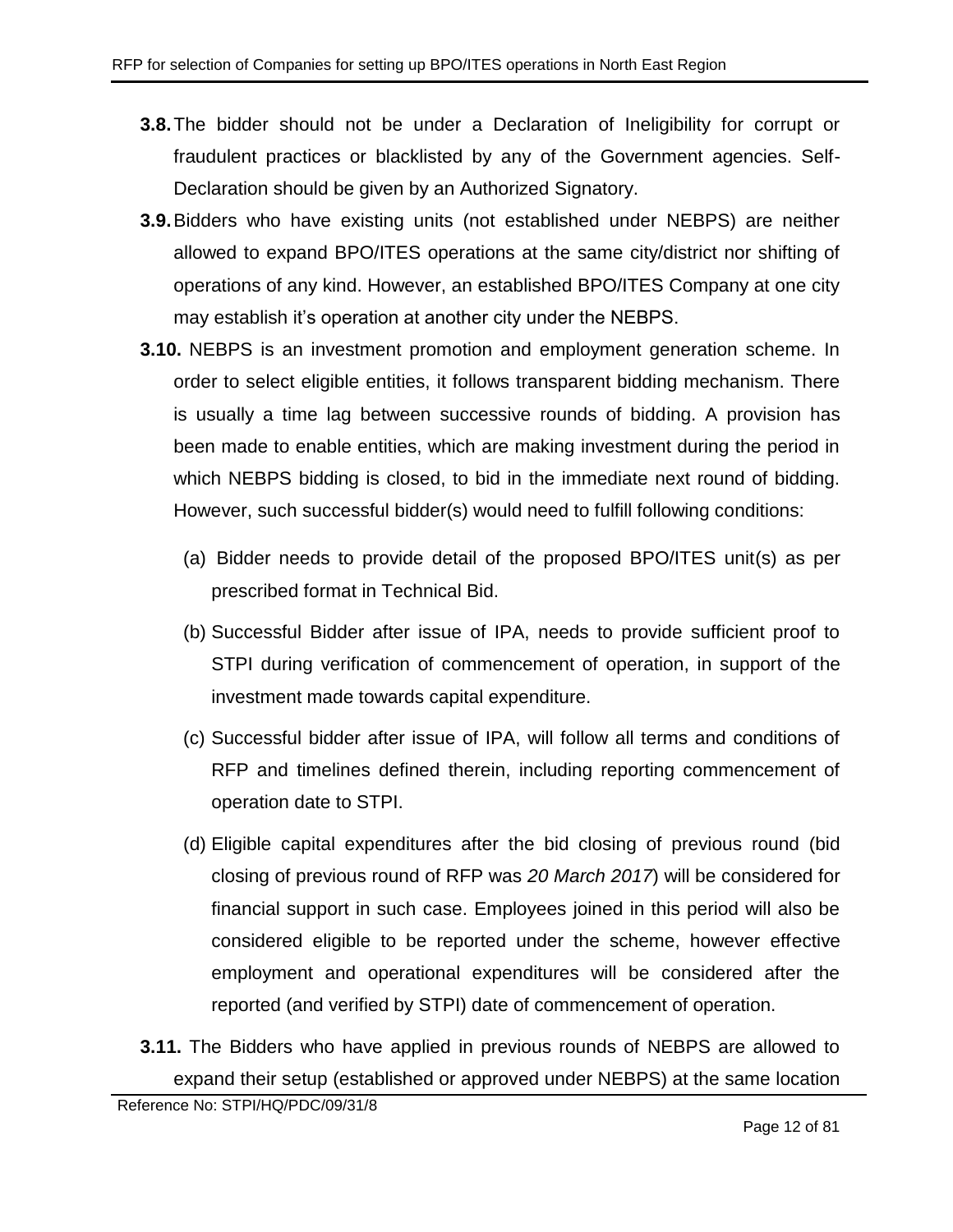**3.8.** The bidder should not be under a Declaration of Ineligibility for corrupt or fraudulent practices or blacklisted by any of the Government agencies. Self-Declaration should be given by an Authorized Signatory.

**3.9.** Bidders who have existing units (not established under NEBPS) are neither allowed to expand BPO/ITES operations at the same city/district nor shifting of operations of any kind. However, an established BPO/ITES Company at one city may establish it's operation at another city under the NEBPS.

**3.10.** NEBPS is an investment promotion and employment generation scheme. In order to select eligible entities, it follows transparent bidding mechanism. There is usually a time lag between successive rounds of bidding. A provision has been made to enable entities, which are making investment during the period in which NEBPS bidding is closed, to bid in the immediate next round of bidding. However, such successful bidder(s) would need to fulfill following conditions:

(a) Bidder needs to provide detail of the proposed BPO/ITES unit(s) as per prescribed format in Technical Bid.

(b) Successful Bidder after issue of IPA, needs to provide sufficient proof to STPI during verification of commencement of operation, in support of the investment made towards capital expenditure.

(c) Successful bidder after issue of IPA, will follow all terms and conditions of RFP and timelines defined therein, including reporting commencement of operation date to STPI.

(d) Eligible capital expenditures after the bid closing of previous round (bid closing of previous round of RFP was *20 March 2017*) will be considered for financial support in such case. Employees joined in this period will also be considered eligible to be reported under the scheme, however effective employment and operational expenditures will be considered after the reported (and verified by STPI) date of commencement of operation.

**3.11.** The Bidders who have applied in previous rounds of NEBPS are allowed to expand their setup (established or approved under NEBPS) at the same location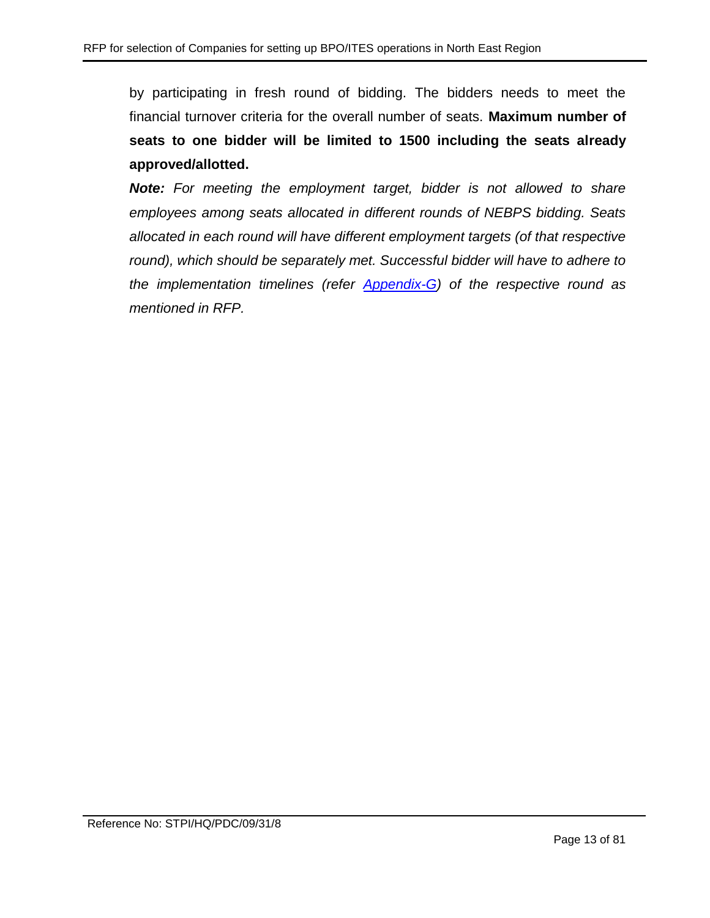by participating in fresh round of bidding. The bidders needs to meet the financial turnover criteria for the overall number of seats. **Maximum number of seats to one bidder will be limited to 1500 including the seats already approved/allotted.**

***Note:*** *For meeting the employment target, bidder is not allowed to share employees among seats allocated in different rounds of NEBPS bidding. Seats allocated in each round will have different employment targets (of that respective round), which should be separately met. Successful bidder will have to adhere to the implementation timelines (refer [Appendix-G]) of the respective round as mentioned in RFP.*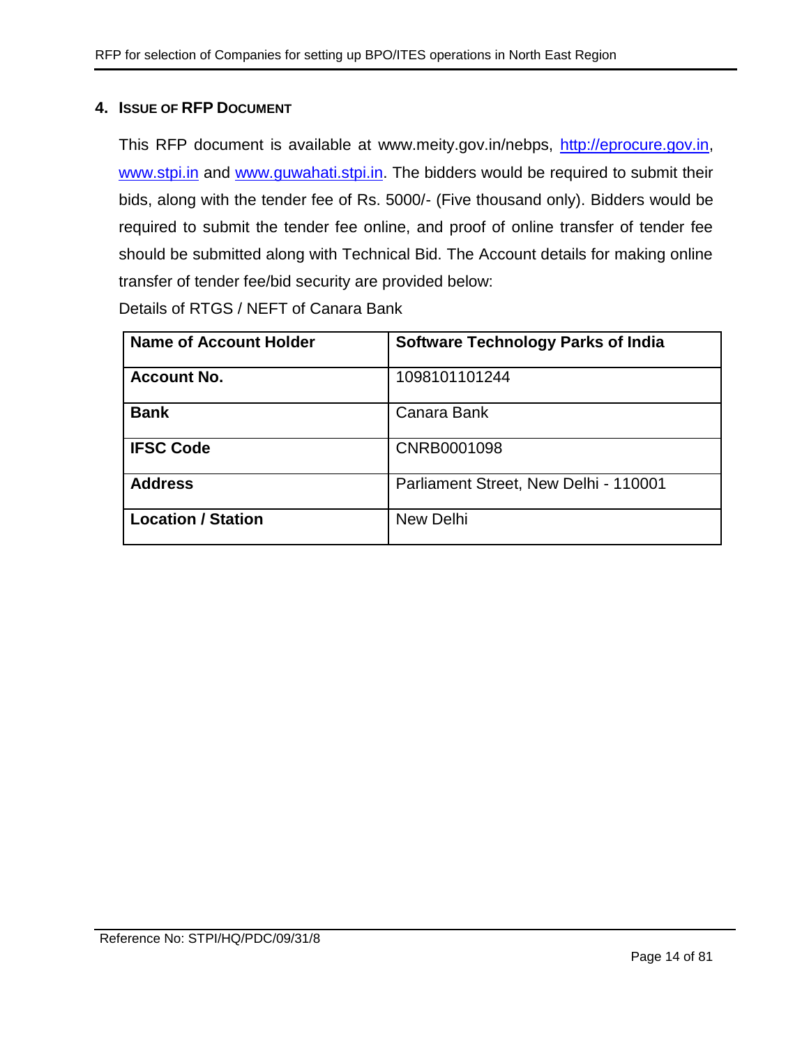## 4. ISSUE OF RFP DOCUMENT

This RFP document is available at www.meity.gov.in/nebps, http://eprocure.gov.in, www.stpi.in and www.guwahati.stpi.in. The bidders would be required to submit their bids, along with the tender fee of Rs. 5000/- (Five thousand only). Bidders would be required to submit the tender fee online, and proof of online transfer of tender fee should be submitted along with Technical Bid. The Account details for making online transfer of tender fee/bid security are provided below:

Details of RTGS / NEFT of Canara Bank

| **Name of Account Holder** | **Software Technology Parks of India** |
|---|---|
| **Account No.** | 1098101101244 |
| **Bank** | Canara Bank |
| **IFSC Code** | CNRB0001098 |
| **Address** | Parliament Street, New Delhi - 110001 |
| **Location / Station** | New Delhi |

Reference No: STPI/HQ/PDC/09/31/8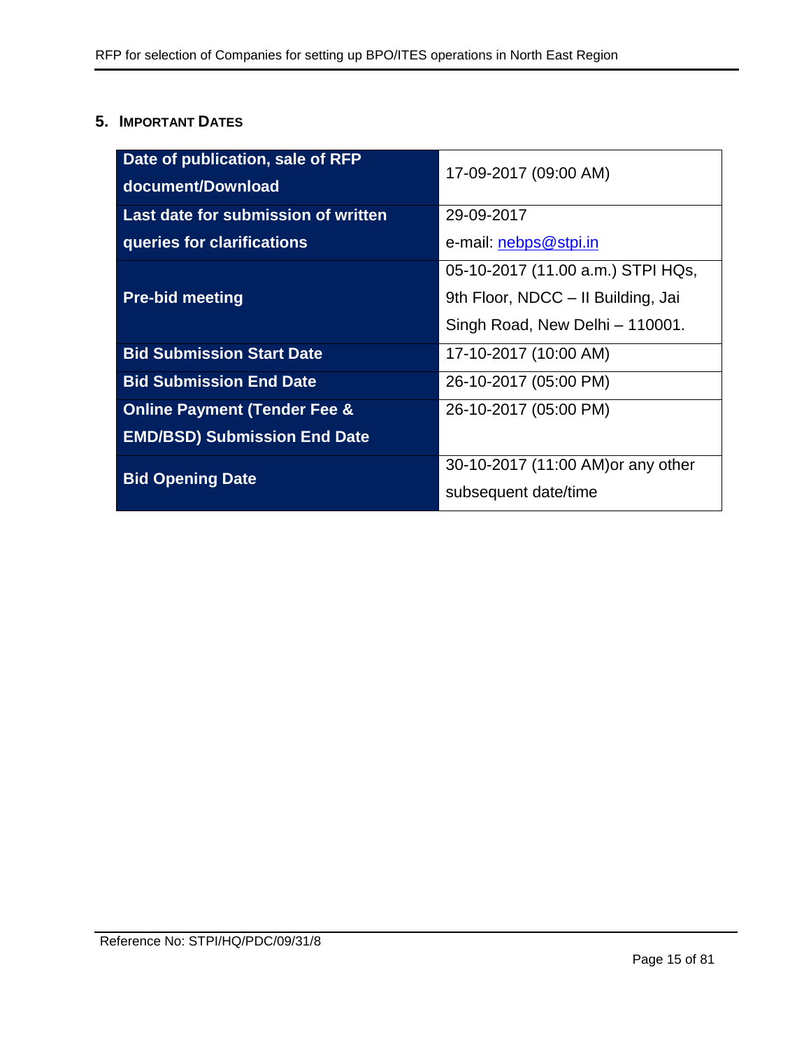## 5. IMPORTANT DATES

| | |
|---|---|
| **Date of publication, sale of RFP document/Download** | 17-09-2017 (09:00 AM) |
| **Last date for submission of written queries for clarifications** | 29-09-2017<br>e-mail: nebps@stpi.in |
| **Pre-bid meeting** | 05-10-2017 (11.00 a.m.) STPI HQs, 9th Floor, NDCC – II Building, Jai Singh Road, New Delhi – 110001. |
| **Bid Submission Start Date** | 17-10-2017 (10:00 AM) |
| **Bid Submission End Date** | 26-10-2017 (05:00 PM) |
| **Online Payment (Tender Fee & EMD/BSD) Submission End Date** | 26-10-2017 (05:00 PM) |
| **Bid Opening Date** | 30-10-2017 (11:00 AM)or any other subsequent date/time |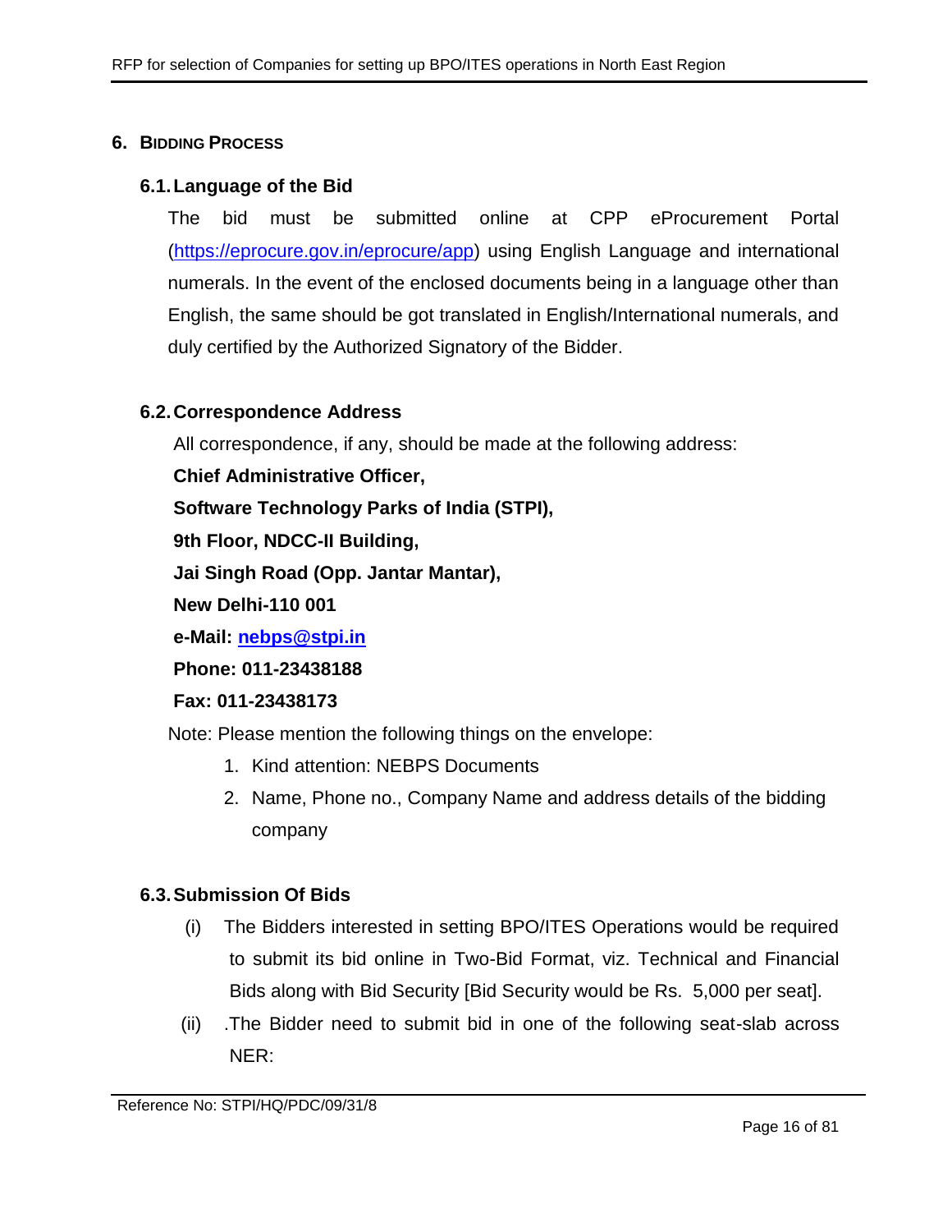## 6. Bidding Process

### 6.1. Language of the Bid

The bid must be submitted online at CPP eProcurement Portal (https://eprocure.gov.in/eprocure/app) using English Language and international numerals. In the event of the enclosed documents being in a language other than English, the same should be got translated in English/International numerals, and duly certified by the Authorized Signatory of the Bidder.

### 6.2. Correspondence Address

All correspondence, if any, should be made at the following address:

**Chief Administrative Officer,**

**Software Technology Parks of India (STPI),**

**9th Floor, NDCC-II Building,**

**Jai Singh Road (Opp. Jantar Mantar),**

**New Delhi-110 001**

**e-Mail: nebps@stpi.in**

**Phone: 011-23438188**

**Fax: 011-23438173**

Note: Please mention the following things on the envelope:

1. Kind attention: NEBPS Documents
2. Name, Phone no., Company Name and address details of the bidding company

### 6.3. Submission Of Bids

(i) The Bidders interested in setting BPO/ITES Operations would be required to submit its bid online in Two-Bid Format, viz. Technical and Financial Bids along with Bid Security [Bid Security would be Rs. 5,000 per seat].

(ii) .The Bidder need to submit bid in one of the following seat-slab across NER: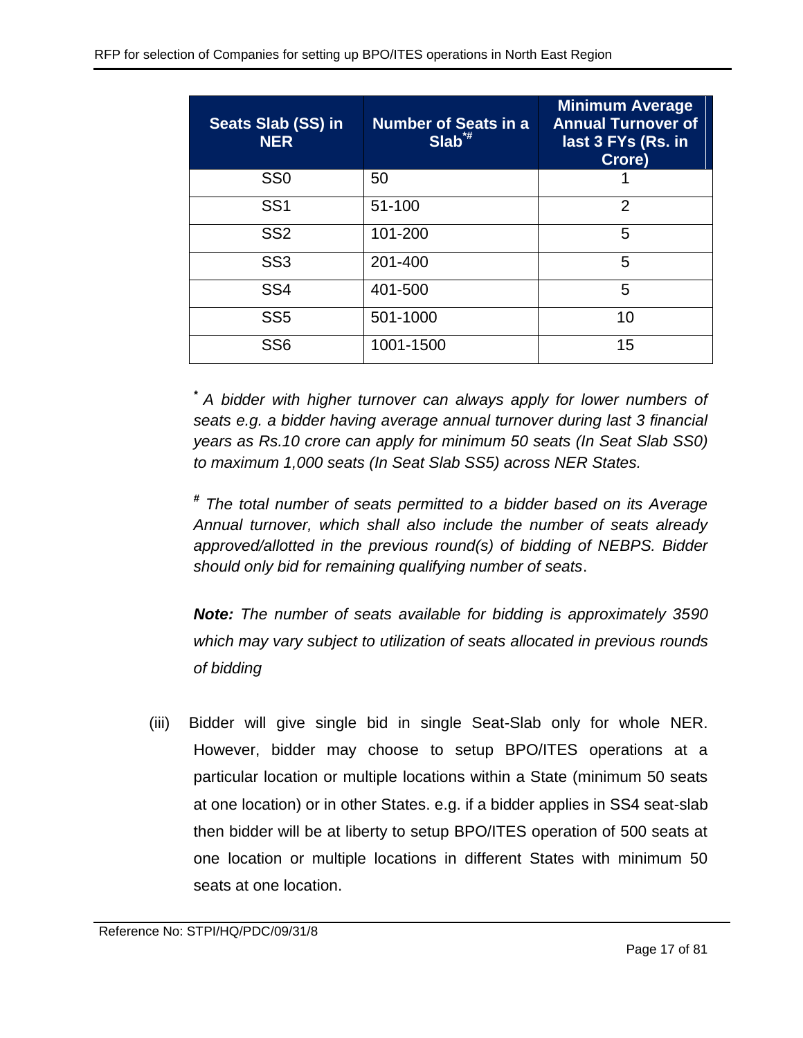| Seats Slab (SS) in NER | Number of Seats in a Slab*# | Minimum Average Annual Turnover of last 3 FYs (Rs. in Crore) |
| --- | --- | --- |
| SS0 | 50 | 1 |
| SS1 | 51-100 | 2 |
| SS2 | 101-200 | 5 |
| SS3 | 201-400 | 5 |
| SS4 | 401-500 | 5 |
| SS5 | 501-1000 | 10 |
| SS6 | 1001-1500 | 15 |

*\* A bidder with higher turnover can always apply for lower numbers of seats e.g. a bidder having average annual turnover during last 3 financial years as Rs.10 crore can apply for minimum 50 seats (In Seat Slab SS0) to maximum 1,000 seats (In Seat Slab SS5) across NER States.*

*# The total number of seats permitted to a bidder based on its Average Annual turnover, which shall also include the number of seats already approved/allotted in the previous round(s) of bidding of NEBPS. Bidder should only bid for remaining qualifying number of seats.*

***Note:** The number of seats available for bidding is approximately 3590 which may vary subject to utilization of seats allocated in previous rounds of bidding*

(iii) Bidder will give single bid in single Seat-Slab only for whole NER. However, bidder may choose to setup BPO/ITES operations at a particular location or multiple locations within a State (minimum 50 seats at one location) or in other States. e.g. if a bidder applies in SS4 seat-slab then bidder will be at liberty to setup BPO/ITES operation of 500 seats at one location or multiple locations in different States with minimum 50 seats at one location.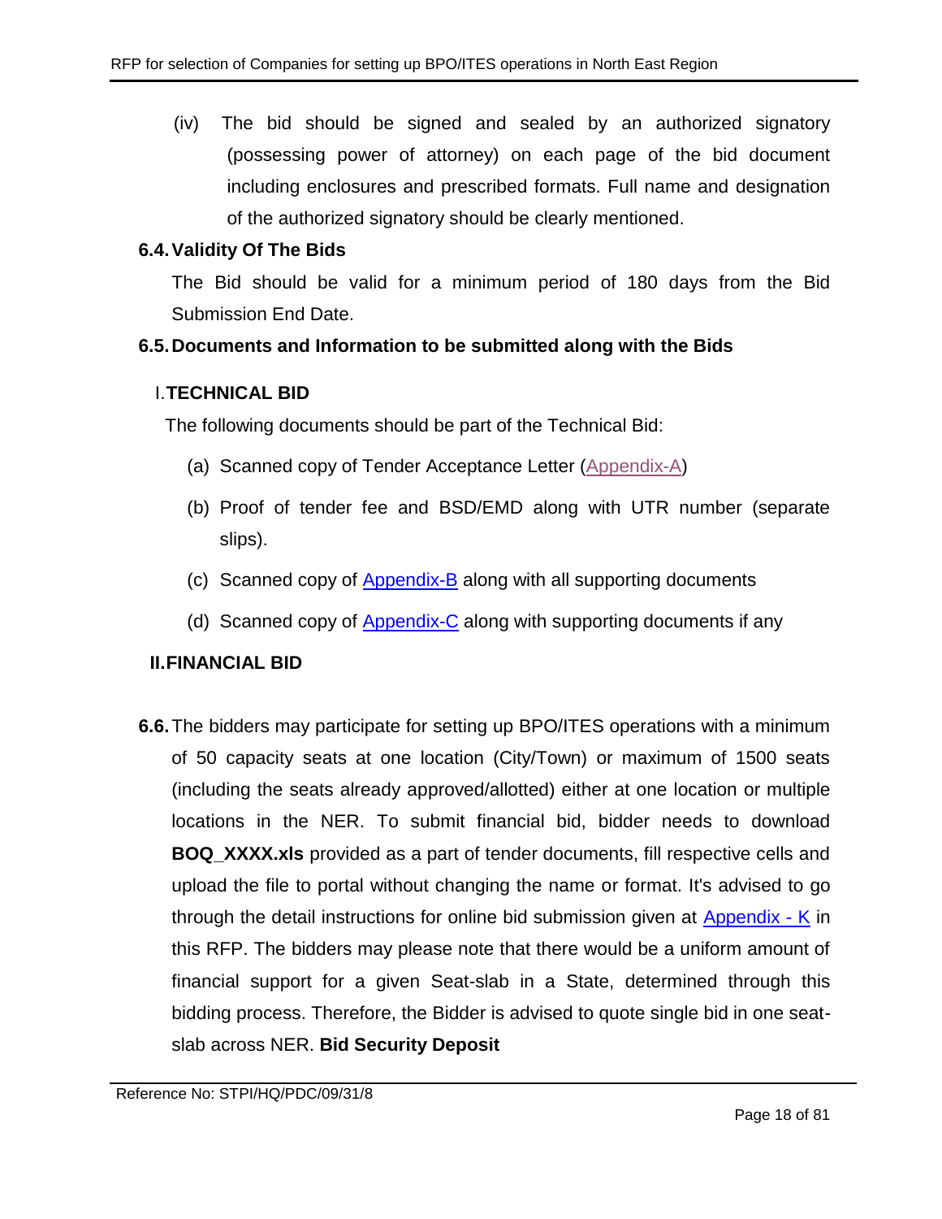(iv) The bid should be signed and sealed by an authorized signatory (possessing power of attorney) on each page of the bid document including enclosures and prescribed formats. Full name and designation of the authorized signatory should be clearly mentioned.

### 6.4. Validity Of The Bids

The Bid should be valid for a minimum period of 180 days from the Bid Submission End Date.

### 6.5. Documents and Information to be submitted along with the Bids

#### I. TECHNICAL BID

The following documents should be part of the Technical Bid:

(a) Scanned copy of Tender Acceptance Letter (Appendix-A)

(b) Proof of tender fee and BSD/EMD along with UTR number (separate slips).

(c) Scanned copy of Appendix-B along with all supporting documents

(d) Scanned copy of Appendix-C along with supporting documents if any

#### II. FINANCIAL BID

**6.6.** The bidders may participate for setting up BPO/ITES operations with a minimum of 50 capacity seats at one location (City/Town) or maximum of 1500 seats (including the seats already approved/allotted) either at one location or multiple locations in the NER. To submit financial bid, bidder needs to download **BOQ_XXXX.xls** provided as a part of tender documents, fill respective cells and upload the file to portal without changing the name or format. It's advised to go through the detail instructions for online bid submission given at Appendix - K in this RFP. The bidders may please note that there would be a uniform amount of financial support for a given Seat-slab in a State, determined through this bidding process. Therefore, the Bidder is advised to quote single bid in one seat-slab across NER. **Bid Security Deposit**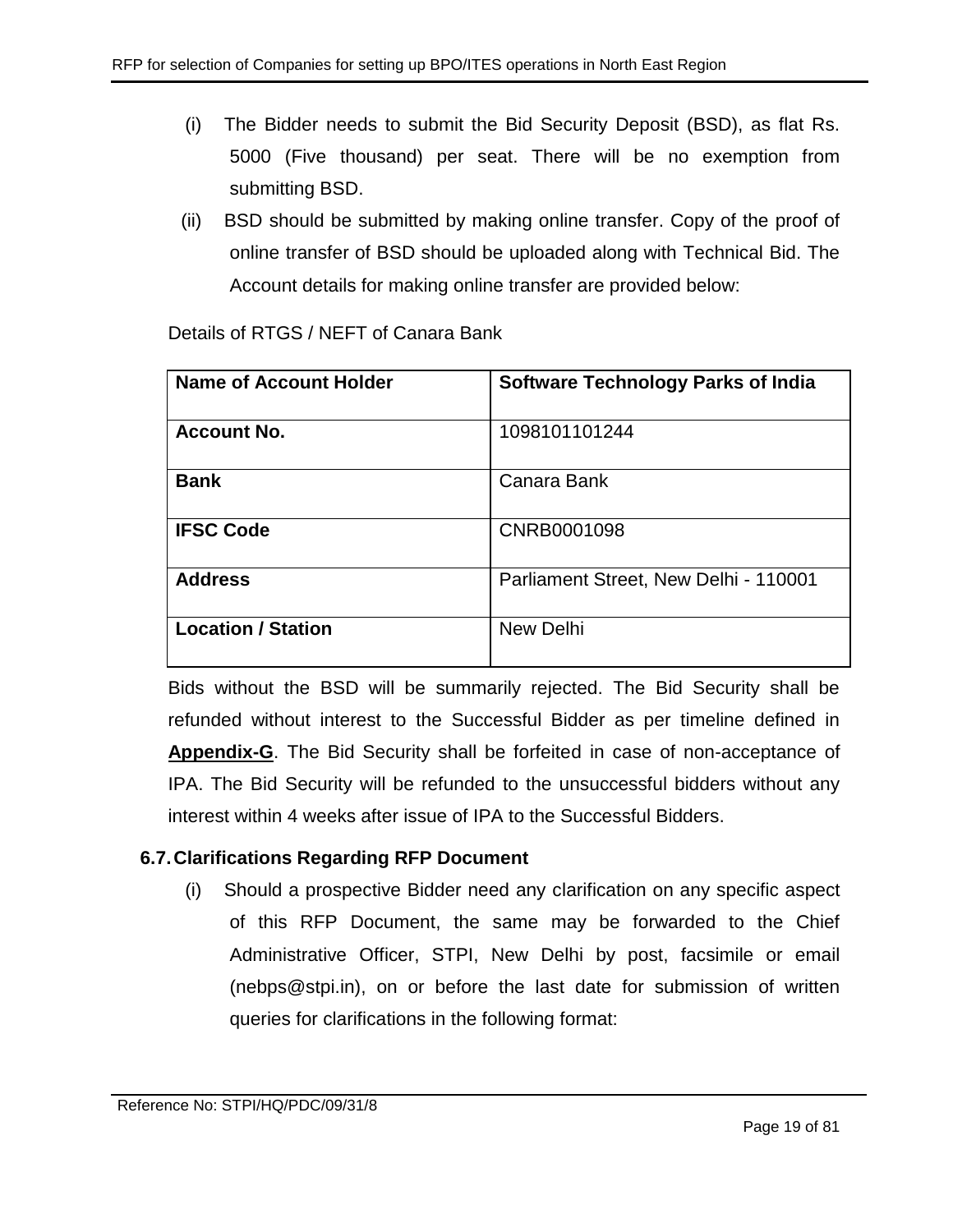(i) The Bidder needs to submit the Bid Security Deposit (BSD), as flat Rs. 5000 (Five thousand) per seat. There will be no exemption from submitting BSD.

(ii) BSD should be submitted by making online transfer. Copy of the proof of online transfer of BSD should be uploaded along with Technical Bid. The Account details for making online transfer are provided below:

Details of RTGS / NEFT of Canara Bank

| **Name of Account Holder** | **Software Technology Parks of India** |
|---|---|
| **Account No.** | 1098101101244 |
| **Bank** | Canara Bank |
| **IFSC Code** | CNRB0001098 |
| **Address** | Parliament Street, New Delhi - 110001 |
| **Location / Station** | New Delhi |

Bids without the BSD will be summarily rejected. The Bid Security shall be refunded without interest to the Successful Bidder as per timeline defined in **Appendix-G**. The Bid Security shall be forfeited in case of non-acceptance of IPA. The Bid Security will be refunded to the unsuccessful bidders without any interest within 4 weeks after issue of IPA to the Successful Bidders.

### 6.7. Clarifications Regarding RFP Document

(i) Should a prospective Bidder need any clarification on any specific aspect of this RFP Document, the same may be forwarded to the Chief Administrative Officer, STPI, New Delhi by post, facsimile or email (nebps@stpi.in), on or before the last date for submission of written queries for clarifications in the following format: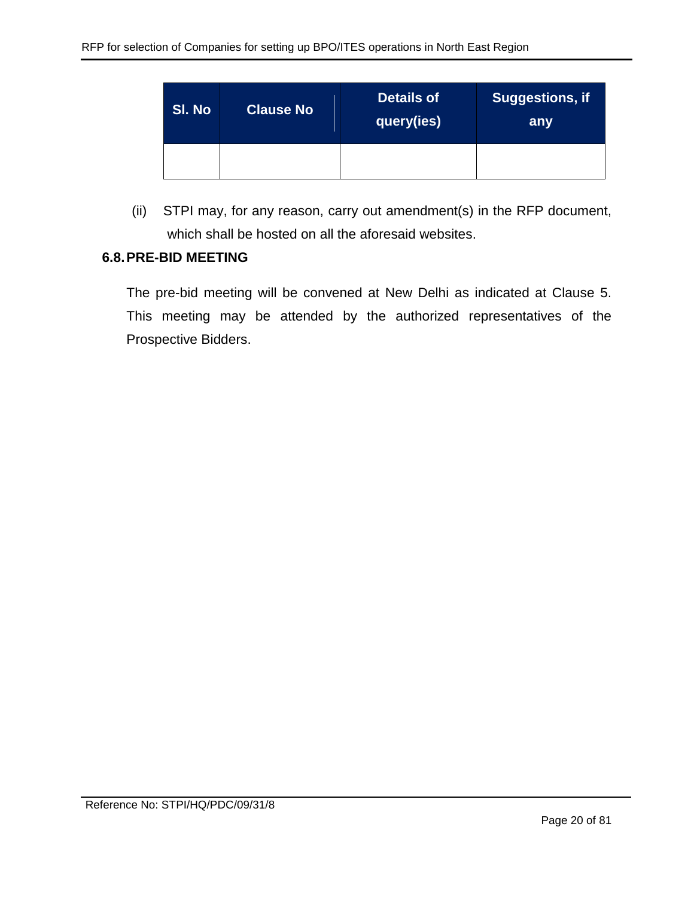| Sl. No | Clause No | Details of query(ies) | Suggestions, if any |
|---|---|---|---|
| | | | |

(ii) STPI may, for any reason, carry out amendment(s) in the RFP document, which shall be hosted on all the aforesaid websites.

### 6.8. PRE-BID MEETING

The pre-bid meeting will be convened at New Delhi as indicated at Clause 5. This meeting may be attended by the authorized representatives of the Prospective Bidders.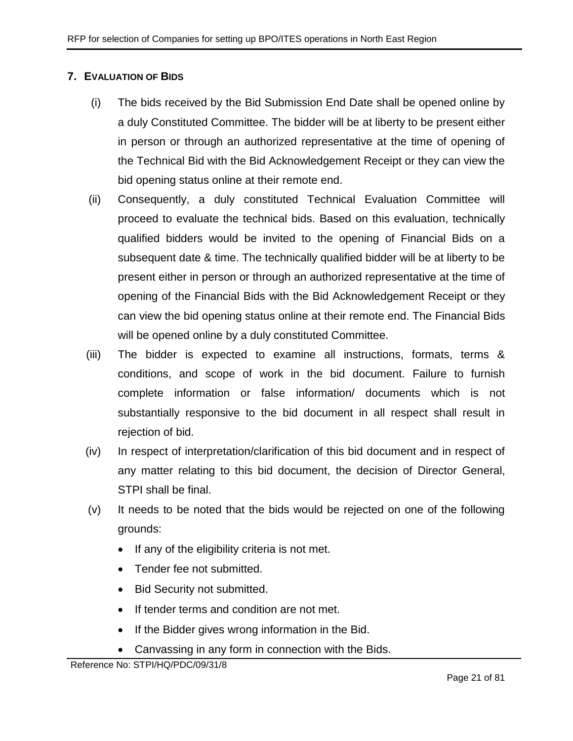## 7. EVALUATION OF BIDS

(i) The bids received by the Bid Submission End Date shall be opened online by a duly Constituted Committee. The bidder will be at liberty to be present either in person or through an authorized representative at the time of opening of the Technical Bid with the Bid Acknowledgement Receipt or they can view the bid opening status online at their remote end.

(ii) Consequently, a duly constituted Technical Evaluation Committee will proceed to evaluate the technical bids. Based on this evaluation, technically qualified bidders would be invited to the opening of Financial Bids on a subsequent date & time. The technically qualified bidder will be at liberty to be present either in person or through an authorized representative at the time of opening of the Financial Bids with the Bid Acknowledgement Receipt or they can view the bid opening status online at their remote end. The Financial Bids will be opened online by a duly constituted Committee.

(iii) The bidder is expected to examine all instructions, formats, terms & conditions, and scope of work in the bid document. Failure to furnish complete information or false information/ documents which is not substantially responsive to the bid document in all respect shall result in rejection of bid.

(iv) In respect of interpretation/clarification of this bid document and in respect of any matter relating to this bid document, the decision of Director General, STPI shall be final.

(v) It needs to be noted that the bids would be rejected on one of the following grounds:

- If any of the eligibility criteria is not met.
- Tender fee not submitted.
- Bid Security not submitted.
- If tender terms and condition are not met.
- If the Bidder gives wrong information in the Bid.
- Canvassing in any form in connection with the Bids.

Reference No: STPI/HQ/PDC/09/31/8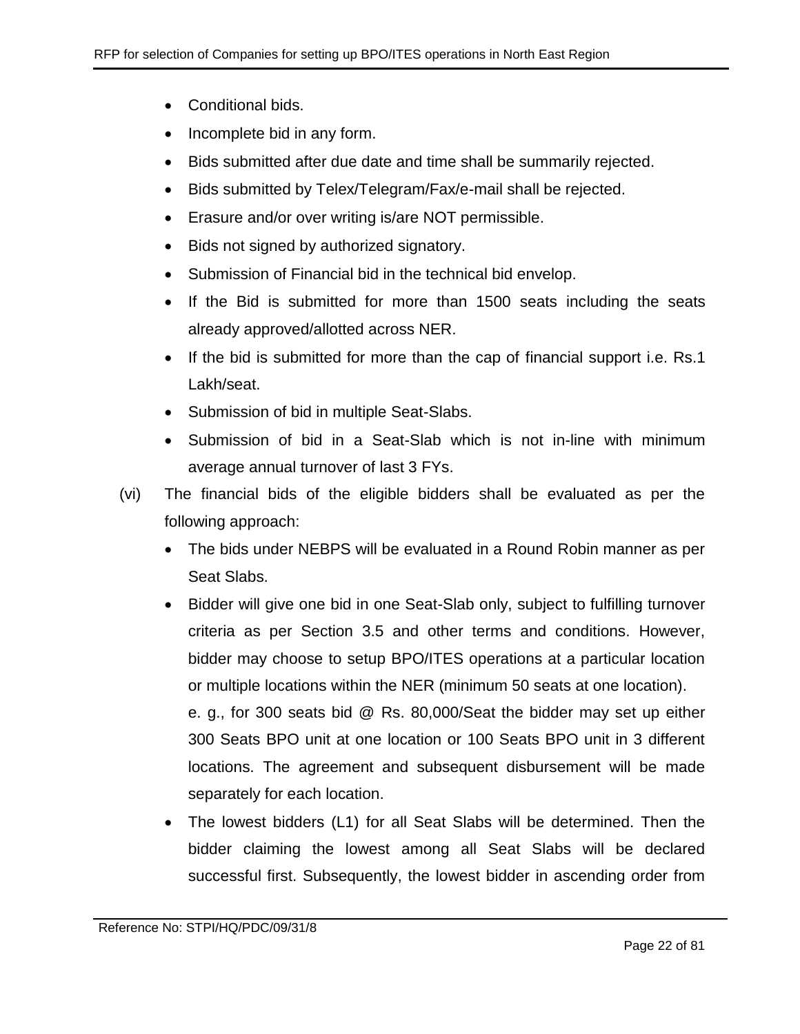- Conditional bids.
- Incomplete bid in any form.
- Bids submitted after due date and time shall be summarily rejected.
- Bids submitted by Telex/Telegram/Fax/e-mail shall be rejected.
- Erasure and/or over writing is/are NOT permissible.
- Bids not signed by authorized signatory.
- Submission of Financial bid in the technical bid envelop.
- If the Bid is submitted for more than 1500 seats including the seats already approved/allotted across NER.
- If the bid is submitted for more than the cap of financial support i.e. Rs.1 Lakh/seat.
- Submission of bid in multiple Seat-Slabs.
- Submission of bid in a Seat-Slab which is not in-line with minimum average annual turnover of last 3 FYs.

(vi) The financial bids of the eligible bidders shall be evaluated as per the following approach:

- The bids under NEBPS will be evaluated in a Round Robin manner as per Seat Slabs.
- Bidder will give one bid in one Seat-Slab only, subject to fulfilling turnover criteria as per Section 3.5 and other terms and conditions. However, bidder may choose to setup BPO/ITES operations at a particular location or multiple locations within the NER (minimum 50 seats at one location).

  e. g., for 300 seats bid @ Rs. 80,000/Seat the bidder may set up either 300 Seats BPO unit at one location or 100 Seats BPO unit in 3 different locations. The agreement and subsequent disbursement will be made separately for each location.
- The lowest bidders (L1) for all Seat Slabs will be determined. Then the bidder claiming the lowest among all Seat Slabs will be declared successful first. Subsequently, the lowest bidder in ascending order from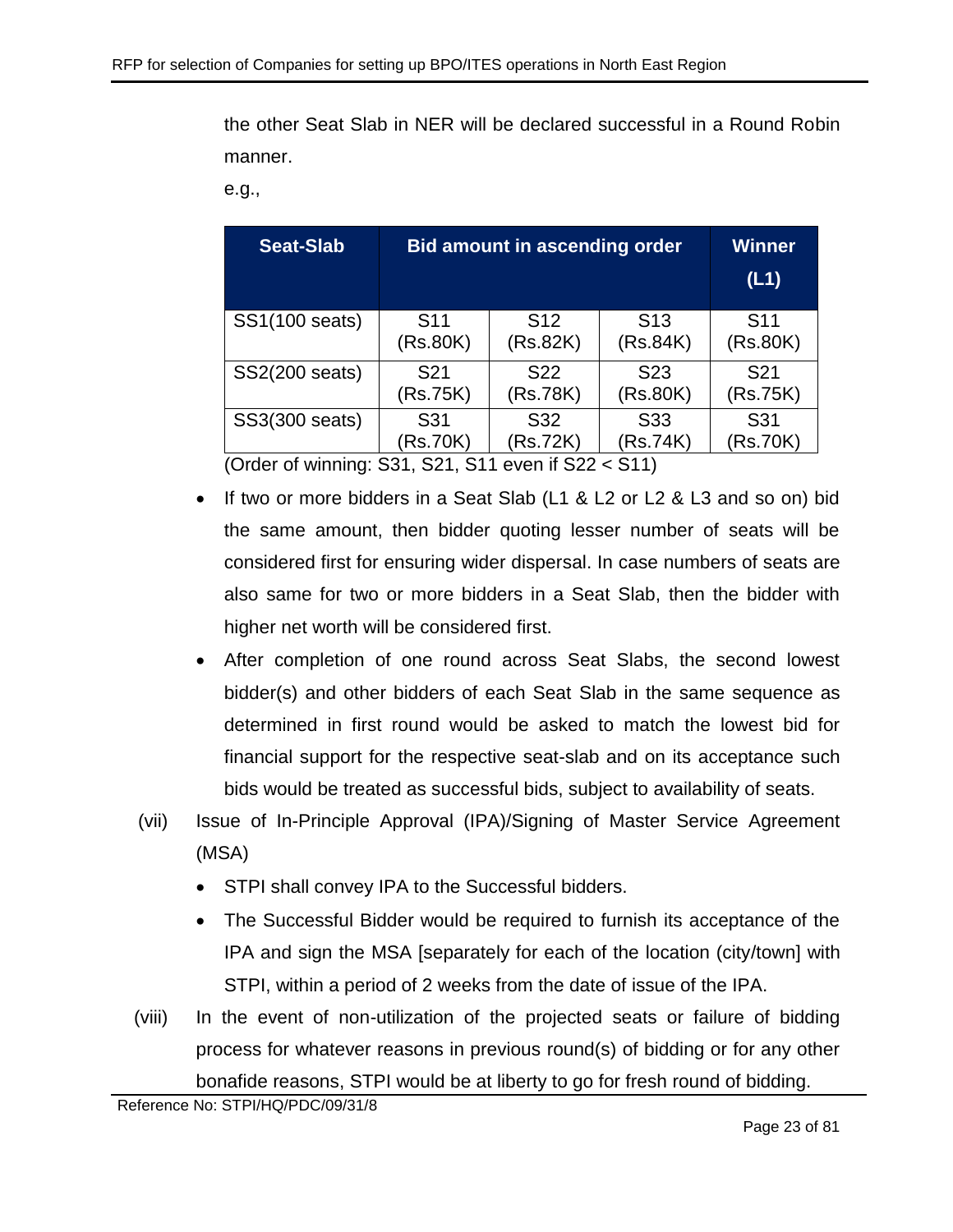the other Seat Slab in NER will be declared successful in a Round Robin manner.

e.g.,

| Seat-Slab | Bid amount in ascending order | | | Winner (L1) |
|---|---|---|---|---|
| SS1(100 seats) | S11 (Rs.80K) | S12 (Rs.82K) | S13 (Rs.84K) | S11 (Rs.80K) |
| SS2(200 seats) | S21 (Rs.75K) | S22 (Rs.78K) | S23 (Rs.80K) | S21 (Rs.75K) |
| SS3(300 seats) | S31 (Rs.70K) | S32 (Rs.72K) | S33 (Rs.74K) | S31 (Rs.70K) |

(Order of winning: S31, S21, S11 even if S22 < S11)

- If two or more bidders in a Seat Slab (L1 & L2 or L2 & L3 and so on) bid the same amount, then bidder quoting lesser number of seats will be considered first for ensuring wider dispersal. In case numbers of seats are also same for two or more bidders in a Seat Slab, then the bidder with higher net worth will be considered first.
- After completion of one round across Seat Slabs, the second lowest bidder(s) and other bidders of each Seat Slab in the same sequence as determined in first round would be asked to match the lowest bid for financial support for the respective seat-slab and on its acceptance such bids would be treated as successful bids, subject to availability of seats.

(vii) Issue of In-Principle Approval (IPA)/Signing of Master Service Agreement (MSA)

- STPI shall convey IPA to the Successful bidders.
- The Successful Bidder would be required to furnish its acceptance of the IPA and sign the MSA [separately for each of the location (city/town] with STPI, within a period of 2 weeks from the date of issue of the IPA.

(viii) In the event of non-utilization of the projected seats or failure of bidding process for whatever reasons in previous round(s) of bidding or for any other bonafide reasons, STPI would be at liberty to go for fresh round of bidding.

Reference No: STPI/HQ/PDC/09/31/8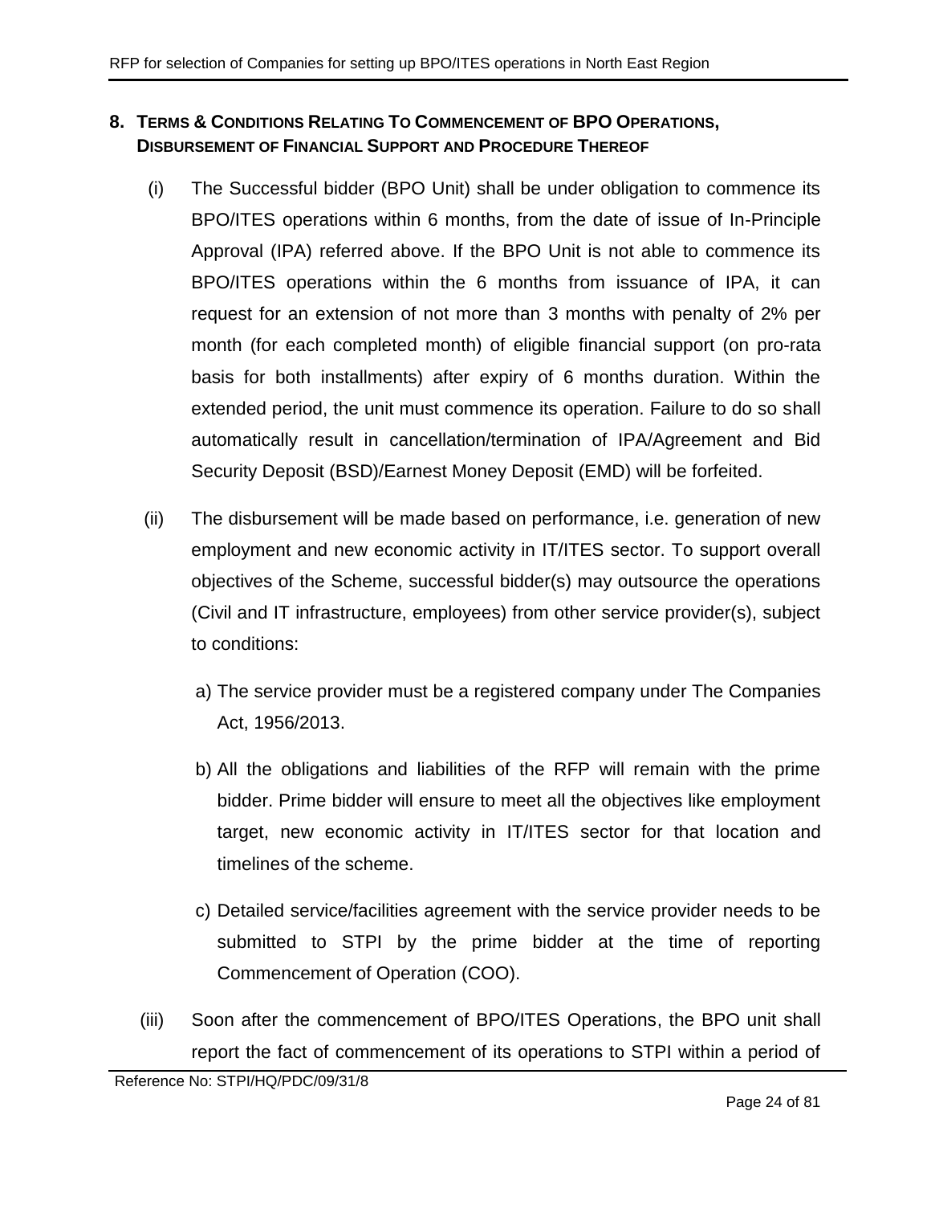## 8. Terms & Conditions Relating To Commencement of BPO Operations, Disbursement of Financial Support and Procedure Thereof

(i) The Successful bidder (BPO Unit) shall be under obligation to commence its BPO/ITES operations within 6 months, from the date of issue of In-Principle Approval (IPA) referred above. If the BPO Unit is not able to commence its BPO/ITES operations within the 6 months from issuance of IPA, it can request for an extension of not more than 3 months with penalty of 2% per month (for each completed month) of eligible financial support (on pro-rata basis for both installments) after expiry of 6 months duration. Within the extended period, the unit must commence its operation. Failure to do so shall automatically result in cancellation/termination of IPA/Agreement and Bid Security Deposit (BSD)/Earnest Money Deposit (EMD) will be forfeited.

(ii) The disbursement will be made based on performance, i.e. generation of new employment and new economic activity in IT/ITES sector. To support overall objectives of the Scheme, successful bidder(s) may outsource the operations (Civil and IT infrastructure, employees) from other service provider(s), subject to conditions:

a) The service provider must be a registered company under The Companies Act, 1956/2013.

b) All the obligations and liabilities of the RFP will remain with the prime bidder. Prime bidder will ensure to meet all the objectives like employment target, new economic activity in IT/ITES sector for that location and timelines of the scheme.

c) Detailed service/facilities agreement with the service provider needs to be submitted to STPI by the prime bidder at the time of reporting Commencement of Operation (COO).

(iii) Soon after the commencement of BPO/ITES Operations, the BPO unit shall report the fact of commencement of its operations to STPI within a period of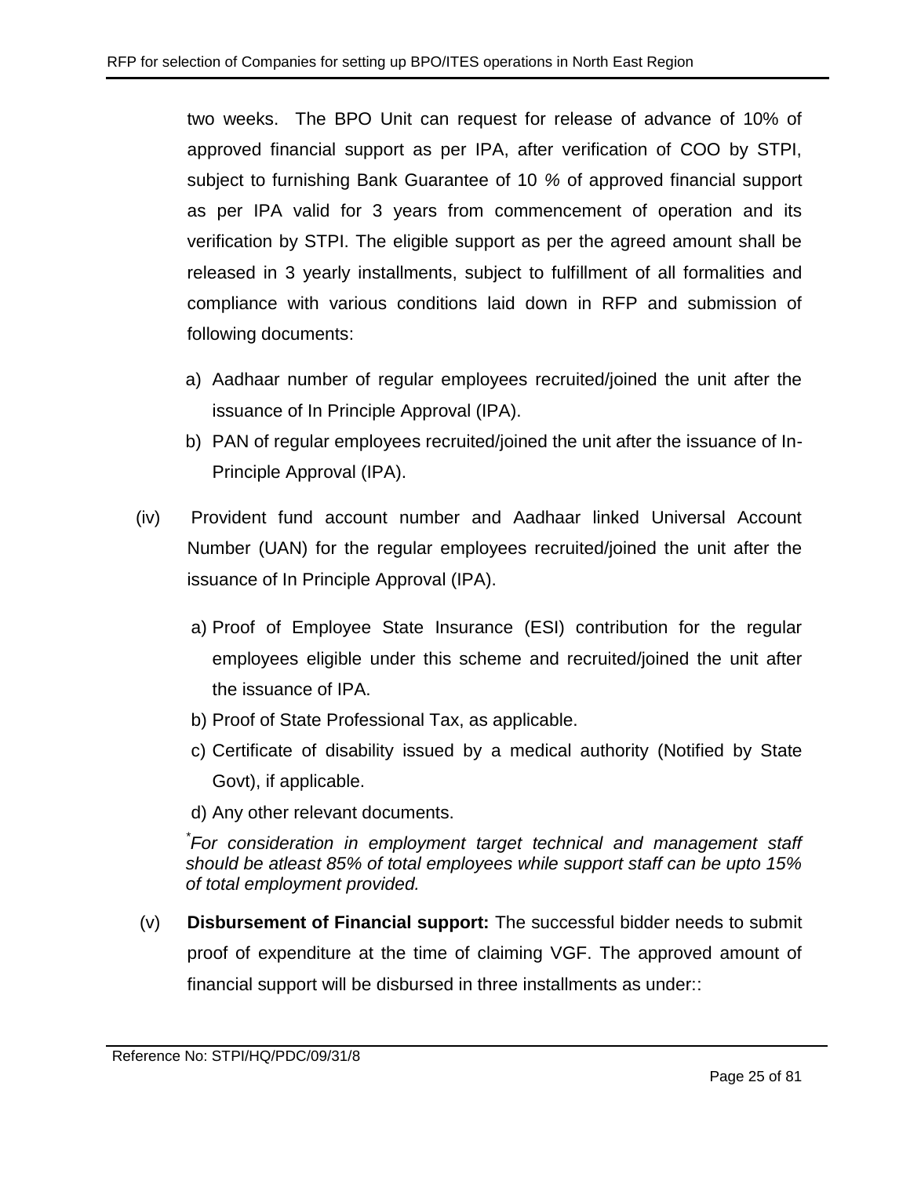two weeks. The BPO Unit can request for release of advance of 10% of approved financial support as per IPA, after verification of COO by STPI, subject to furnishing Bank Guarantee of 10 % of approved financial support as per IPA valid for 3 years from commencement of operation and its verification by STPI. The eligible support as per the agreed amount shall be released in 3 yearly installments, subject to fulfillment of all formalities and compliance with various conditions laid down in RFP and submission of following documents:

a) Aadhaar number of regular employees recruited/joined the unit after the issuance of In Principle Approval (IPA).
b) PAN of regular employees recruited/joined the unit after the issuance of In-Principle Approval (IPA).

(iv) Provident fund account number and Aadhaar linked Universal Account Number (UAN) for the regular employees recruited/joined the unit after the issuance of In Principle Approval (IPA).

a) Proof of Employee State Insurance (ESI) contribution for the regular employees eligible under this scheme and recruited/joined the unit after the issuance of IPA.
b) Proof of State Professional Tax, as applicable.
c) Certificate of disability issued by a medical authority (Notified by State Govt), if applicable.
d) Any other relevant documents.

*\*For consideration in employment target technical and management staff should be atleast 85% of total employees while support staff can be upto 15% of total employment provided.*

(v) **Disbursement of Financial support:** The successful bidder needs to submit proof of expenditure at the time of claiming VGF. The approved amount of financial support will be disbursed in three installments as under::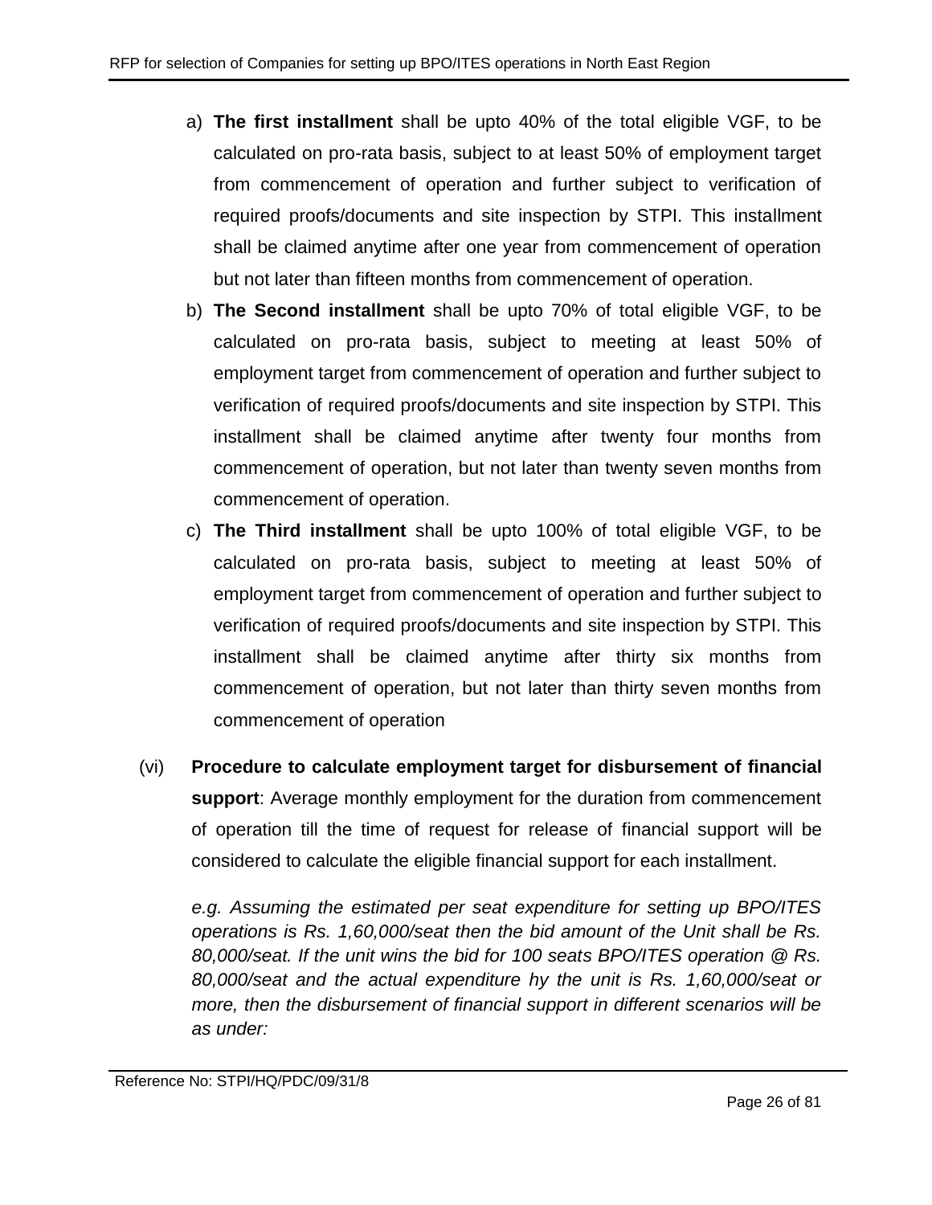a) **The first installment** shall be upto 40% of the total eligible VGF, to be calculated on pro-rata basis, subject to at least 50% of employment target from commencement of operation and further subject to verification of required proofs/documents and site inspection by STPI. This installment shall be claimed anytime after one year from commencement of operation but not later than fifteen months from commencement of operation.

b) **The Second installment** shall be upto 70% of total eligible VGF, to be calculated on pro-rata basis, subject to meeting at least 50% of employment target from commencement of operation and further subject to verification of required proofs/documents and site inspection by STPI. This installment shall be claimed anytime after twenty four months from commencement of operation, but not later than twenty seven months from commencement of operation.

c) **The Third installment** shall be upto 100% of total eligible VGF, to be calculated on pro-rata basis, subject to meeting at least 50% of employment target from commencement of operation and further subject to verification of required proofs/documents and site inspection by STPI. This installment shall be claimed anytime after thirty six months from commencement of operation, but not later than thirty seven months from commencement of operation

(vi) **Procedure to calculate employment target for disbursement of financial support**: Average monthly employment for the duration from commencement of operation till the time of request for release of financial support will be considered to calculate the eligible financial support for each installment.

*e.g. Assuming the estimated per seat expenditure for setting up BPO/ITES operations is Rs. 1,60,000/seat then the bid amount of the Unit shall be Rs. 80,000/seat. If the unit wins the bid for 100 seats BPO/ITES operation @ Rs. 80,000/seat and the actual expenditure hy the unit is Rs. 1,60,000/seat or more, then the disbursement of financial support in different scenarios will be as under:*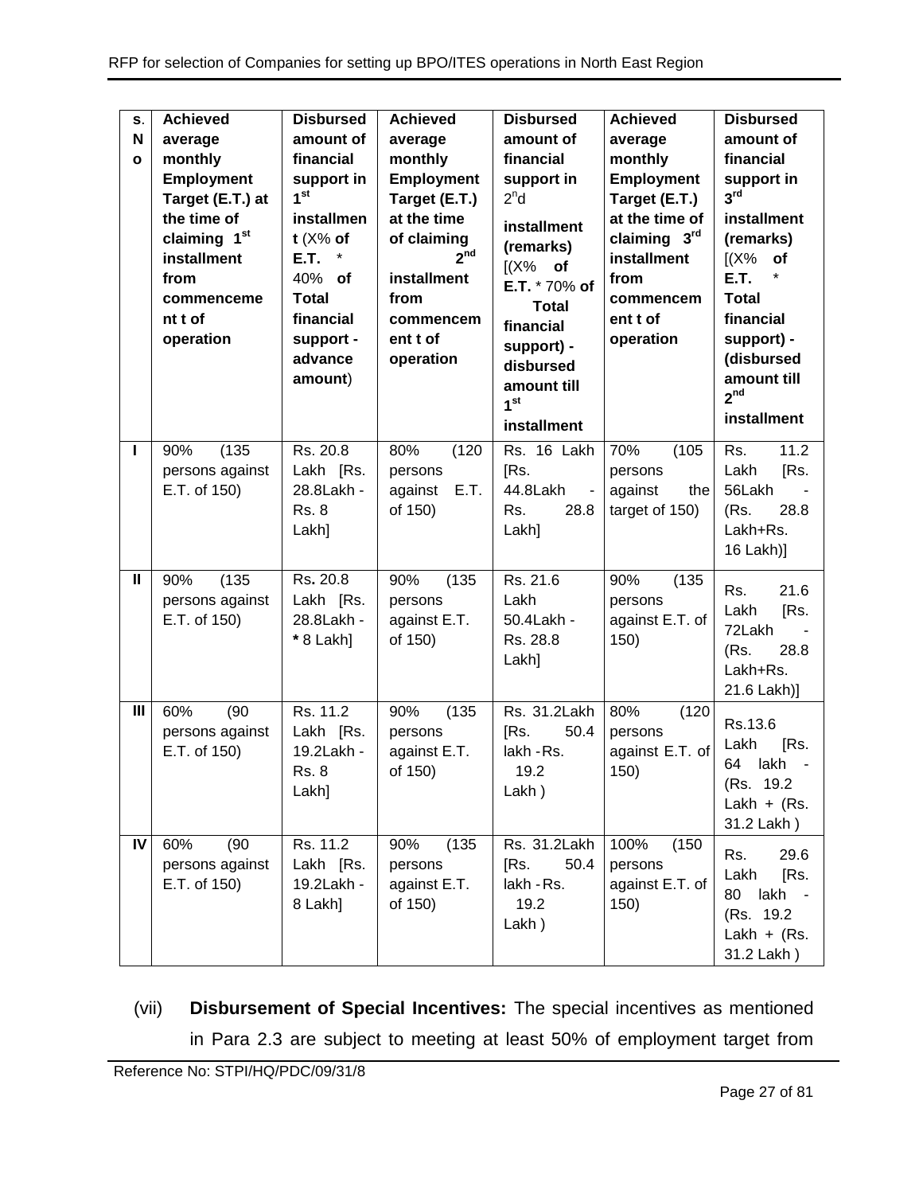| S. No | Achieved average monthly Employment Target (E.T.) at the time of claiming 1st installment from commencement of operation | Disbursed amount of financial support in 1st installment (X% of E.T. * 40% of Total financial support - advance amount) | Achieved average monthly Employment Target (E.T.) at the time of claiming 2nd installment from commencement of operation | Disbursed amount of financial support in 2nd installment (remarks) [(X% of E.T. * 70% of Total financial support) - disbursed amount till 1st installment | Achieved average monthly Employment Target (E.T.) at the time of claiming 3rd installment from commencement of operation | Disbursed amount of financial support in 3rd installment (remarks) [(X% of E.T. * Total financial support) - (disbursed amount till 2nd installment |
|---|---|---|---|---|---|---|
| I | 90% (135 persons against E.T. of 150) | Rs. 20.8 Lakh [Rs. 28.8Lakh - Rs. 8 Lakh] | 80% (120 persons against E.T. of 150) | Rs. 16 Lakh [Rs. 44.8Lakh - Rs. 28.8 Lakh] | 70% (105 persons against the target of 150) | Rs. 11.2 Lakh [Rs. 56Lakh - (Rs. 28.8 Lakh+Rs. 16 Lakh)] |
| II | 90% (135 persons against E.T. of 150) | Rs. 20.8 Lakh [Rs. 28.8Lakh - * 8 Lakh] | 90% (135 persons against E.T. of 150) | Rs. 21.6 Lakh 50.4Lakh - Rs. 28.8 Lakh] | 90% (135 persons against E.T. of 150) | Rs. 21.6 Lakh [Rs. 72Lakh - (Rs. 28.8 Lakh+Rs. 21.6 Lakh)] |
| III | 60% (90 persons against E.T. of 150) | Rs. 11.2 Lakh [Rs. 19.2Lakh - Rs. 8 Lakh] | 90% (135 persons against E.T. of 150) | Rs. 31.2Lakh [Rs. 50.4 lakh - Rs. 19.2 Lakh ) | 80% (120 persons against E.T. of 150) | Rs.13.6 Lakh [Rs. 64 lakh - (Rs. 19.2 Lakh + (Rs. 31.2 Lakh ) |
| IV | 60% (90 persons against E.T. of 150) | Rs. 11.2 Lakh [Rs. 19.2Lakh - 8 Lakh] | 90% (135 persons against E.T. of 150) | Rs. 31.2Lakh [Rs. 50.4 lakh - Rs. 19.2 Lakh ) | 100% (150 persons against E.T. of 150) | Rs. 29.6 Lakh [Rs. 80 lakh - (Rs. 19.2 Lakh + (Rs. 31.2 Lakh ) |

(vii) **Disbursement of Special Incentives:** The special incentives as mentioned in Para 2.3 are subject to meeting at least 50% of employment target from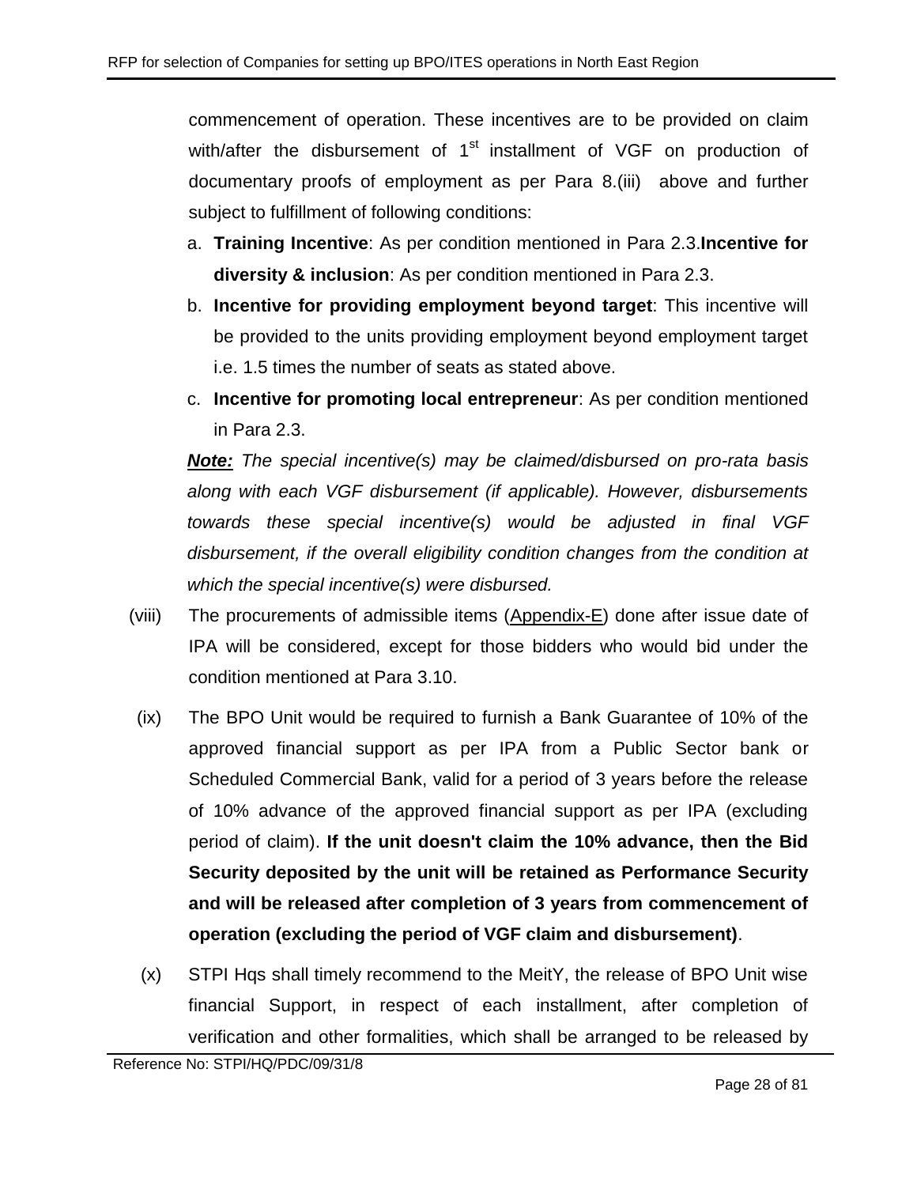commencement of operation. These incentives are to be provided on claim with/after the disbursement of 1st installment of VGF on production of documentary proofs of employment as per Para 8.(iii) above and further subject to fulfillment of following conditions:

a. **Training Incentive**: As per condition mentioned in Para 2.3.**Incentive for diversity & inclusion**: As per condition mentioned in Para 2.3.
b. **Incentive for providing employment beyond target**: This incentive will be provided to the units providing employment beyond employment target i.e. 1.5 times the number of seats as stated above.
c. **Incentive for promoting local entrepreneur**: As per condition mentioned in Para 2.3.

***Note:*** *The special incentive(s) may be claimed/disbursed on pro-rata basis along with each VGF disbursement (if applicable). However, disbursements towards these special incentive(s) would be adjusted in final VGF disbursement, if the overall eligibility condition changes from the condition at which the special incentive(s) were disbursed.*

(viii) The procurements of admissible items (Appendix-E) done after issue date of IPA will be considered, except for those bidders who would bid under the condition mentioned at Para 3.10.

(ix) The BPO Unit would be required to furnish a Bank Guarantee of 10% of the approved financial support as per IPA from a Public Sector bank or Scheduled Commercial Bank, valid for a period of 3 years before the release of 10% advance of the approved financial support as per IPA (excluding period of claim). **If the unit doesn't claim the 10% advance, then the Bid Security deposited by the unit will be retained as Performance Security and will be released after completion of 3 years from commencement of operation (excluding the period of VGF claim and disbursement)**.

(x) STPI Hqs shall timely recommend to the MeitY, the release of BPO Unit wise financial Support, in respect of each installment, after completion of verification and other formalities, which shall be arranged to be released by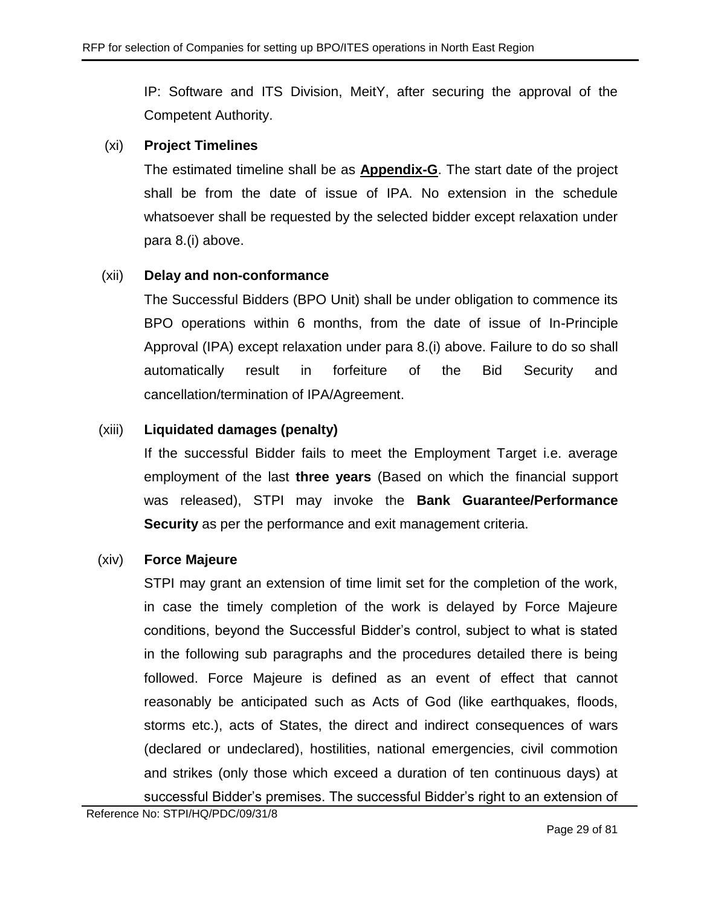IP: Software and ITS Division, MeitY, after securing the approval of the Competent Authority.

(xi) **Project Timelines**

The estimated timeline shall be as **Appendix-G**. The start date of the project shall be from the date of issue of IPA. No extension in the schedule whatsoever shall be requested by the selected bidder except relaxation under para 8.(i) above.

(xii) **Delay and non-conformance**

The Successful Bidders (BPO Unit) shall be under obligation to commence its BPO operations within 6 months, from the date of issue of In-Principle Approval (IPA) except relaxation under para 8.(i) above. Failure to do so shall automatically result in forfeiture of the Bid Security and cancellation/termination of IPA/Agreement.

(xiii) **Liquidated damages (penalty)**

If the successful Bidder fails to meet the Employment Target i.e. average employment of the last **three years** (Based on which the financial support was released), STPI may invoke the **Bank Guarantee/Performance Security** as per the performance and exit management criteria.

(xiv) **Force Majeure**

STPI may grant an extension of time limit set for the completion of the work, in case the timely completion of the work is delayed by Force Majeure conditions, beyond the Successful Bidder's control, subject to what is stated in the following sub paragraphs and the procedures detailed there is being followed. Force Majeure is defined as an event of effect that cannot reasonably be anticipated such as Acts of God (like earthquakes, floods, storms etc.), acts of States, the direct and indirect consequences of wars (declared or undeclared), hostilities, national emergencies, civil commotion and strikes (only those which exceed a duration of ten continuous days) at successful Bidder's premises. The successful Bidder's right to an extension of

Reference No: STPI/HQ/PDC/09/31/8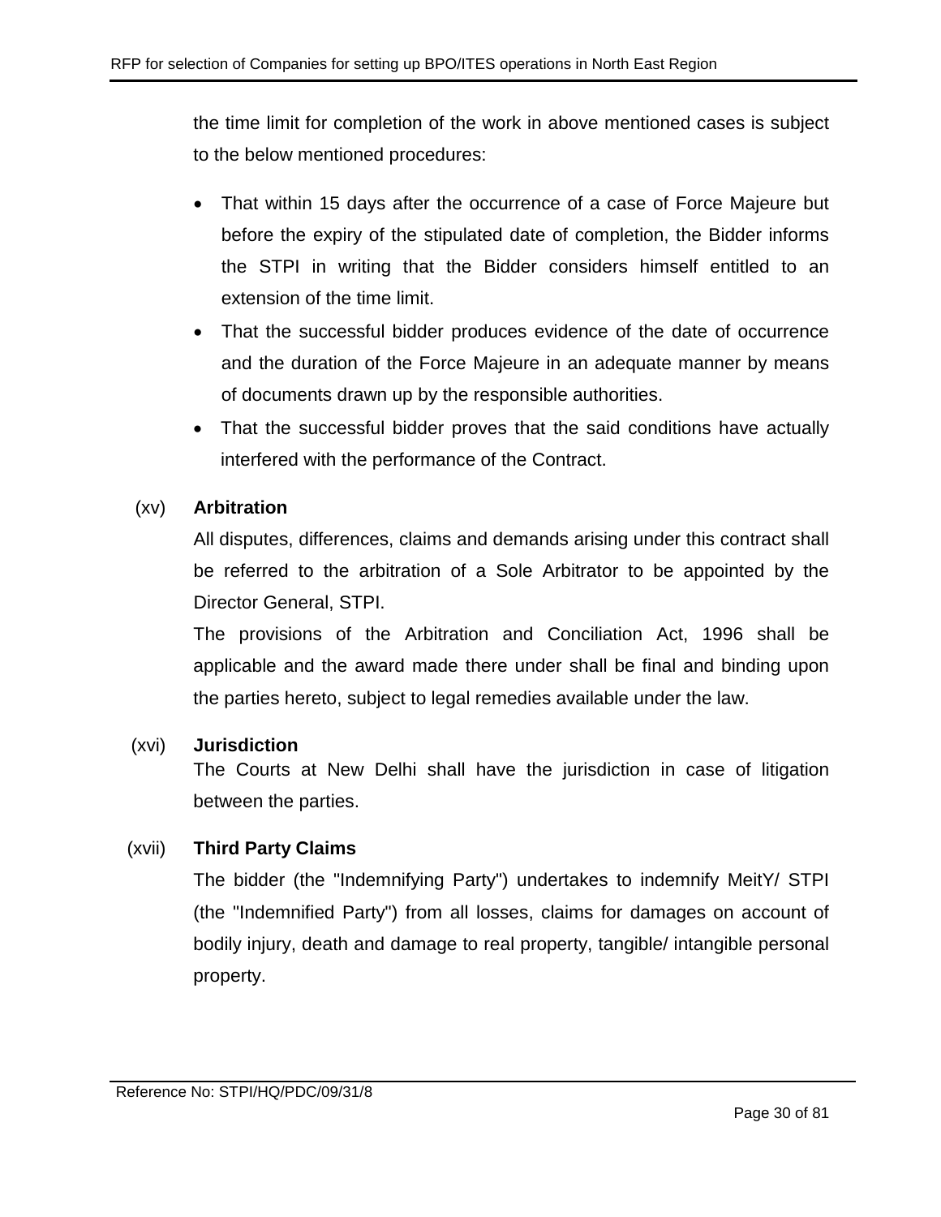the time limit for completion of the work in above mentioned cases is subject to the below mentioned procedures:

- That within 15 days after the occurrence of a case of Force Majeure but before the expiry of the stipulated date of completion, the Bidder informs the STPI in writing that the Bidder considers himself entitled to an extension of the time limit.
- That the successful bidder produces evidence of the date of occurrence and the duration of the Force Majeure in an adequate manner by means of documents drawn up by the responsible authorities.
- That the successful bidder proves that the said conditions have actually interfered with the performance of the Contract.

(xv) **Arbitration**

All disputes, differences, claims and demands arising under this contract shall be referred to the arbitration of a Sole Arbitrator to be appointed by the Director General, STPI.

The provisions of the Arbitration and Conciliation Act, 1996 shall be applicable and the award made there under shall be final and binding upon the parties hereto, subject to legal remedies available under the law.

(xvi) **Jurisdiction**

The Courts at New Delhi shall have the jurisdiction in case of litigation between the parties.

(xvii) **Third Party Claims**

The bidder (the "Indemnifying Party") undertakes to indemnify MeitY/ STPI (the "Indemnified Party") from all losses, claims for damages on account of bodily injury, death and damage to real property, tangible/ intangible personal property.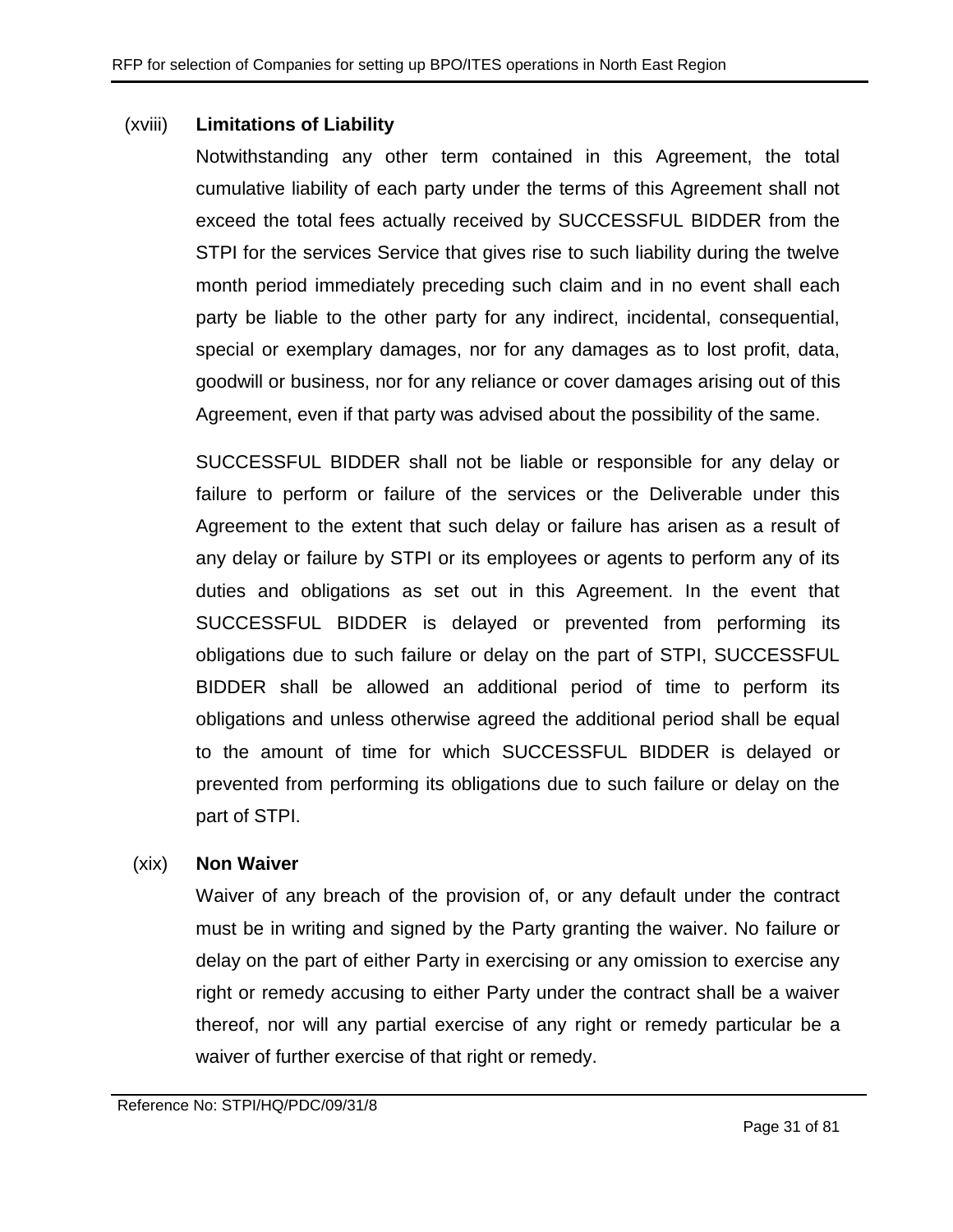(xviii) **Limitations of Liability**

Notwithstanding any other term contained in this Agreement, the total cumulative liability of each party under the terms of this Agreement shall not exceed the total fees actually received by SUCCESSFUL BIDDER from the STPI for the services Service that gives rise to such liability during the twelve month period immediately preceding such claim and in no event shall each party be liable to the other party for any indirect, incidental, consequential, special or exemplary damages, nor for any damages as to lost profit, data, goodwill or business, nor for any reliance or cover damages arising out of this Agreement, even if that party was advised about the possibility of the same.

SUCCESSFUL BIDDER shall not be liable or responsible for any delay or failure to perform or failure of the services or the Deliverable under this Agreement to the extent that such delay or failure has arisen as a result of any delay or failure by STPI or its employees or agents to perform any of its duties and obligations as set out in this Agreement. In the event that SUCCESSFUL BIDDER is delayed or prevented from performing its obligations due to such failure or delay on the part of STPI, SUCCESSFUL BIDDER shall be allowed an additional period of time to perform its obligations and unless otherwise agreed the additional period shall be equal to the amount of time for which SUCCESSFUL BIDDER is delayed or prevented from performing its obligations due to such failure or delay on the part of STPI.

(xix) **Non Waiver**

Waiver of any breach of the provision of, or any default under the contract must be in writing and signed by the Party granting the waiver. No failure or delay on the part of either Party in exercising or any omission to exercise any right or remedy accusing to either Party under the contract shall be a waiver thereof, nor will any partial exercise of any right or remedy particular be a waiver of further exercise of that right or remedy.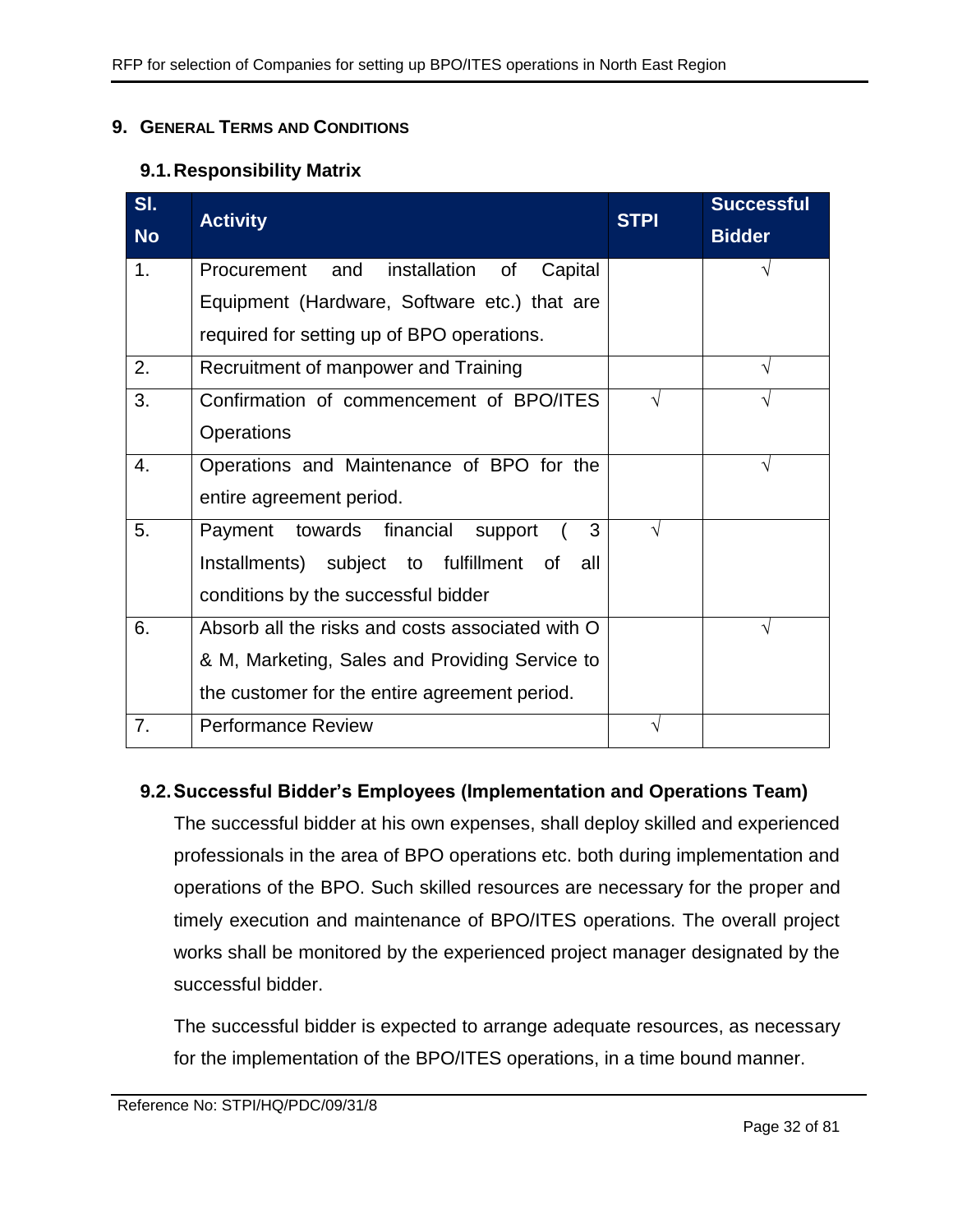## 9. General Terms and Conditions

### 9.1. Responsibility Matrix

| Sl. No | Activity | STPI | Successful Bidder |
|---|---|---|---|
| 1. | Procurement and installation of Capital Equipment (Hardware, Software etc.) that are required for setting up of BPO operations. | | √ |
| 2. | Recruitment of manpower and Training | | √ |
| 3. | Confirmation of commencement of BPO/ITES Operations | √ | √ |
| 4. | Operations and Maintenance of BPO for the entire agreement period. | | √ |
| 5. | Payment towards financial support ( 3 Installments) subject to fulfillment of all conditions by the successful bidder | √ | |
| 6. | Absorb all the risks and costs associated with O & M, Marketing, Sales and Providing Service to the customer for the entire agreement period. | | √ |
| 7. | Performance Review | √ | |

### 9.2. Successful Bidder's Employees (Implementation and Operations Team)

The successful bidder at his own expenses, shall deploy skilled and experienced professionals in the area of BPO operations etc. both during implementation and operations of the BPO. Such skilled resources are necessary for the proper and timely execution and maintenance of BPO/ITES operations. The overall project works shall be monitored by the experienced project manager designated by the successful bidder.

The successful bidder is expected to arrange adequate resources, as necessary for the implementation of the BPO/ITES operations, in a time bound manner.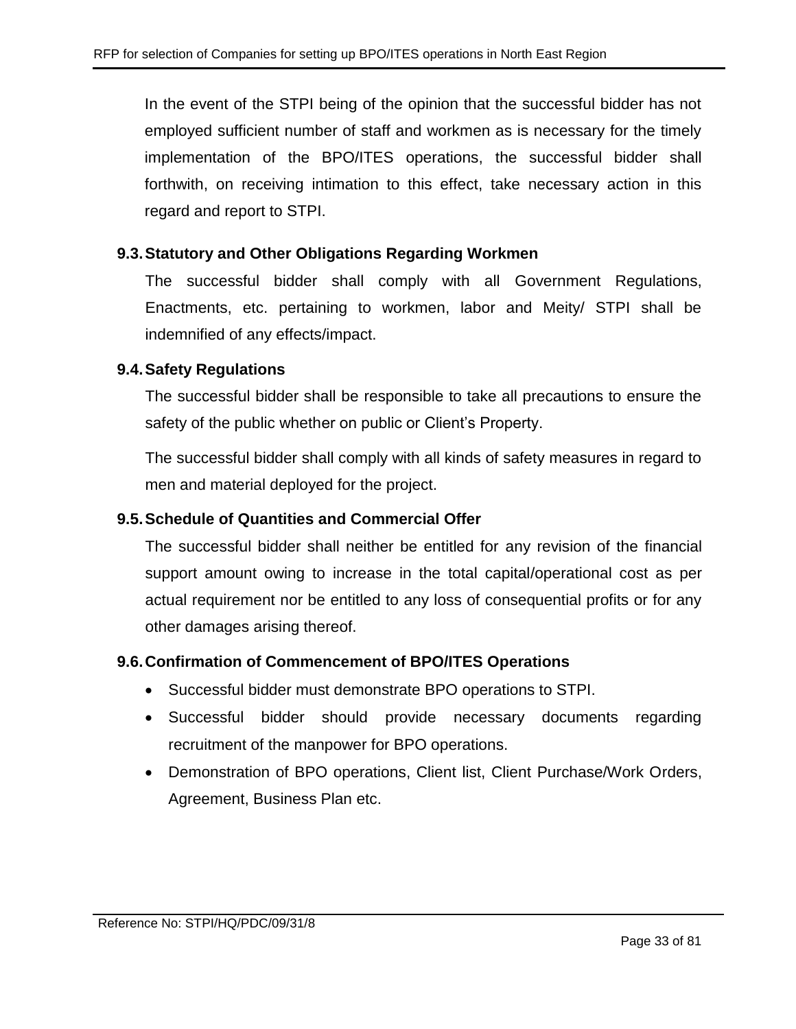In the event of the STPI being of the opinion that the successful bidder has not employed sufficient number of staff and workmen as is necessary for the timely implementation of the BPO/ITES operations, the successful bidder shall forthwith, on receiving intimation to this effect, take necessary action in this regard and report to STPI.

### 9.3. Statutory and Other Obligations Regarding Workmen

The successful bidder shall comply with all Government Regulations, Enactments, etc. pertaining to workmen, labor and Meity/ STPI shall be indemnified of any effects/impact.

### 9.4. Safety Regulations

The successful bidder shall be responsible to take all precautions to ensure the safety of the public whether on public or Client's Property.

The successful bidder shall comply with all kinds of safety measures in regard to men and material deployed for the project.

### 9.5. Schedule of Quantities and Commercial Offer

The successful bidder shall neither be entitled for any revision of the financial support amount owing to increase in the total capital/operational cost as per actual requirement nor be entitled to any loss of consequential profits or for any other damages arising thereof.

### 9.6. Confirmation of Commencement of BPO/ITES Operations

- Successful bidder must demonstrate BPO operations to STPI.
- Successful bidder should provide necessary documents regarding recruitment of the manpower for BPO operations.
- Demonstration of BPO operations, Client list, Client Purchase/Work Orders, Agreement, Business Plan etc.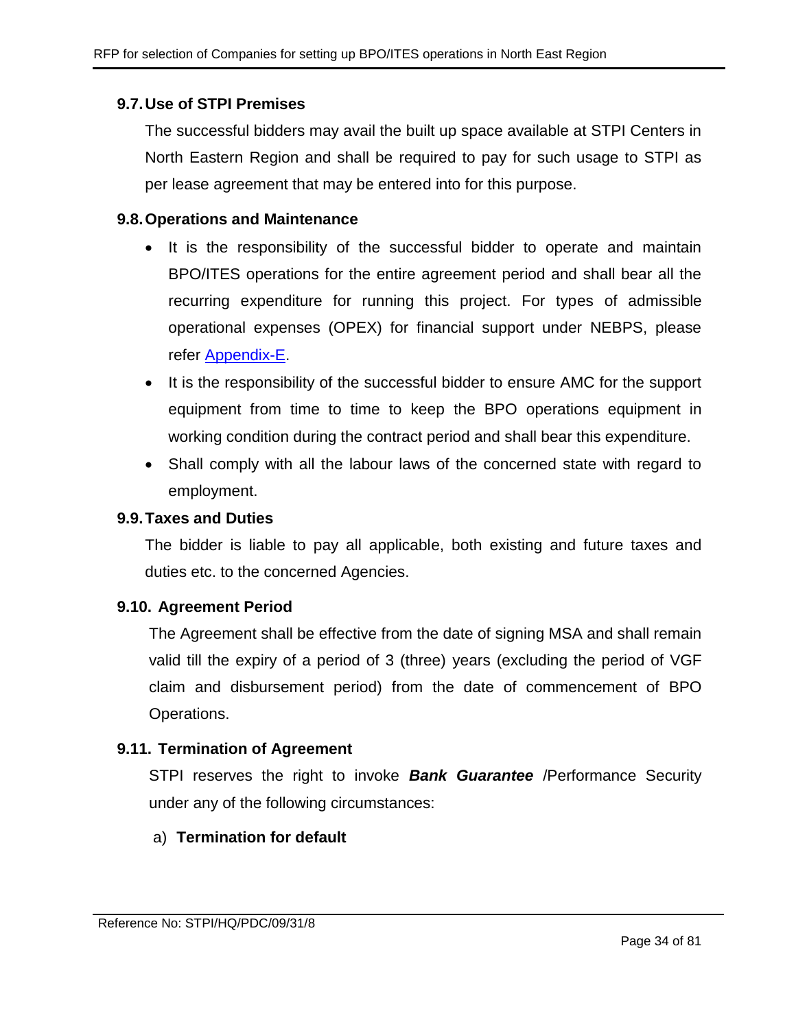### 9.7. Use of STPI Premises

The successful bidders may avail the built up space available at STPI Centers in North Eastern Region and shall be required to pay for such usage to STPI as per lease agreement that may be entered into for this purpose.

### 9.8. Operations and Maintenance

- It is the responsibility of the successful bidder to operate and maintain BPO/ITES operations for the entire agreement period and shall bear all the recurring expenditure for running this project. For types of admissible operational expenses (OPEX) for financial support under NEBPS, please refer Appendix-E.
- It is the responsibility of the successful bidder to ensure AMC for the support equipment from time to time to keep the BPO operations equipment in working condition during the contract period and shall bear this expenditure.
- Shall comply with all the labour laws of the concerned state with regard to employment.

### 9.9. Taxes and Duties

The bidder is liable to pay all applicable, both existing and future taxes and duties etc. to the concerned Agencies.

### 9.10. Agreement Period

The Agreement shall be effective from the date of signing MSA and shall remain valid till the expiry of a period of 3 (three) years (excluding the period of VGF claim and disbursement period) from the date of commencement of BPO Operations.

### 9.11. Termination of Agreement

STPI reserves the right to invoke ***Bank Guarantee*** /Performance Security under any of the following circumstances:

a) **Termination for default**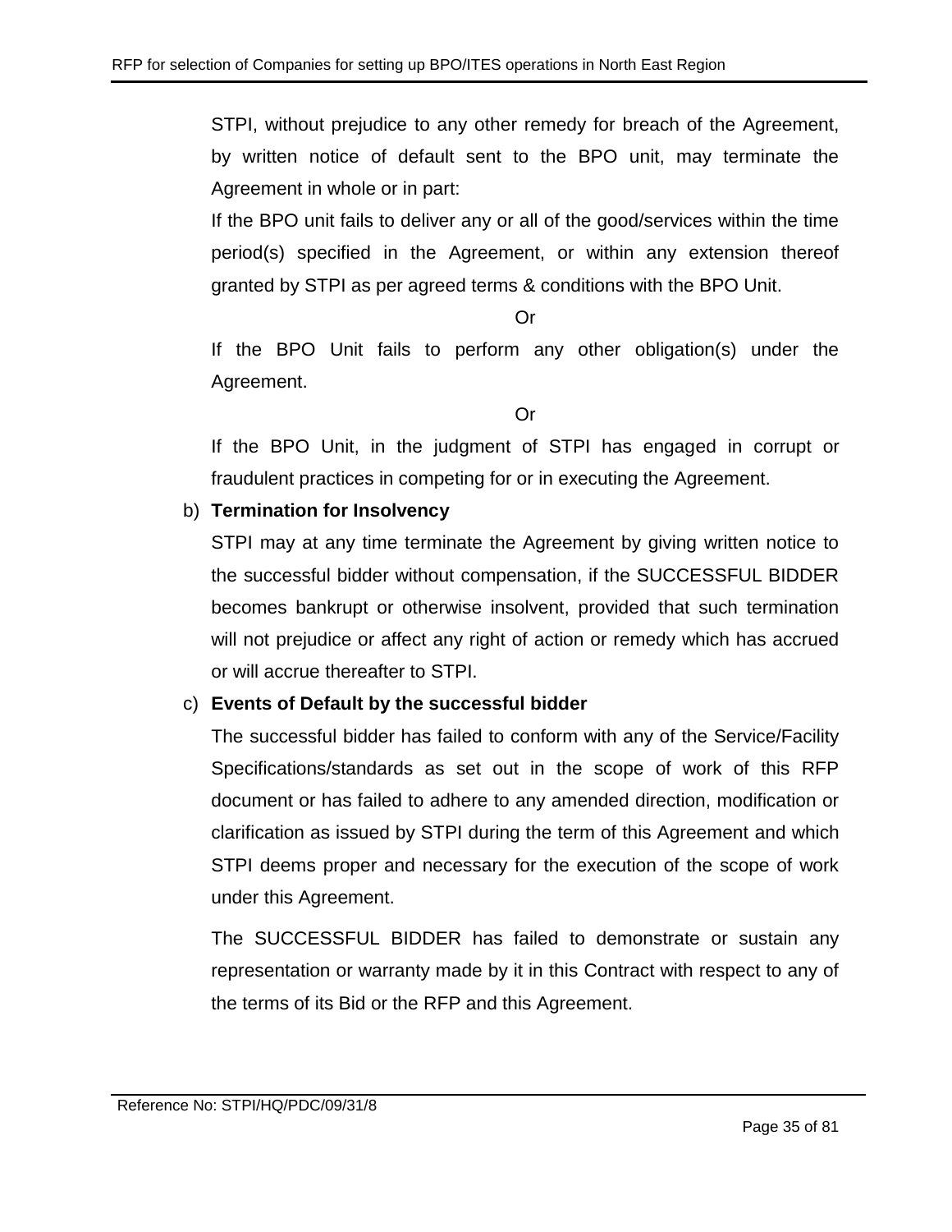STPI, without prejudice to any other remedy for breach of the Agreement, by written notice of default sent to the BPO unit, may terminate the Agreement in whole or in part:

If the BPO unit fails to deliver any or all of the good/services within the time period(s) specified in the Agreement, or within any extension thereof granted by STPI as per agreed terms & conditions with the BPO Unit.

Or

If the BPO Unit fails to perform any other obligation(s) under the Agreement.

Or

If the BPO Unit, in the judgment of STPI has engaged in corrupt or fraudulent practices in competing for or in executing the Agreement.

b) **Termination for Insolvency**

STPI may at any time terminate the Agreement by giving written notice to the successful bidder without compensation, if the SUCCESSFUL BIDDER becomes bankrupt or otherwise insolvent, provided that such termination will not prejudice or affect any right of action or remedy which has accrued or will accrue thereafter to STPI.

c) **Events of Default by the successful bidder**

The successful bidder has failed to conform with any of the Service/Facility Specifications/standards as set out in the scope of work of this RFP document or has failed to adhere to any amended direction, modification or clarification as issued by STPI during the term of this Agreement and which STPI deems proper and necessary for the execution of the scope of work under this Agreement.

The SUCCESSFUL BIDDER has failed to demonstrate or sustain any representation or warranty made by it in this Contract with respect to any of the terms of its Bid or the RFP and this Agreement.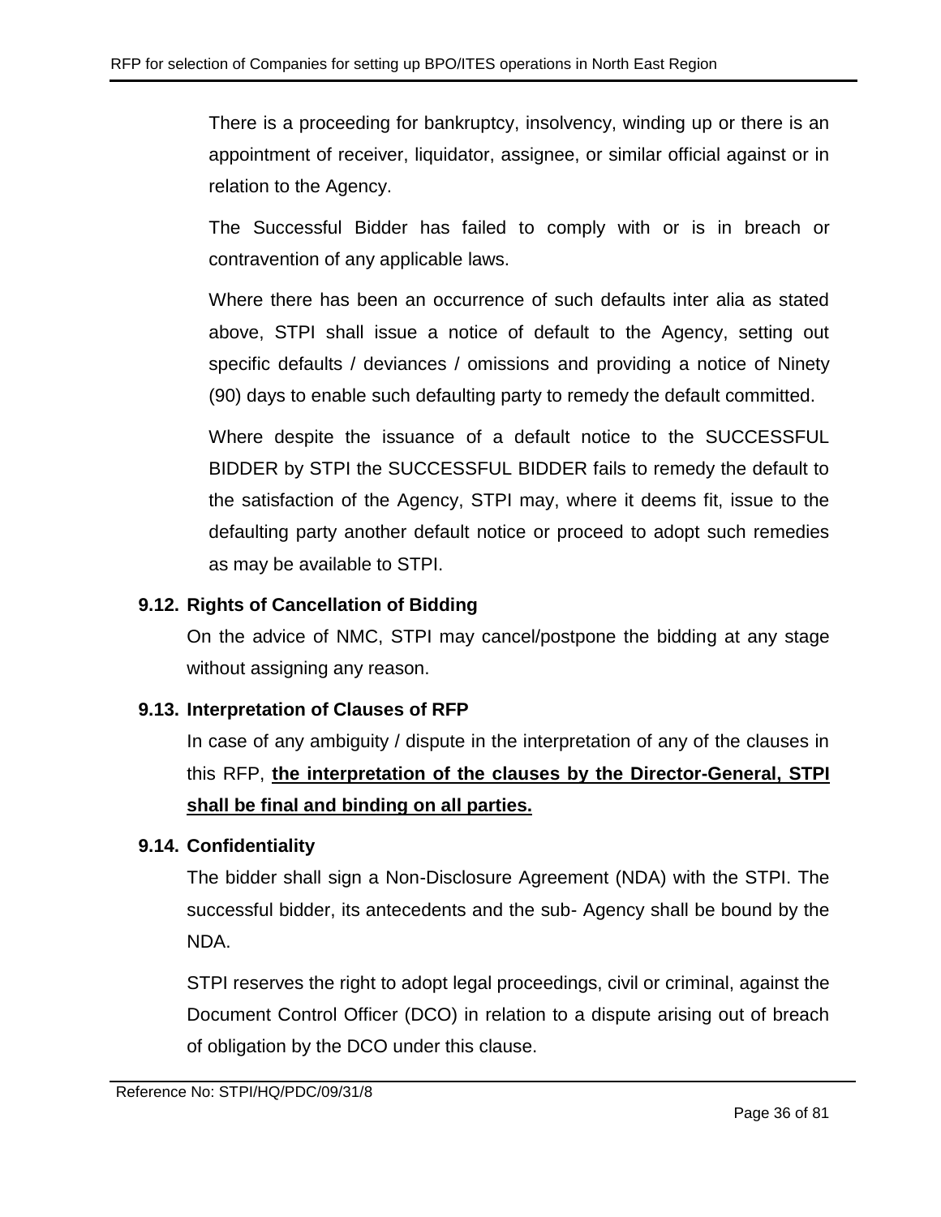There is a proceeding for bankruptcy, insolvency, winding up or there is an appointment of receiver, liquidator, assignee, or similar official against or in relation to the Agency.

The Successful Bidder has failed to comply with or is in breach or contravention of any applicable laws.

Where there has been an occurrence of such defaults inter alia as stated above, STPI shall issue a notice of default to the Agency, setting out specific defaults / deviances / omissions and providing a notice of Ninety (90) days to enable such defaulting party to remedy the default committed.

Where despite the issuance of a default notice to the SUCCESSFUL BIDDER by STPI the SUCCESSFUL BIDDER fails to remedy the default to the satisfaction of the Agency, STPI may, where it deems fit, issue to the defaulting party another default notice or proceed to adopt such remedies as may be available to STPI.

### 9.12. Rights of Cancellation of Bidding

On the advice of NMC, STPI may cancel/postpone the bidding at any stage without assigning any reason.

### 9.13. Interpretation of Clauses of RFP

In case of any ambiguity / dispute in the interpretation of any of the clauses in this RFP, **<u>the interpretation of the clauses by the Director-General, STPI shall be final and binding on all parties.</u>**

### 9.14. Confidentiality

The bidder shall sign a Non-Disclosure Agreement (NDA) with the STPI. The successful bidder, its antecedents and the sub- Agency shall be bound by the NDA.

STPI reserves the right to adopt legal proceedings, civil or criminal, against the Document Control Officer (DCO) in relation to a dispute arising out of breach of obligation by the DCO under this clause.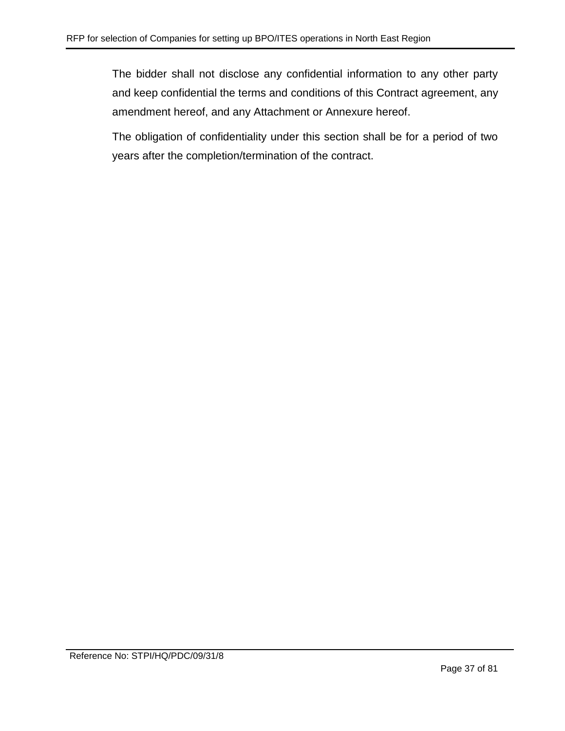The bidder shall not disclose any confidential information to any other party and keep confidential the terms and conditions of this Contract agreement, any amendment hereof, and any Attachment or Annexure hereof.

The obligation of confidentiality under this section shall be for a period of two years after the completion/termination of the contract.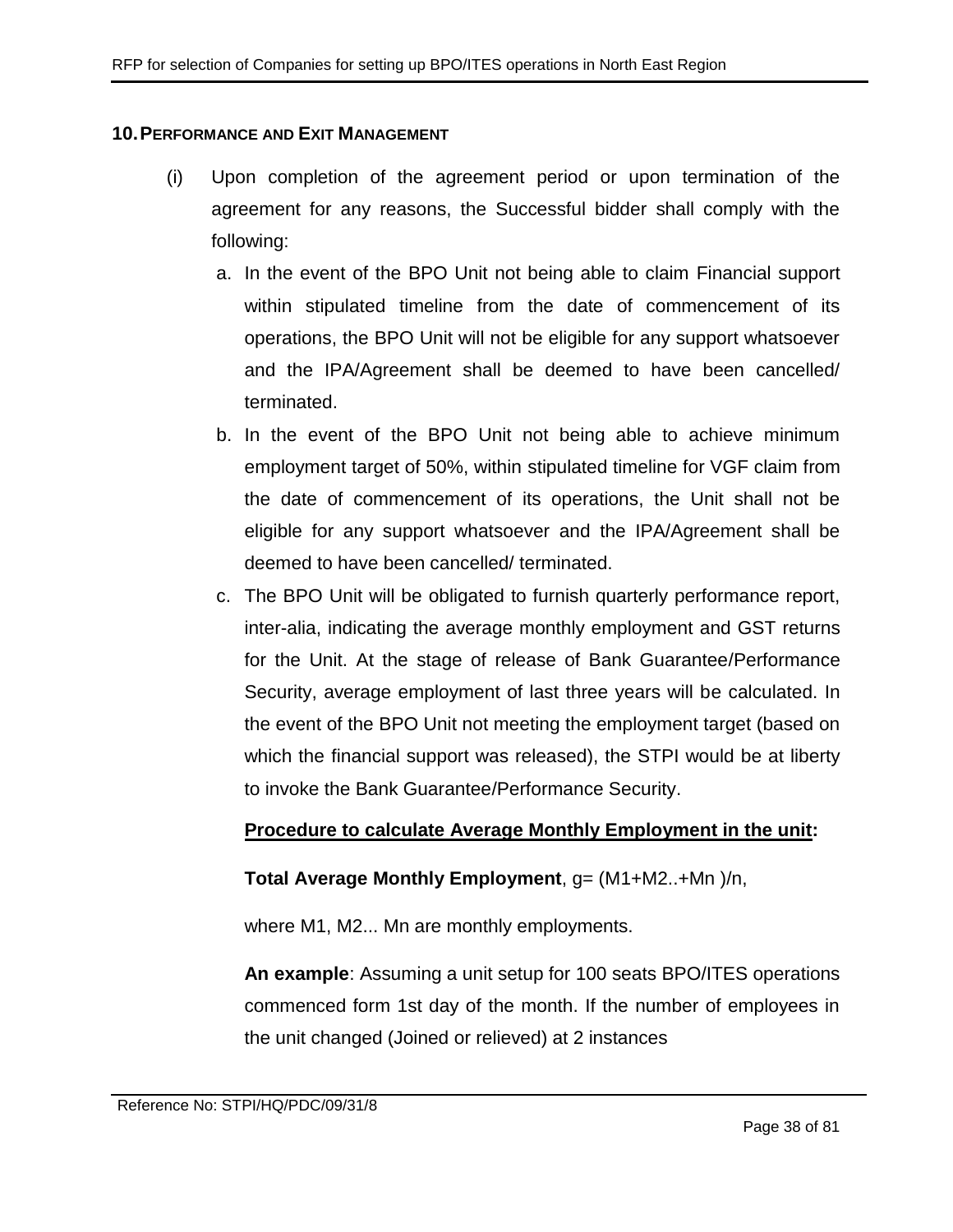## 10. Performance and Exit Management

(i) Upon completion of the agreement period or upon termination of the agreement for any reasons, the Successful bidder shall comply with the following:

a. In the event of the BPO Unit not being able to claim Financial support within stipulated timeline from the date of commencement of its operations, the BPO Unit will not be eligible for any support whatsoever and the IPA/Agreement shall be deemed to have been cancelled/ terminated.

b. In the event of the BPO Unit not being able to achieve minimum employment target of 50%, within stipulated timeline for VGF claim from the date of commencement of its operations, the Unit shall not be eligible for any support whatsoever and the IPA/Agreement shall be deemed to have been cancelled/ terminated.

c. The BPO Unit will be obligated to furnish quarterly performance report, inter-alia, indicating the average monthly employment and GST returns for the Unit. At the stage of release of Bank Guarantee/Performance Security, average employment of last three years will be calculated. In the event of the BPO Unit not meeting the employment target (based on which the financial support was released), the STPI would be at liberty to invoke the Bank Guarantee/Performance Security.

**Procedure to calculate Average Monthly Employment in the unit:**

**Total Average Monthly Employment**, $g= (M1+M2..+Mn )/n$,

where M1, M2... Mn are monthly employments.

**An example**: Assuming a unit setup for 100 seats BPO/ITES operations commenced form 1st day of the month. If the number of employees in the unit changed (Joined or relieved) at 2 instances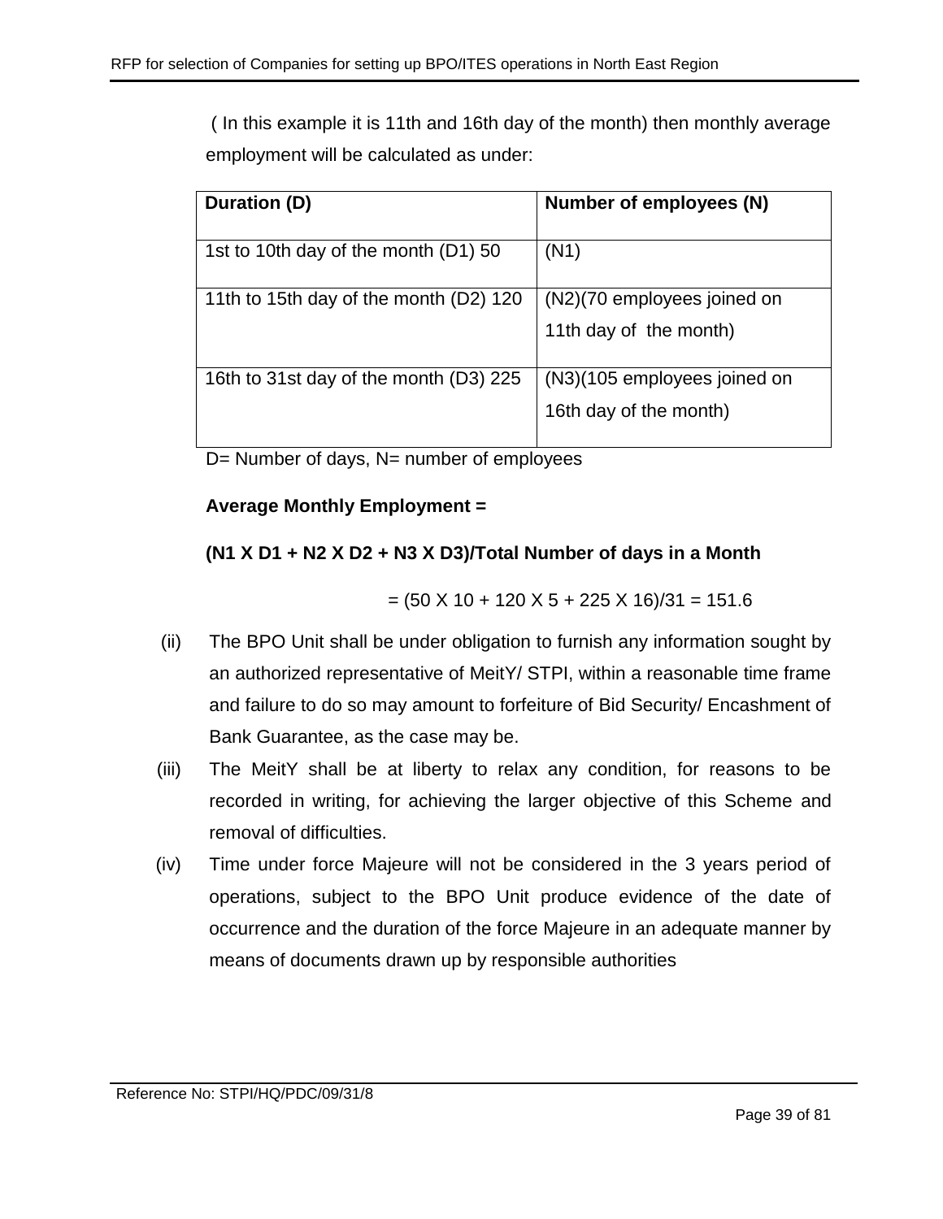( In this example it is 11th and 16th day of the month) then monthly average employment will be calculated as under:

| Duration (D) | Number of employees (N) |
|---|---|
| 1st to 10th day of the month (D1) 50 | (N1) |
| 11th to 15th day of the month (D2) 120 | (N2)(70 employees joined on 11th day of the month) |
| 16th to 31st day of the month (D3) 225 | (N3)(105 employees joined on 16th day of the month) |

D= Number of days, N= number of employees

**Average Monthly Employment =**

**(N1 X D1 + N2 X D2 + N3 X D3)/Total Number of days in a Month**

= (50 X 10 + 120 X 5 + 225 X 16)/31 = 151.6

(ii) The BPO Unit shall be under obligation to furnish any information sought by an authorized representative of MeitY/ STPI, within a reasonable time frame and failure to do so may amount to forfeiture of Bid Security/ Encashment of Bank Guarantee, as the case may be.

(iii) The MeitY shall be at liberty to relax any condition, for reasons to be recorded in writing, for achieving the larger objective of this Scheme and removal of difficulties.

(iv) Time under force Majeure will not be considered in the 3 years period of operations, subject to the BPO Unit produce evidence of the date of occurrence and the duration of the force Majeure in an adequate manner by means of documents drawn up by responsible authorities

Reference No: STPI/HQ/PDC/09/31/8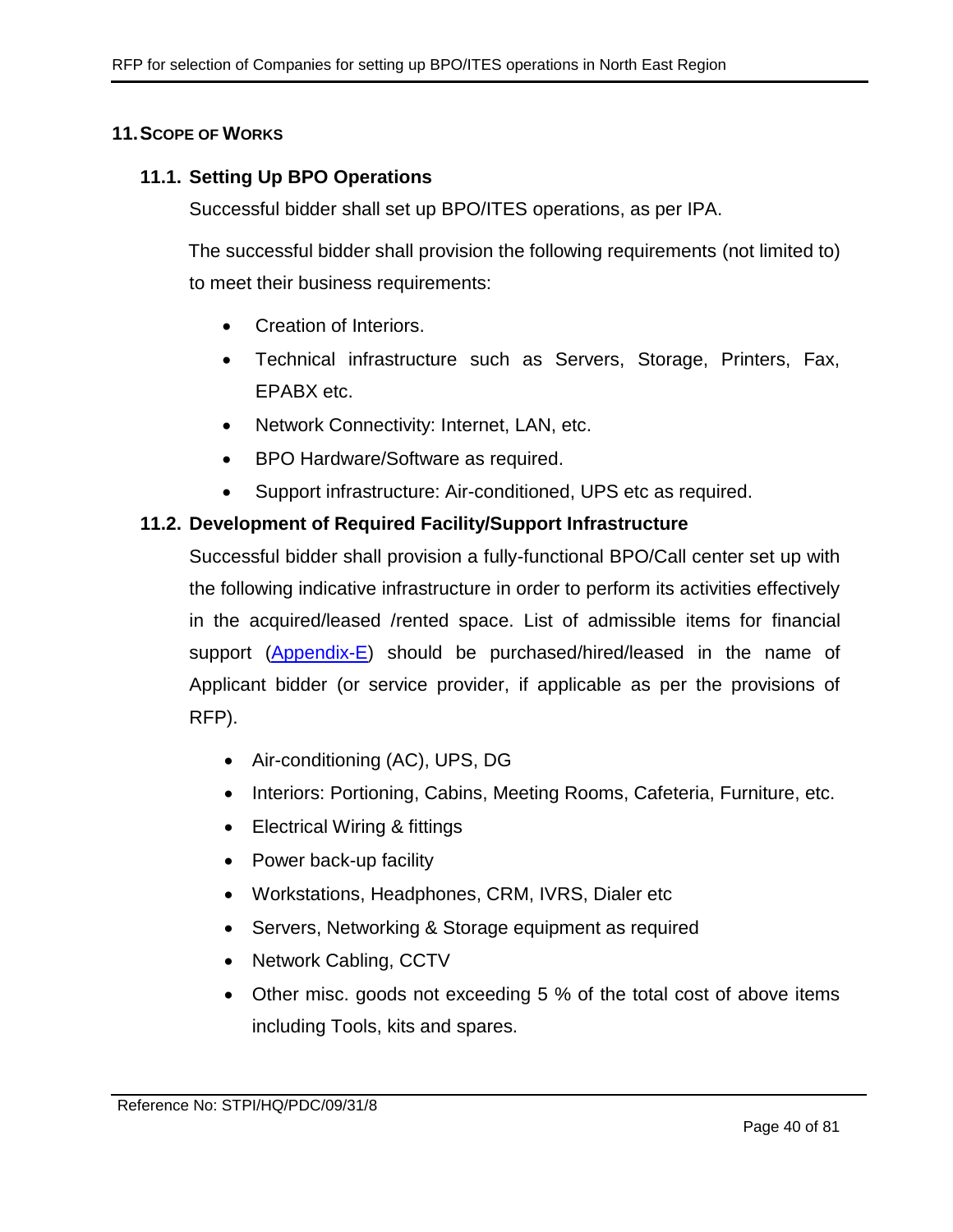## 11. Scope of Works

### 11.1. Setting Up BPO Operations

Successful bidder shall set up BPO/ITES operations, as per IPA.

The successful bidder shall provision the following requirements (not limited to) to meet their business requirements:

- Creation of Interiors.
- Technical infrastructure such as Servers, Storage, Printers, Fax, EPABX etc.
- Network Connectivity: Internet, LAN, etc.
- BPO Hardware/Software as required.
- Support infrastructure: Air-conditioned, UPS etc as required.

### 11.2. Development of Required Facility/Support Infrastructure

Successful bidder shall provision a fully-functional BPO/Call center set up with the following indicative infrastructure in order to perform its activities effectively in the acquired/leased /rented space. List of admissible items for financial support (Appendix-E) should be purchased/hired/leased in the name of Applicant bidder (or service provider, if applicable as per the provisions of RFP).

- Air-conditioning (AC), UPS, DG
- Interiors: Portioning, Cabins, Meeting Rooms, Cafeteria, Furniture, etc.
- Electrical Wiring & fittings
- Power back-up facility
- Workstations, Headphones, CRM, IVRS, Dialer etc
- Servers, Networking & Storage equipment as required
- Network Cabling, CCTV
- Other misc. goods not exceeding 5 % of the total cost of above items including Tools, kits and spares.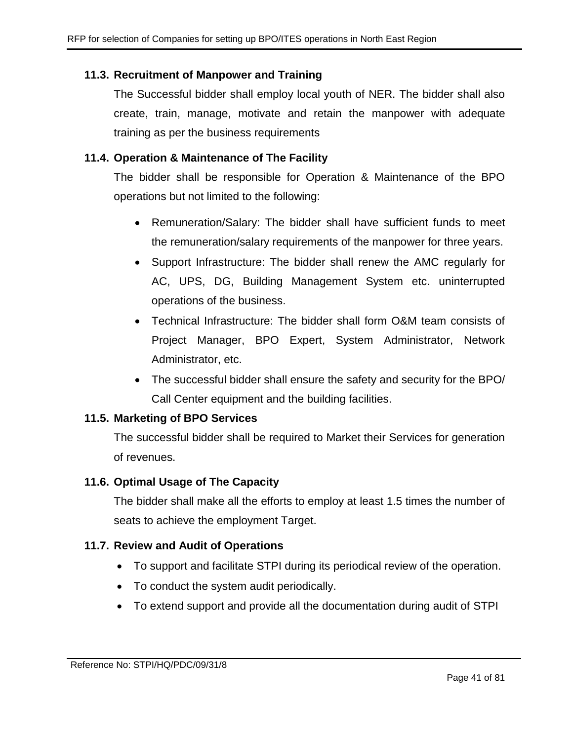### 11.3. Recruitment of Manpower and Training

The Successful bidder shall employ local youth of NER. The bidder shall also create, train, manage, motivate and retain the manpower with adequate training as per the business requirements

### 11.4. Operation & Maintenance of The Facility

The bidder shall be responsible for Operation & Maintenance of the BPO operations but not limited to the following:

- Remuneration/Salary: The bidder shall have sufficient funds to meet the remuneration/salary requirements of the manpower for three years.
- Support Infrastructure: The bidder shall renew the AMC regularly for AC, UPS, DG, Building Management System etc. uninterrupted operations of the business.
- Technical Infrastructure: The bidder shall form O&M team consists of Project Manager, BPO Expert, System Administrator, Network Administrator, etc.
- The successful bidder shall ensure the safety and security for the BPO/ Call Center equipment and the building facilities.

### 11.5. Marketing of BPO Services

The successful bidder shall be required to Market their Services for generation of revenues.

### 11.6. Optimal Usage of The Capacity

The bidder shall make all the efforts to employ at least 1.5 times the number of seats to achieve the employment Target.

### 11.7. Review and Audit of Operations

- To support and facilitate STPI during its periodical review of the operation.
- To conduct the system audit periodically.
- To extend support and provide all the documentation during audit of STPI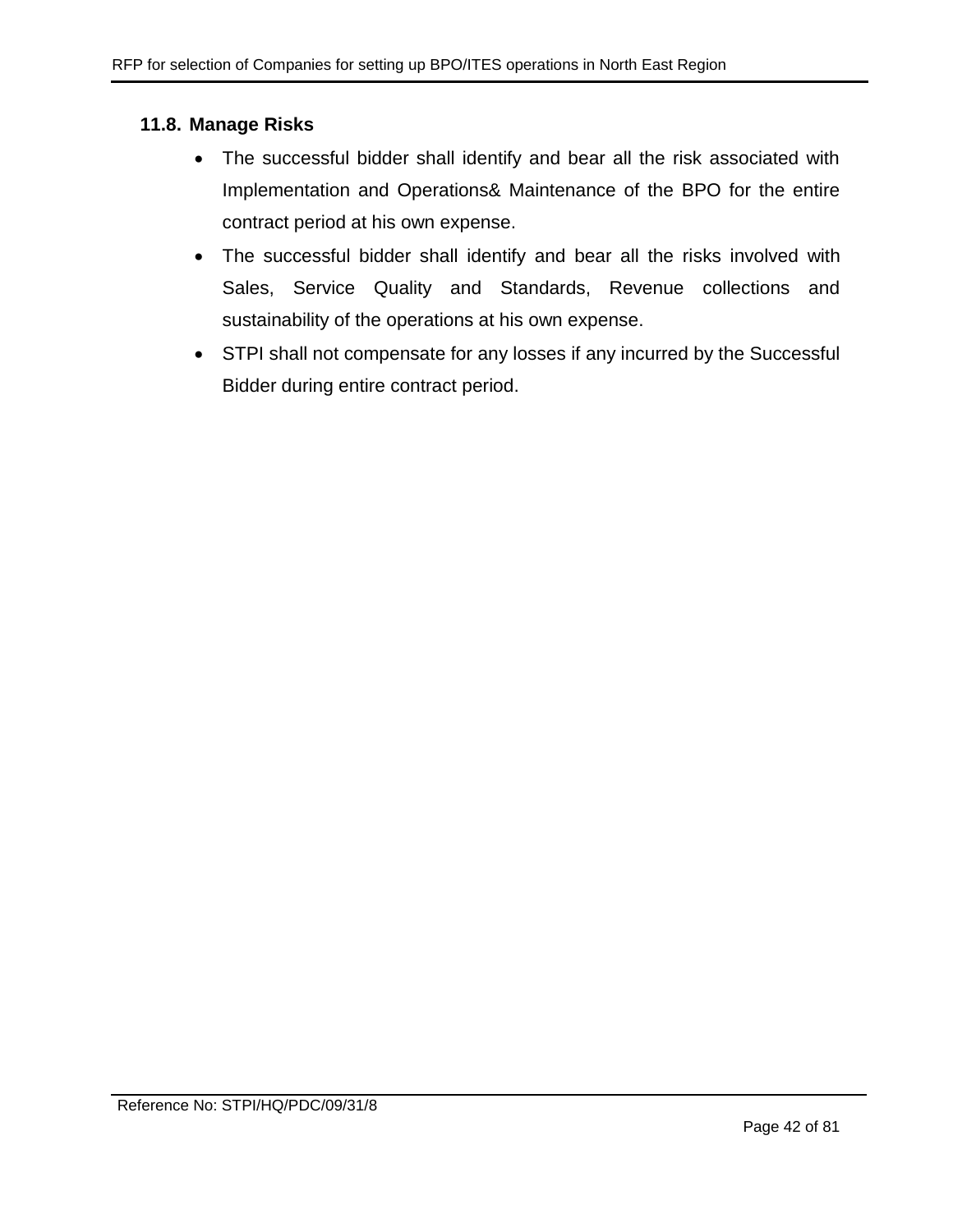### 11.8. Manage Risks

- The successful bidder shall identify and bear all the risk associated with Implementation and Operations& Maintenance of the BPO for the entire contract period at his own expense.
- The successful bidder shall identify and bear all the risks involved with Sales, Service Quality and Standards, Revenue collections and sustainability of the operations at his own expense.
- STPI shall not compensate for any losses if any incurred by the Successful Bidder during entire contract period.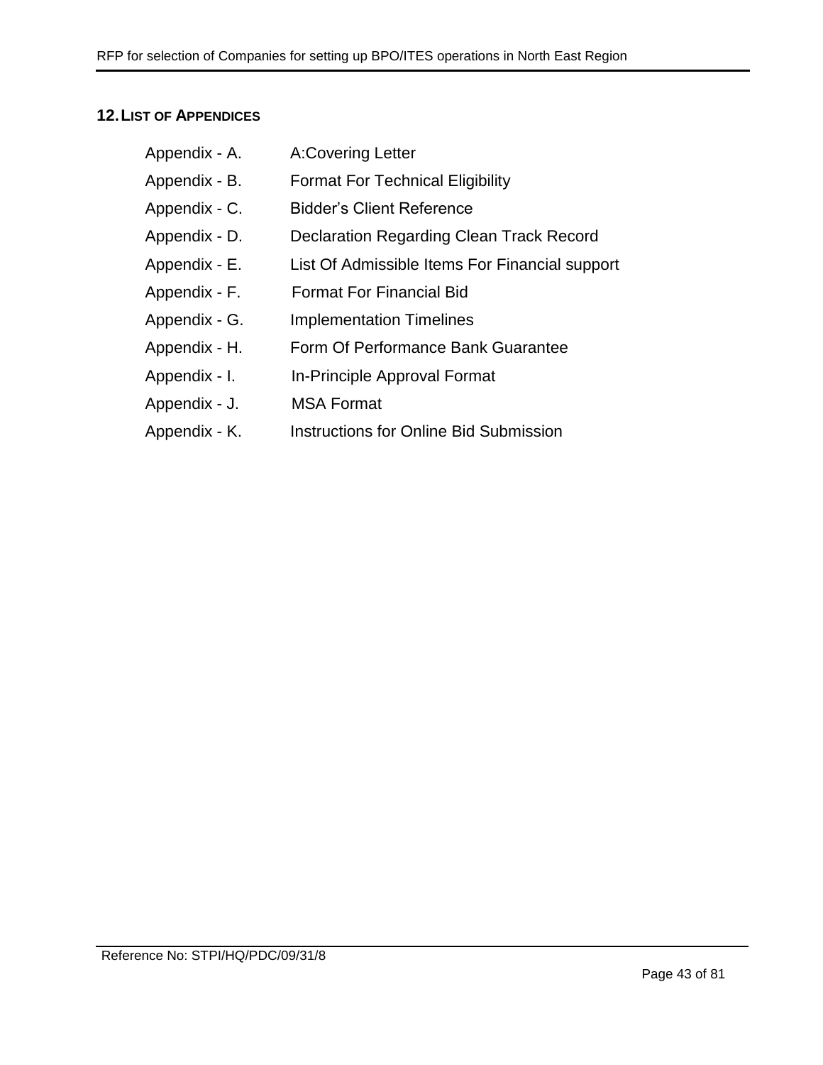## 12. LIST OF APPENDICES

Appendix - A. A:Covering Letter

Appendix - B. Format For Technical Eligibility

Appendix - C. Bidder’s Client Reference

Appendix - D. Declaration Regarding Clean Track Record

Appendix - E. List Of Admissible Items For Financial support

Appendix - F. Format For Financial Bid

Appendix - G. Implementation Timelines

Appendix - H. Form Of Performance Bank Guarantee

Appendix - I. In-Principle Approval Format

Appendix - J. MSA Format

Appendix - K. Instructions for Online Bid Submission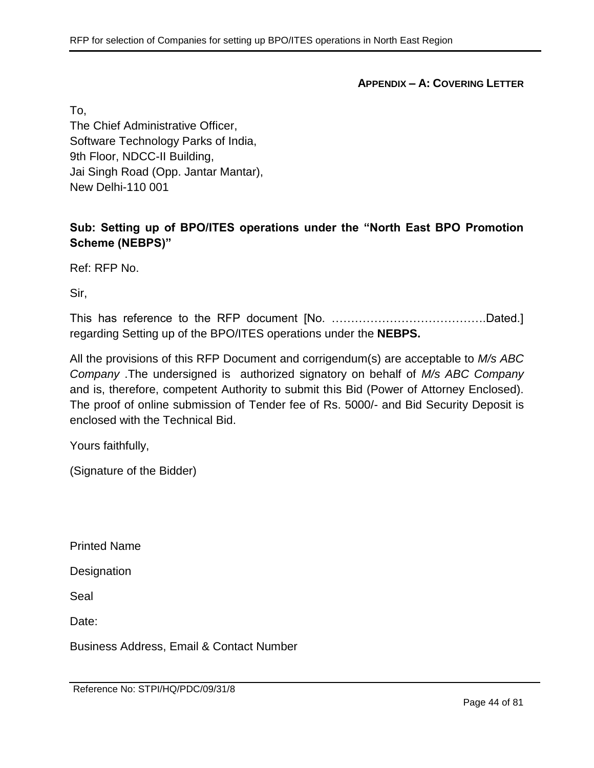## APPENDIX – A: COVERING LETTER

To,
The Chief Administrative Officer,
Software Technology Parks of India,
9th Floor, NDCC-II Building,
Jai Singh Road (Opp. Jantar Mantar),
New Delhi-110 001

**Sub: Setting up of BPO/ITES operations under the "North East BPO Promotion Scheme (NEBPS)"**

Ref: RFP No.

Sir,

This has reference to the RFP document [No. ………………………………….Dated.] regarding Setting up of the BPO/ITES operations under the **NEBPS.**

All the provisions of this RFP Document and corrigendum(s) are acceptable to *M/s ABC Company* .The undersigned is authorized signatory on behalf of *M/s ABC Company* and is, therefore, competent Authority to submit this Bid (Power of Attorney Enclosed). The proof of online submission of Tender fee of Rs. 5000/- and Bid Security Deposit is enclosed with the Technical Bid.

Yours faithfully,

(Signature of the Bidder)

Printed Name

Designation

Seal

Date:

Business Address, Email & Contact Number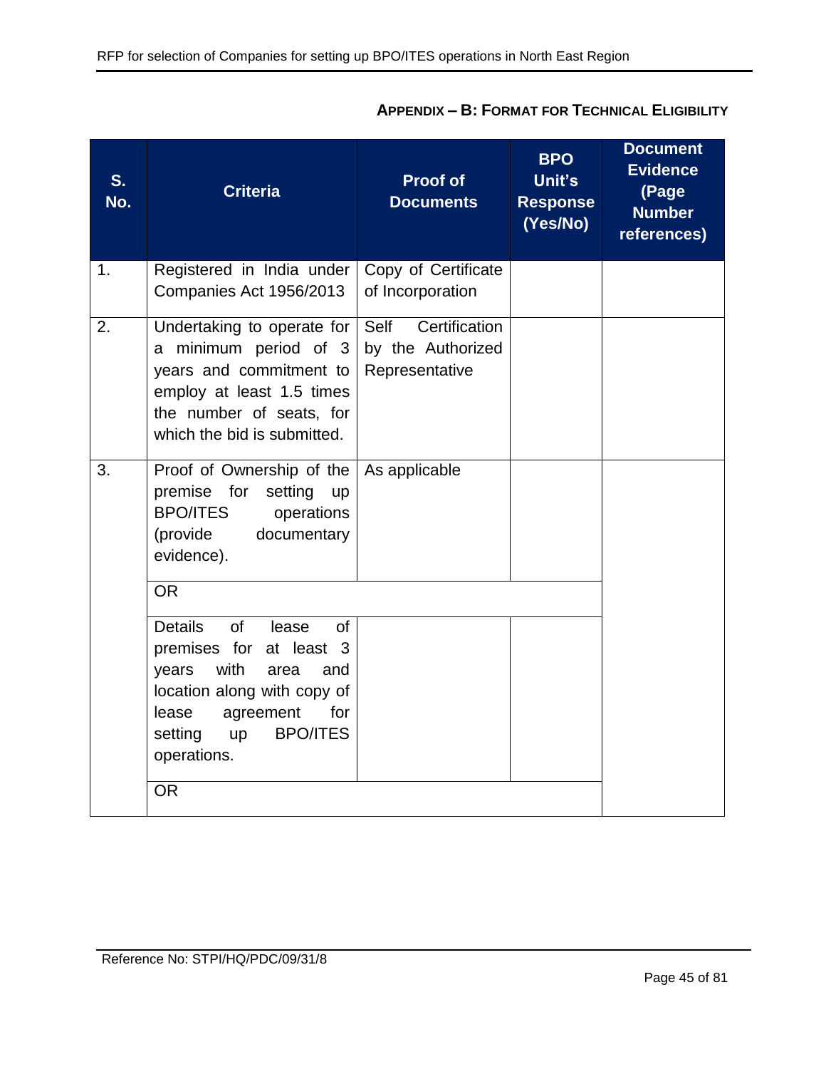**APPENDIX – B: FORMAT FOR TECHNICAL ELIGIBILITY**

| S. No. | Criteria | Proof of Documents | BPO Unit's Response (Yes/No) | Document Evidence (Page Number references) |
|---|---|---|---|---|
| 1. | Registered in India under Companies Act 1956/2013 | Copy of Certificate of Incorporation | | |
| 2. | Undertaking to operate for a minimum period of 3 years and commitment to employ at least 1.5 times the number of seats, for which the bid is submitted. | Self Certification by the Authorized Representative | | |
| 3. | Proof of Ownership of the premise for setting up BPO/ITES operations (provide documentary evidence). | As applicable | | |
| | OR | | | |
| | Details of lease of premises for at least 3 years with area and location along with copy of lease agreement for setting up BPO/ITES operations. | | | |
| | OR | | | |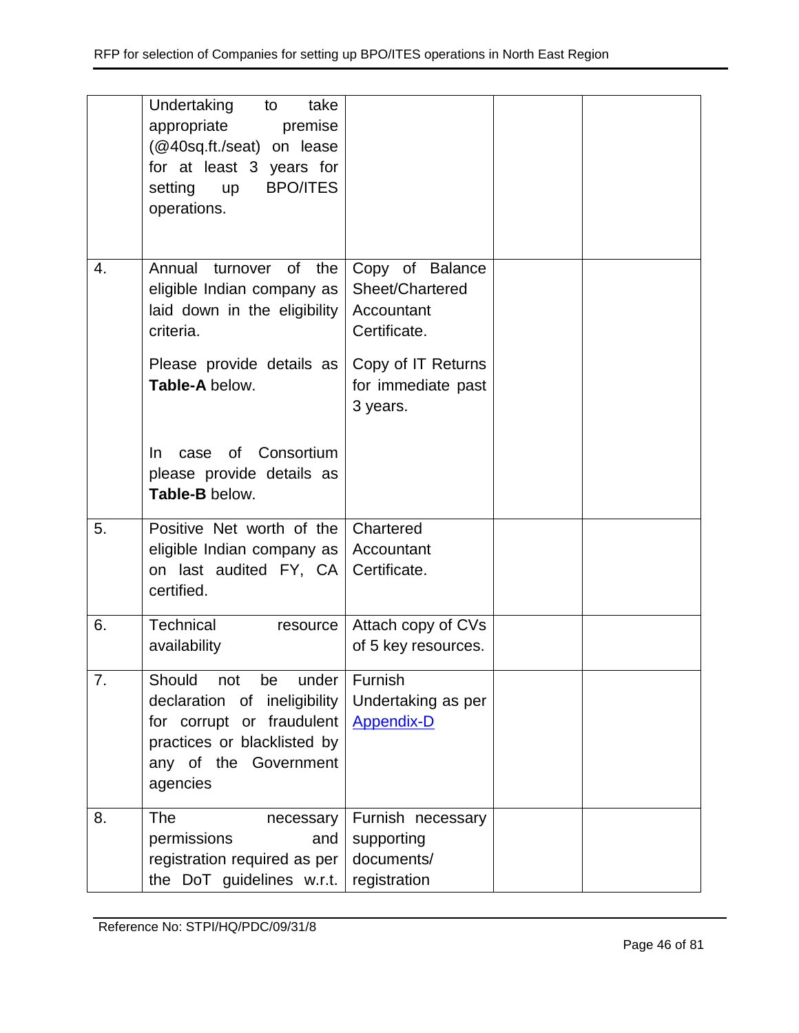| | | | | |
|---|---|---|---|---|
| | Undertaking to take appropriate premise (@40sq.ft./seat) on lease for at least 3 years for setting up BPO/ITES operations. | | | |
| 4. | Annual turnover of the eligible Indian company as laid down in the eligibility criteria.<br><br>Please provide details as **Table-A** below.<br><br>In case of Consortium please provide details as **Table-B** below. | Copy of Balance Sheet/Chartered Accountant Certificate.<br><br>Copy of IT Returns for immediate past 3 years. | | |
| 5. | Positive Net worth of the eligible Indian company as on last audited FY, CA certified. | Chartered Accountant Certificate. | | |
| 6. | Technical resource availability | Attach copy of CVs of 5 key resources. | | |
| 7. | Should not be under declaration of ineligibility for corrupt or fraudulent practices or blacklisted by any of the Government agencies | Furnish Undertaking as per Appendix-D | | |
| 8. | The necessary permissions and registration required as per the DoT guidelines w.r.t. | Furnish necessary supporting documents/ registration | | |

Reference No: STPI/HQ/PDC/09/31/8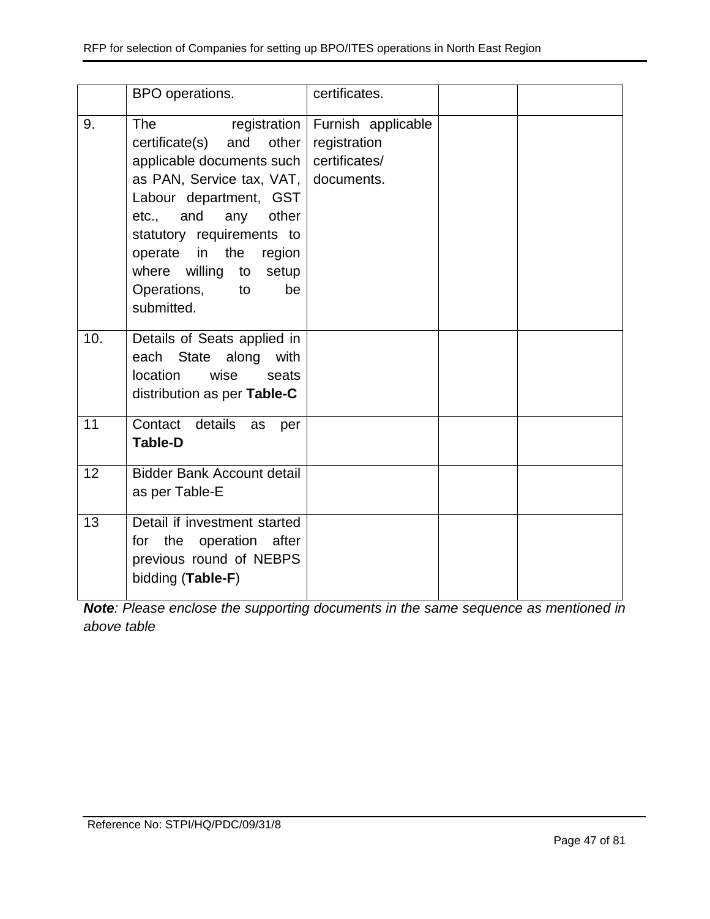| | | | | |
|---|---|---|---|---|
| | BPO operations. | certificates. | | |
| 9. | The registration certificate(s) and other applicable documents such as PAN, Service tax, VAT, Labour department, GST etc., and any other statutory requirements to operate in the region where willing to setup Operations, to be submitted. | Furnish applicable registration certificates/ documents. | | |
| 10. | Details of Seats applied in each State along with location wise seats distribution as per **Table-C** | | | |
| 11 | Contact details as per **Table-D** | | | |
| 12 | Bidder Bank Account detail as per Table-E | | | |
| 13 | Detail if investment started for the operation after previous round of NEBPS bidding (**Table-F**) | | | |

***Note**: Please enclose the supporting documents in the same sequence as mentioned in above table*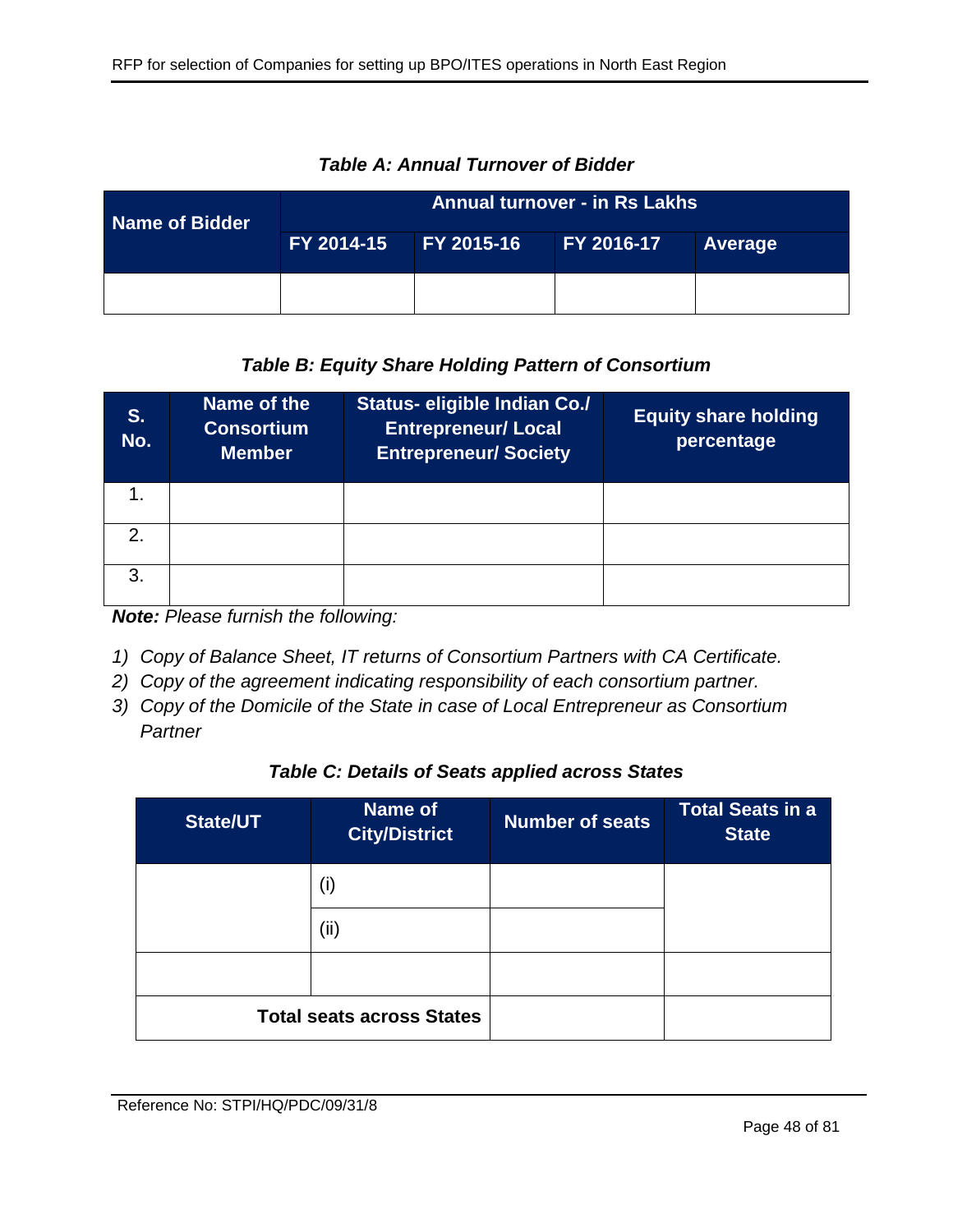***Table A: Annual Turnover of Bidder***

| Name of Bidder | Annual turnover - in Rs Lakhs | | | |
|---|---|---|---|---|
| | FY 2014-15 | FY 2015-16 | FY 2016-17 | Average |
| | | | | |

***Table B: Equity Share Holding Pattern of Consortium***

| S. No. | Name of the Consortium Member | Status- eligible Indian Co./ Entrepreneur/ Local Entrepreneur/ Society | Equity share holding percentage |
|---|---|---|---|
| 1. | | | |
| 2. | | | |
| 3. | | | |

***Note:*** *Please furnish the following:*

1) *Copy of Balance Sheet, IT returns of Consortium Partners with CA Certificate.*
2) *Copy of the agreement indicating responsibility of each consortium partner.*
3) *Copy of the Domicile of the State in case of Local Entrepreneur as Consortium Partner*

***Table C: Details of Seats applied across States***

| State/UT | Name of City/District | Number of seats | Total Seats in a State |
|---|---|---|---|
| | (i) | | |
| | (ii) | | |
| | | | |
| **Total seats across States** | | | |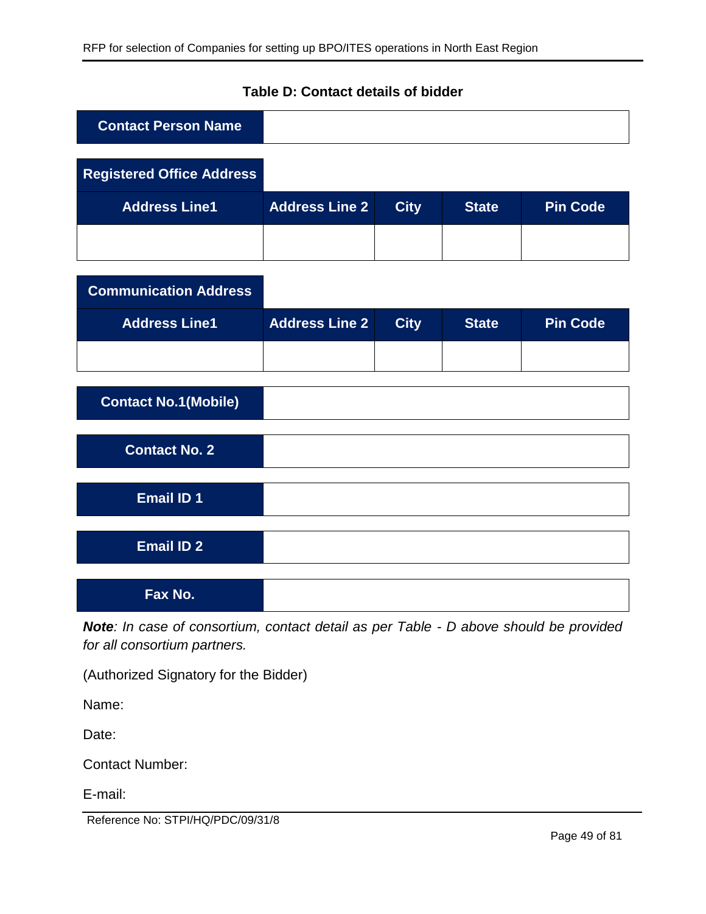**Table D: Contact details of bidder**

| Contact Person Name | |
|---|---|

| Registered Office Address | | | | |
|---|---|---|---|---|
| Address Line1 | Address Line 2 | City | State | Pin Code |
| | | | | |

| Communication Address | | | | |
|---|---|---|---|---|
| Address Line1 | Address Line 2 | City | State | Pin Code |
| | | | | |

| Contact No.1(Mobile) | |
|---|---|

| Contact No. 2 | |
|---|---|

| Email ID 1 | |
|---|---|

| Email ID 2 | |
|---|---|

| Fax No. | |
|---|---|

***Note**: In case of consortium, contact detail as per Table - D above should be provided for all consortium partners.*

(Authorized Signatory for the Bidder)

Name:

Date:

Contact Number:

E-mail:

Reference No: STPI/HQ/PDC/09/31/8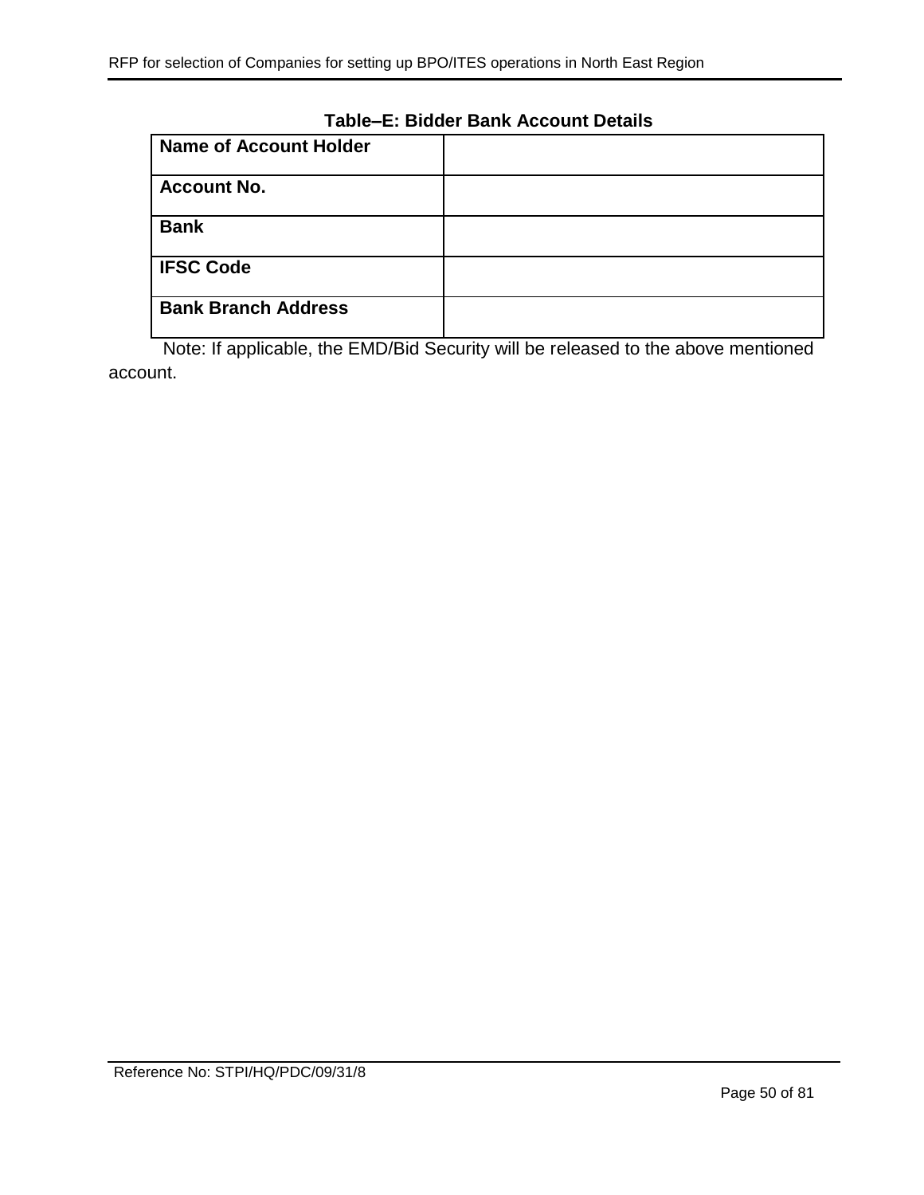**Table–E: Bidder Bank Account Details**

| **Name of Account Holder** | |
|---|---|
| **Account No.** | |
| **Bank** | |
| **IFSC Code** | |
| **Bank Branch Address** | |

Note: If applicable, the EMD/Bid Security will be released to the above mentioned account.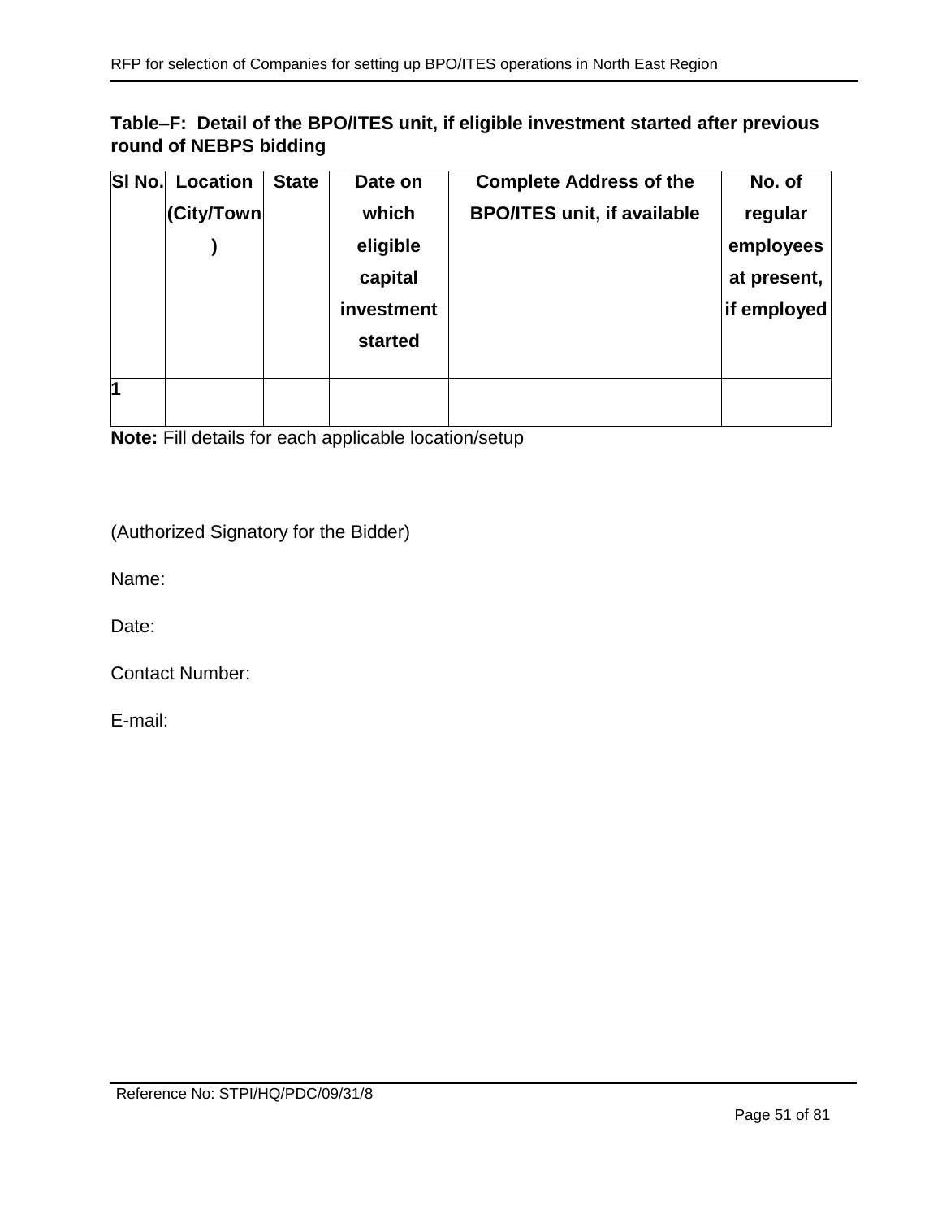**Table–F: Detail of the BPO/ITES unit, if eligible investment started after previous round of NEBPS bidding**

| Sl No. | Location (City/Town) | State | Date on which eligible capital investment started | Complete Address of the BPO/ITES unit, if available | No. of regular employees at present, if employed |
|---|---|---|---|---|---|
| 1 | | | | | |

**Note:** Fill details for each applicable location/setup

(Authorized Signatory for the Bidder)

Name:

Date:

Contact Number:

E-mail:

Reference No: STPI/HQ/PDC/09/31/8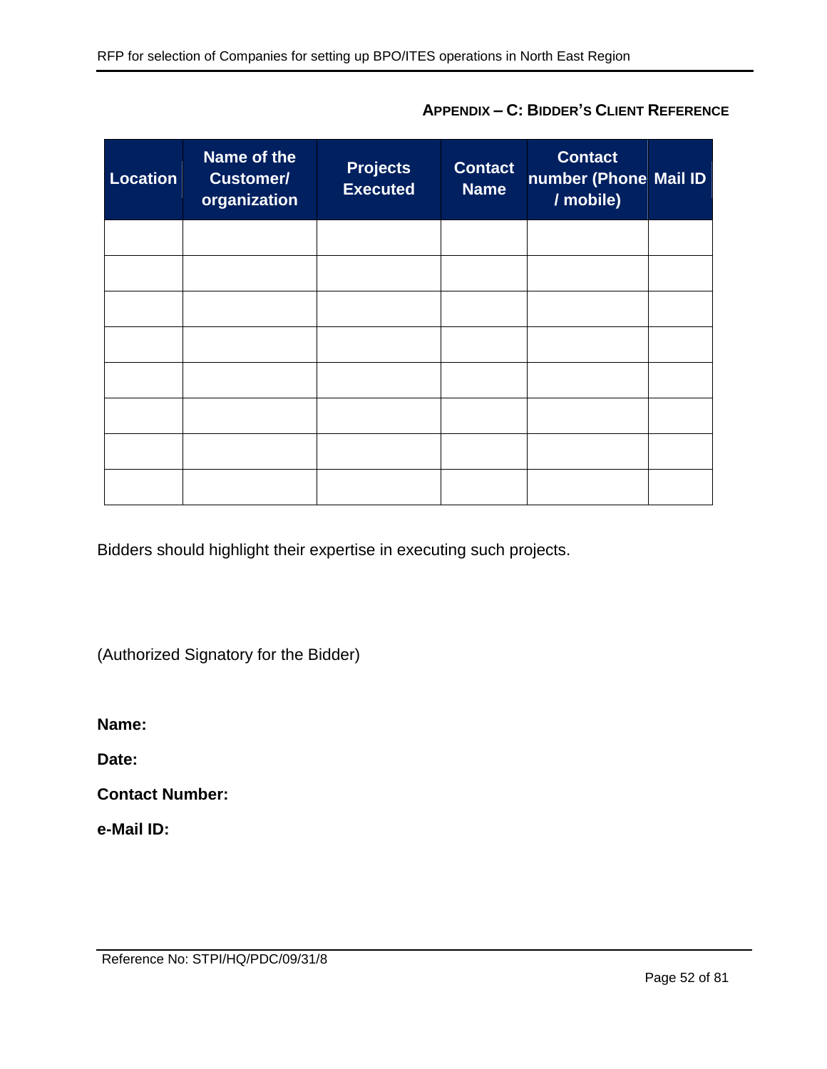## APPENDIX – C: BIDDER'S CLIENT REFERENCE

| Location | Name of the Customer/ organization | Projects Executed | Contact Name | Contact number (Phone / mobile) | Mail ID |
|---|---|---|---|---|---|
| | | | | | |
| | | | | | |
| | | | | | |
| | | | | | |
| | | | | | |
| | | | | | |
| | | | | | |
| | | | | | |

Bidders should highlight their expertise in executing such projects.

(Authorized Signatory for the Bidder)

**Name:**

**Date:**

**Contact Number:**

**e-Mail ID:**

Reference No: STPI/HQ/PDC/09/31/8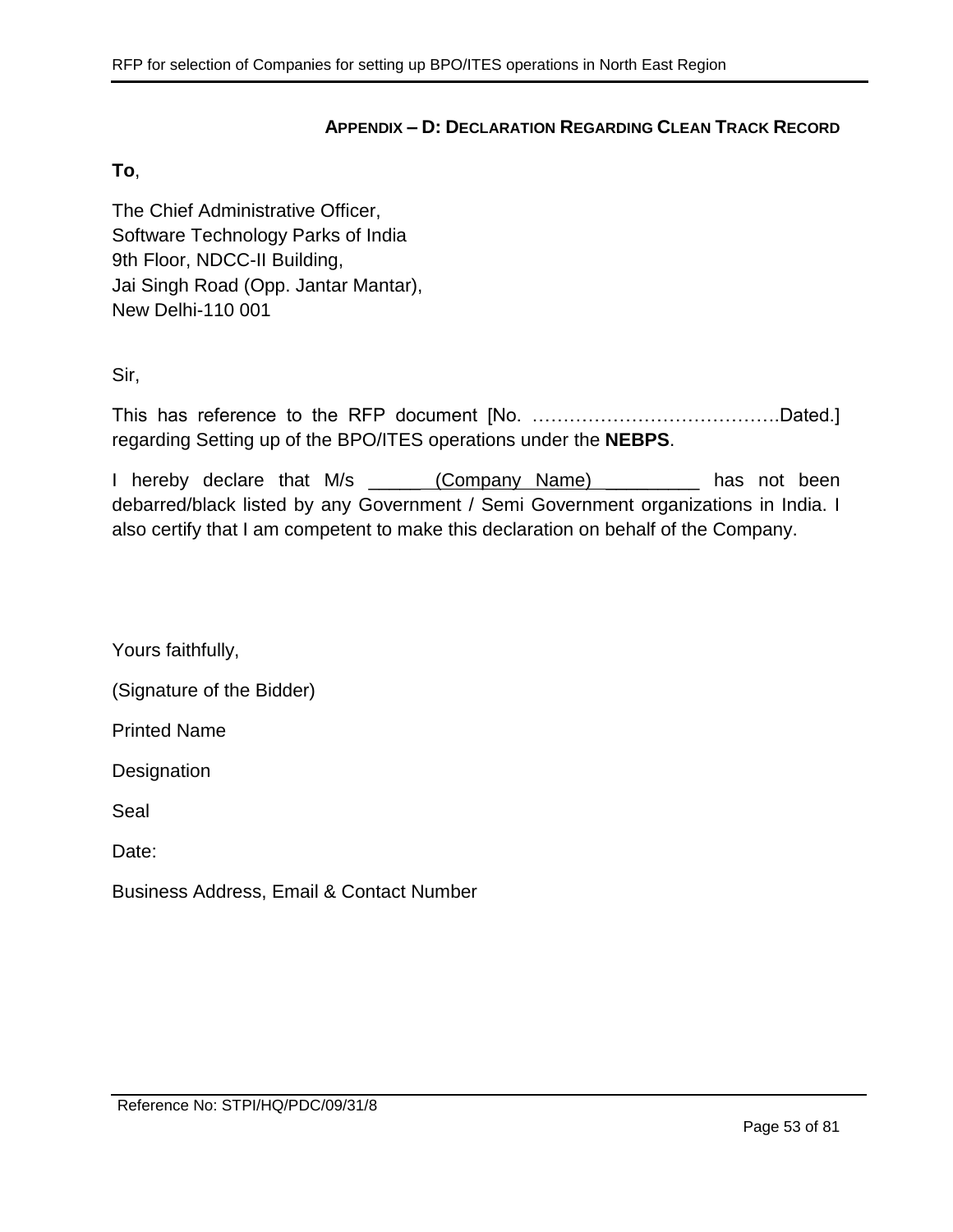## APPENDIX – D: DECLARATION REGARDING CLEAN TRACK RECORD

**To**,

The Chief Administrative Officer,
Software Technology Parks of India
9th Floor, NDCC-II Building,
Jai Singh Road (Opp. Jantar Mantar),
New Delhi-110 001

Sir,

This has reference to the RFP document [No. …………………………………..Dated.] regarding Setting up of the BPO/ITES operations under the **NEBPS**.

I hereby declare that M/s _____ (Company Name) _________ has not been debarred/black listed by any Government / Semi Government organizations in India. I also certify that I am competent to make this declaration on behalf of the Company.

Yours faithfully,

(Signature of the Bidder)

Printed Name

Designation

Seal

Date:

Business Address, Email & Contact Number

Reference No: STPI/HQ/PDC/09/31/8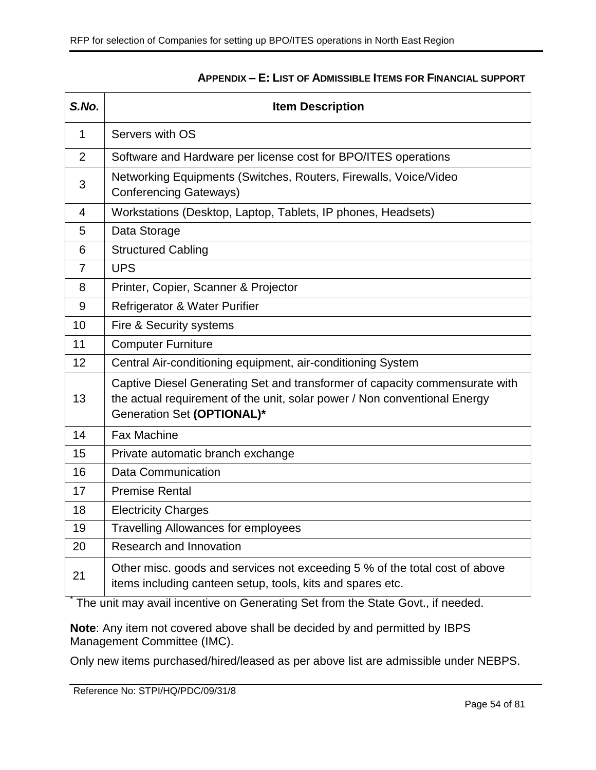## APPENDIX – E: LIST OF ADMISSIBLE ITEMS FOR FINANCIAL SUPPORT

| *S.No.* | Item Description |
|---|---|
| 1 | Servers with OS |
| 2 | Software and Hardware per license cost for BPO/ITES operations |
| 3 | Networking Equipments (Switches, Routers, Firewalls, Voice/Video Conferencing Gateways) |
| 4 | Workstations (Desktop, Laptop, Tablets, IP phones, Headsets) |
| 5 | Data Storage |
| 6 | Structured Cabling |
| 7 | UPS |
| 8 | Printer, Copier, Scanner & Projector |
| 9 | Refrigerator & Water Purifier |
| 10 | Fire & Security systems |
| 11 | Computer Furniture |
| 12 | Central Air-conditioning equipment, air-conditioning System |
| 13 | Captive Diesel Generating Set and transformer of capacity commensurate with the actual requirement of the unit, solar power / Non conventional Energy Generation Set **(OPTIONAL)*** |
| 14 | Fax Machine |
| 15 | Private automatic branch exchange |
| 16 | Data Communication |
| 17 | Premise Rental |
| 18 | Electricity Charges |
| 19 | Travelling Allowances for employees |
| 20 | Research and Innovation |
| 21 | Other misc. goods and services not exceeding 5 % of the total cost of above items including canteen setup, tools, kits and spares etc. |

[*] The unit may avail incentive on Generating Set from the State Govt., if needed.

**Note**: Any item not covered above shall be decided by and permitted by IBPS Management Committee (IMC).

Only new items purchased/hired/leased as per above list are admissible under NEBPS.

Reference No: STPI/HQ/PDC/09/31/8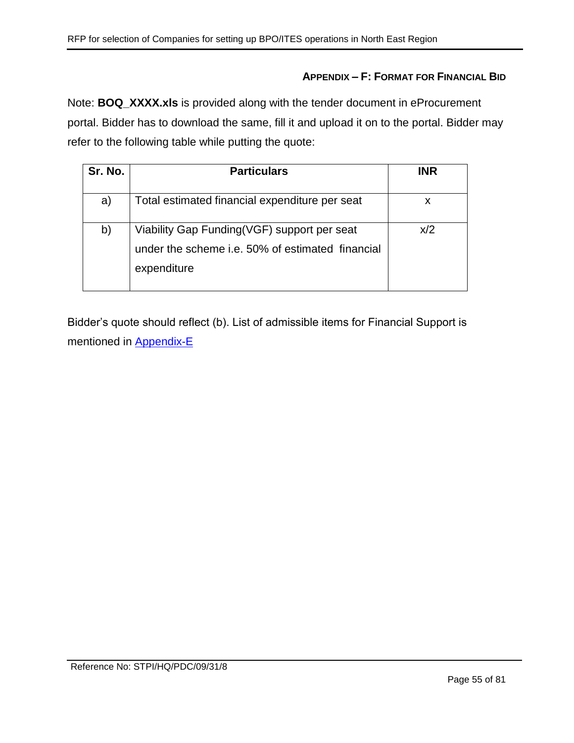### APPENDIX – F: FORMAT FOR FINANCIAL BID

Note: **BOQ_XXXX.xls** is provided along with the tender document in eProcurement portal. Bidder has to download the same, fill it and upload it on to the portal. Bidder may refer to the following table while putting the quote:

| Sr. No. | Particulars | INR |
|---|---|---|
| a) | Total estimated financial expenditure per seat | x |
| b) | Viability Gap Funding(VGF) support per seat under the scheme i.e. 50% of estimated financial expenditure | x/2 |

Bidder's quote should reflect (b). List of admissible items for Financial Support is mentioned in Appendix-E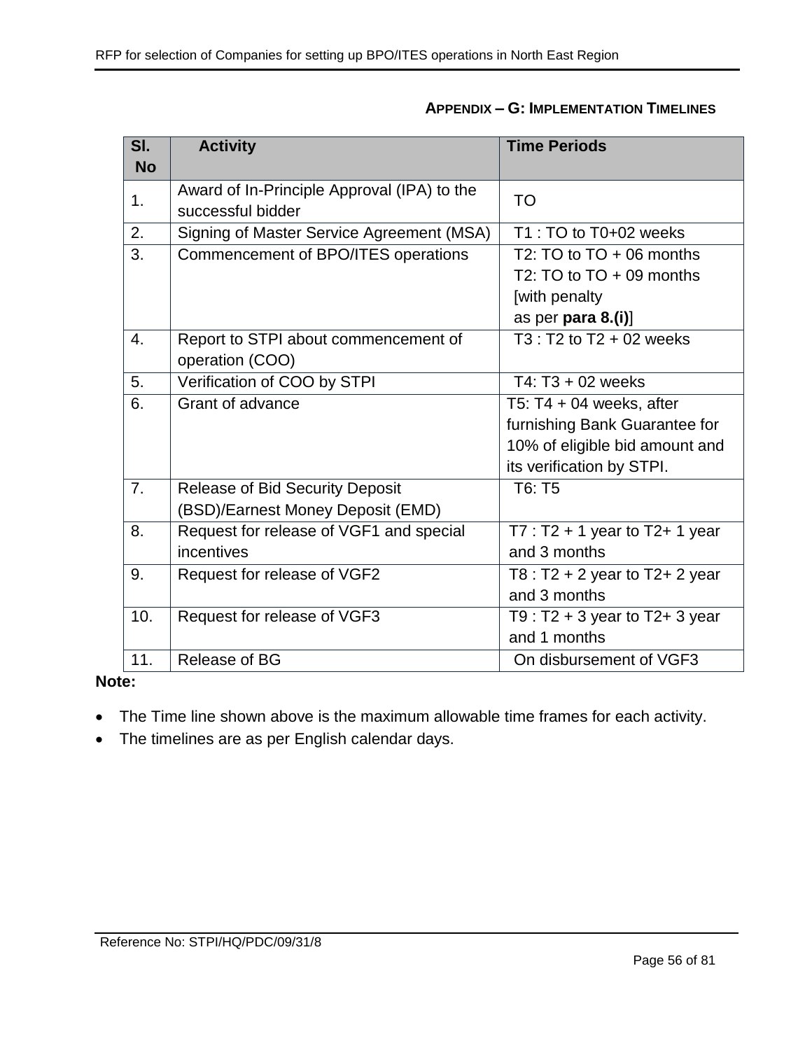### APPENDIX – G: IMPLEMENTATION TIMELINES

| Sl. No | Activity | Time Periods |
|---|---|---|
| 1. | Award of In-Principle Approval (IPA) to the successful bidder | TO |
| 2. | Signing of Master Service Agreement (MSA) | T1 : TO to T0+02 weeks |
| 3. | Commencement of BPO/ITES operations | T2: TO to TO + 06 months<br>T2: TO to TO + 09 months [with penalty as per **para 8.(i)**] |
| 4. | Report to STPI about commencement of operation (COO) | T3 : T2 to T2 + 02 weeks |
| 5. | Verification of COO by STPI | T4: T3 + 02 weeks |
| 6. | Grant of advance | T5: T4 + 04 weeks, after furnishing Bank Guarantee for 10% of eligible bid amount and its verification by STPI. |
| 7. | Release of Bid Security Deposit (BSD)/Earnest Money Deposit (EMD) | T6: T5 |
| 8. | Request for release of VGF1 and special incentives | T7 : T2 + 1 year to T2+ 1 year and 3 months |
| 9. | Request for release of VGF2 | T8 : T2 + 2 year to T2+ 2 year and 3 months |
| 10. | Request for release of VGF3 | T9 : T2 + 3 year to T2+ 3 year and 1 months |
| 11. | Release of BG | On disbursement of VGF3 |

**Note:**

- The Time line shown above is the maximum allowable time frames for each activity.
- The timelines are as per English calendar days.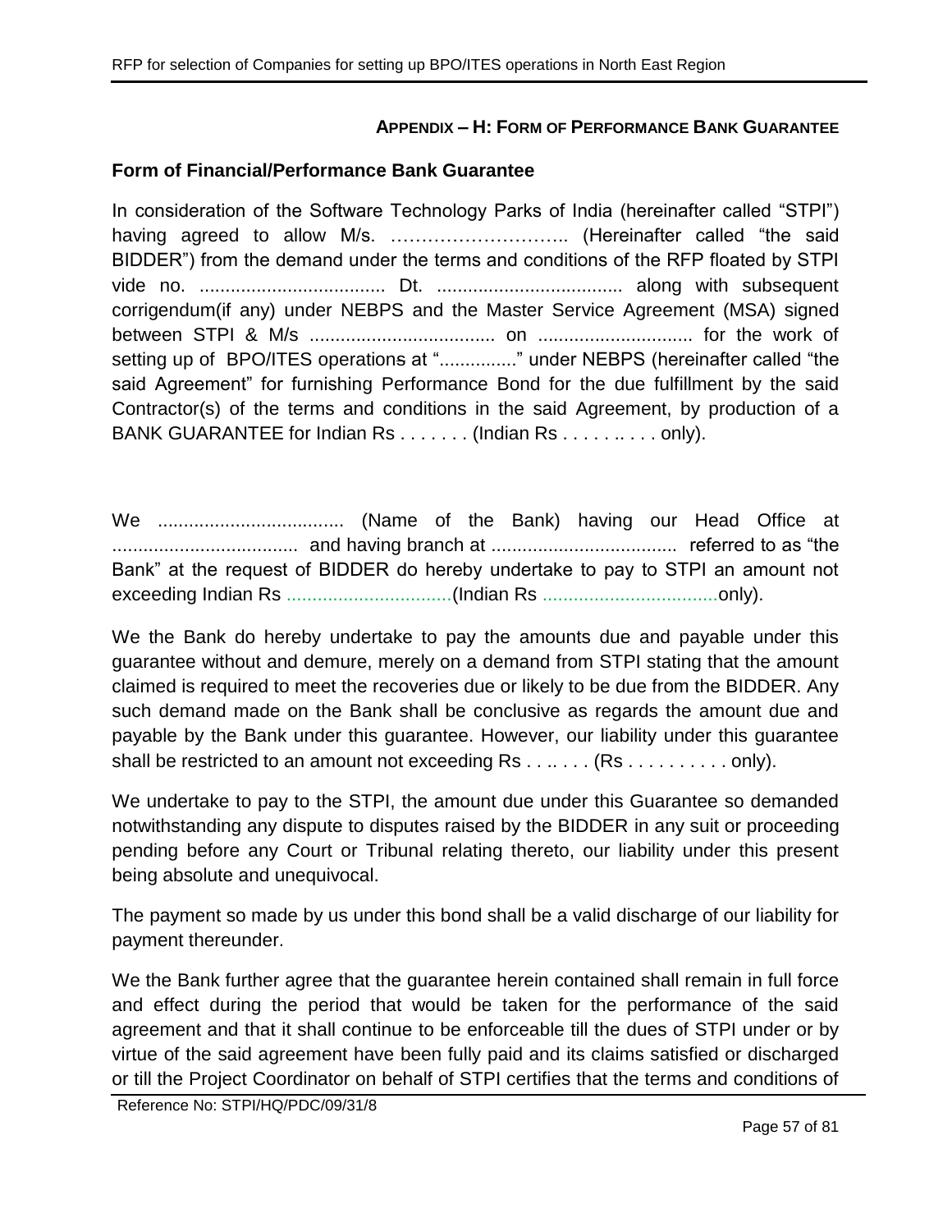### APPENDIX – H: FORM OF PERFORMANCE BANK GUARANTEE

**Form of Financial/Performance Bank Guarantee**

In consideration of the Software Technology Parks of India (hereinafter called "STPI") having agreed to allow M/s. ……………………….. (Hereinafter called "the said BIDDER") from the demand under the terms and conditions of the RFP floated by STPI vide no. .................................... Dt. .................................... along with subsequent corrigendum(if any) under NEBPS and the Master Service Agreement (MSA) signed between STPI & M/s .................................... on .............................. for the work of setting up of BPO/ITES operations at "..............." under NEBPS (hereinafter called "the said Agreement" for furnishing Performance Bond for the due fulfillment by the said Contractor(s) of the terms and conditions in the said Agreement, by production of a BANK GUARANTEE for Indian Rs . . . . . . . (Indian Rs . . . . . .. . . . only).

We .................................... (Name of the Bank) having our Head Office at .................................... and having branch at .................................... referred to as "the Bank" at the request of BIDDER do hereby undertake to pay to STPI an amount not exceeding Indian Rs ................................(Indian Rs ..................................only).

We the Bank do hereby undertake to pay the amounts due and payable under this guarantee without and demure, merely on a demand from STPI stating that the amount claimed is required to meet the recoveries due or likely to be due from the BIDDER. Any such demand made on the Bank shall be conclusive as regards the amount due and payable by the Bank under this guarantee. However, our liability under this guarantee shall be restricted to an amount not exceeding Rs . . .. . . . (Rs . . . . . . . . . . only).

We undertake to pay to the STPI, the amount due under this Guarantee so demanded notwithstanding any dispute to disputes raised by the BIDDER in any suit or proceeding pending before any Court or Tribunal relating thereto, our liability under this present being absolute and unequivocal.

The payment so made by us under this bond shall be a valid discharge of our liability for payment thereunder.

We the Bank further agree that the guarantee herein contained shall remain in full force and effect during the period that would be taken for the performance of the said agreement and that it shall continue to be enforceable till the dues of STPI under or by virtue of the said agreement have been fully paid and its claims satisfied or discharged or till the Project Coordinator on behalf of STPI certifies that the terms and conditions of

Reference No: STPI/HQ/PDC/09/31/8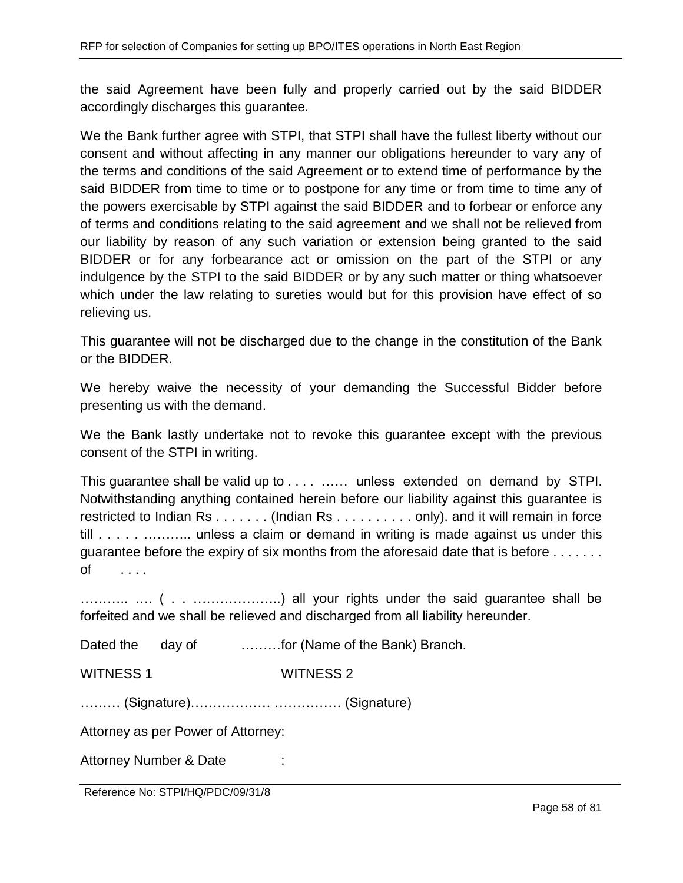the said Agreement have been fully and properly carried out by the said BIDDER accordingly discharges this guarantee.

We the Bank further agree with STPI, that STPI shall have the fullest liberty without our consent and without affecting in any manner our obligations hereunder to vary any of the terms and conditions of the said Agreement or to extend time of performance by the said BIDDER from time to time or to postpone for any time or from time to time any of the powers exercisable by STPI against the said BIDDER and to forbear or enforce any of terms and conditions relating to the said agreement and we shall not be relieved from our liability by reason of any such variation or extension being granted to the said BIDDER or for any forbearance act or omission on the part of the STPI or any indulgence by the STPI to the said BIDDER or by any such matter or thing whatsoever which under the law relating to sureties would but for this provision have effect of so relieving us.

This guarantee will not be discharged due to the change in the constitution of the Bank or the BIDDER.

We hereby waive the necessity of your demanding the Successful Bidder before presenting us with the demand.

We the Bank lastly undertake not to revoke this guarantee except with the previous consent of the STPI in writing.

This guarantee shall be valid up to . . . . …… unless extended on demand by STPI. Notwithstanding anything contained herein before our liability against this guarantee is restricted to Indian Rs . . . . . . . (Indian Rs . . . . . . . . . . only). and it will remain in force till . . . . . ……….. unless a claim or demand in writing is made against us under this guarantee before the expiry of six months from the aforesaid date that is before . . . . . . . of . . . .

……….. …. ( . . ………………..) all your rights under the said guarantee shall be forfeited and we shall be relieved and discharged from all liability hereunder.

Dated the day of ………for (Name of the Bank) Branch.

WITNESS 1 WITNESS 2

……… (Signature)……………… …………… (Signature)

Attorney as per Power of Attorney:

Attorney Number & Date :

Reference No: STPI/HQ/PDC/09/31/8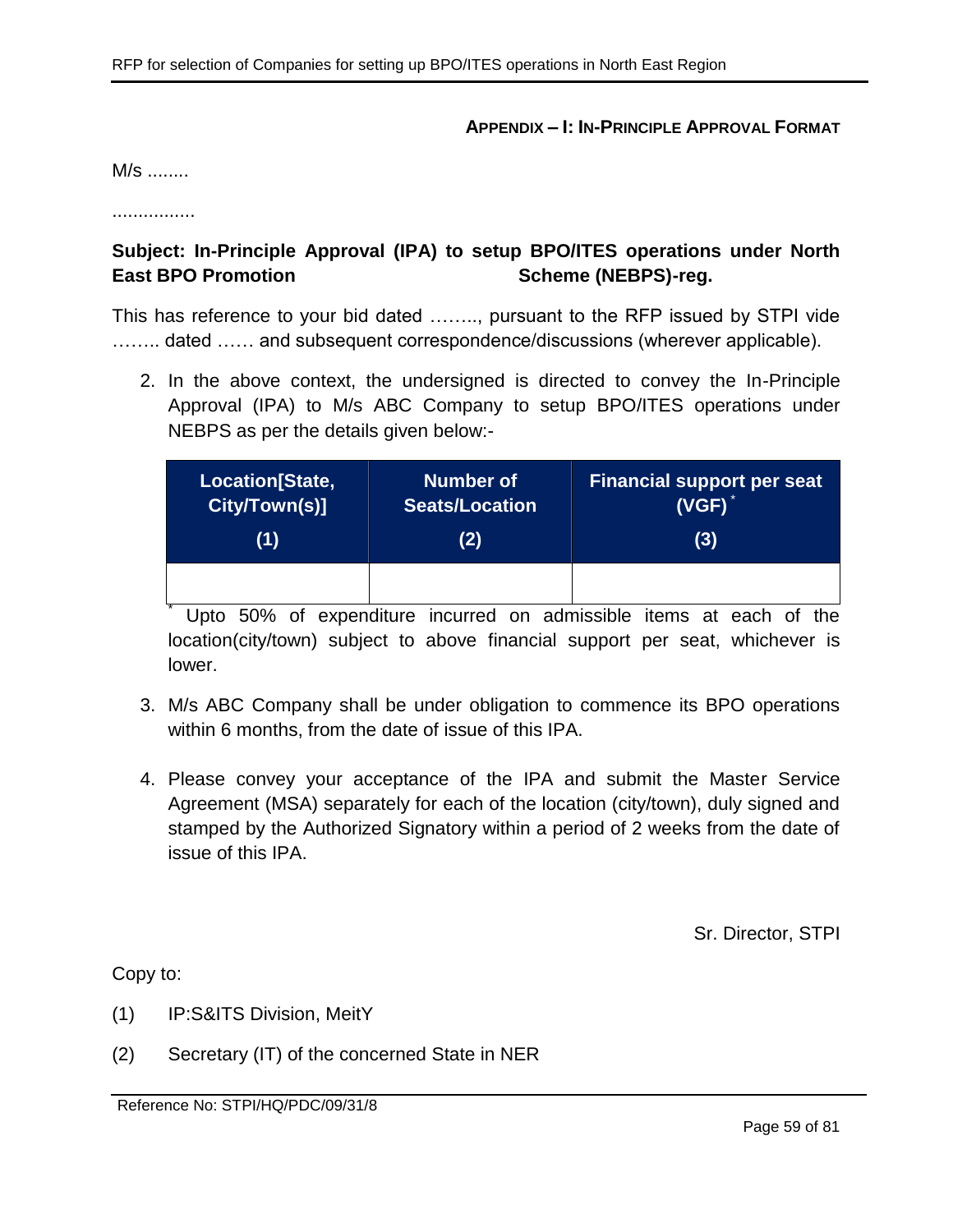**APPENDIX – I: IN-PRINCIPLE APPROVAL FORMAT**

M/s ........

................

**Subject: In-Principle Approval (IPA) to setup BPO/ITES operations under North East BPO Promotion Scheme (NEBPS)-reg.**

This has reference to your bid dated …….., pursuant to the RFP issued by STPI vide …….. dated …… and subsequent correspondence/discussions (wherever applicable).

2. In the above context, the undersigned is directed to convey the In-Principle Approval (IPA) to M/s ABC Company to setup BPO/ITES operations under NEBPS as per the details given below:-

| Location[State, City/Town(s)] (1) | Number of Seats/Location (2) | Financial support per seat (VGF) * (3) |
|---|---|---|
| | | |

\* Upto 50% of expenditure incurred on admissible items at each of the location(city/town) subject to above financial support per seat, whichever is lower.

3. M/s ABC Company shall be under obligation to commence its BPO operations within 6 months, from the date of issue of this IPA.

4. Please convey your acceptance of the IPA and submit the Master Service Agreement (MSA) separately for each of the location (city/town), duly signed and stamped by the Authorized Signatory within a period of 2 weeks from the date of issue of this IPA.

Sr. Director, STPI

Copy to:

(1) IP:S&ITS Division, MeitY

(2) Secretary (IT) of the concerned State in NER

Reference No: STPI/HQ/PDC/09/31/8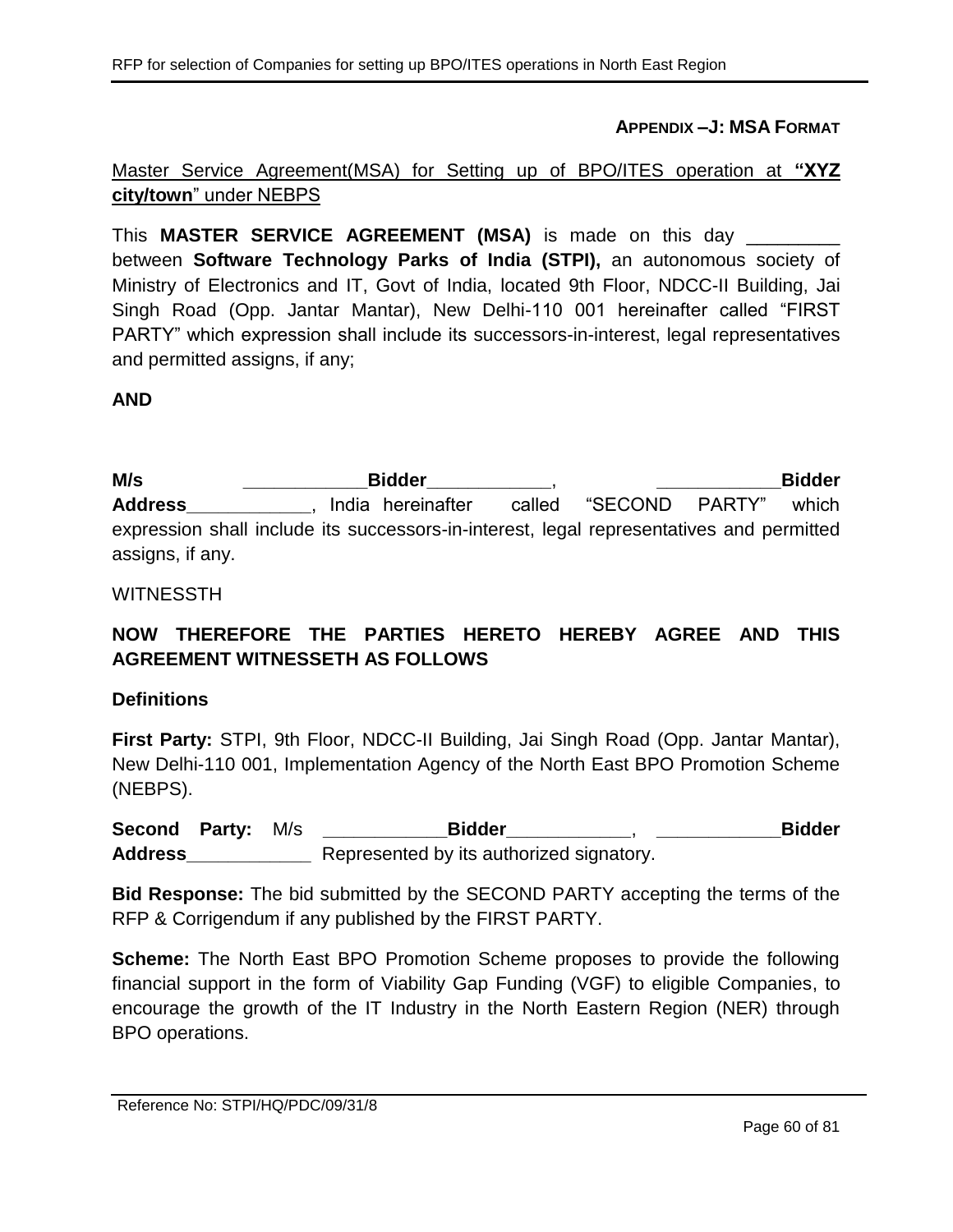**APPENDIX –J: MSA FORMAT**

Master Service Agreement(MSA) for Setting up of BPO/ITES operation at **"XYZ city/town"** under NEBPS

This **MASTER SERVICE AGREEMENT (MSA)** is made on this day _________ between **Software Technology Parks of India (STPI),** an autonomous society of Ministry of Electronics and IT, Govt of India, located 9th Floor, NDCC-II Building, Jai Singh Road (Opp. Jantar Mantar), New Delhi-110 001 hereinafter called "FIRST PARTY" which expression shall include its successors-in-interest, legal representatives and permitted assigns, if any;

**AND**

**M/s ____________Bidder____________, ____________Bidder Address____________**, India hereinafter called "SECOND PARTY" which expression shall include its successors-in-interest, legal representatives and permitted assigns, if any.

WITNESSTH

**NOW THEREFORE THE PARTIES HERETO HEREBY AGREE AND THIS AGREEMENT WITNESSETH AS FOLLOWS**

**Definitions**

**First Party:** STPI, 9th Floor, NDCC-II Building, Jai Singh Road (Opp. Jantar Mantar), New Delhi-110 001, Implementation Agency of the North East BPO Promotion Scheme (NEBPS).

**Second Party:** M/s **____________Bidder____________, ____________Bidder Address____________** Represented by its authorized signatory.

**Bid Response:** The bid submitted by the SECOND PARTY accepting the terms of the RFP & Corrigendum if any published by the FIRST PARTY.

**Scheme:** The North East BPO Promotion Scheme proposes to provide the following financial support in the form of Viability Gap Funding (VGF) to eligible Companies, to encourage the growth of the IT Industry in the North Eastern Region (NER) through BPO operations.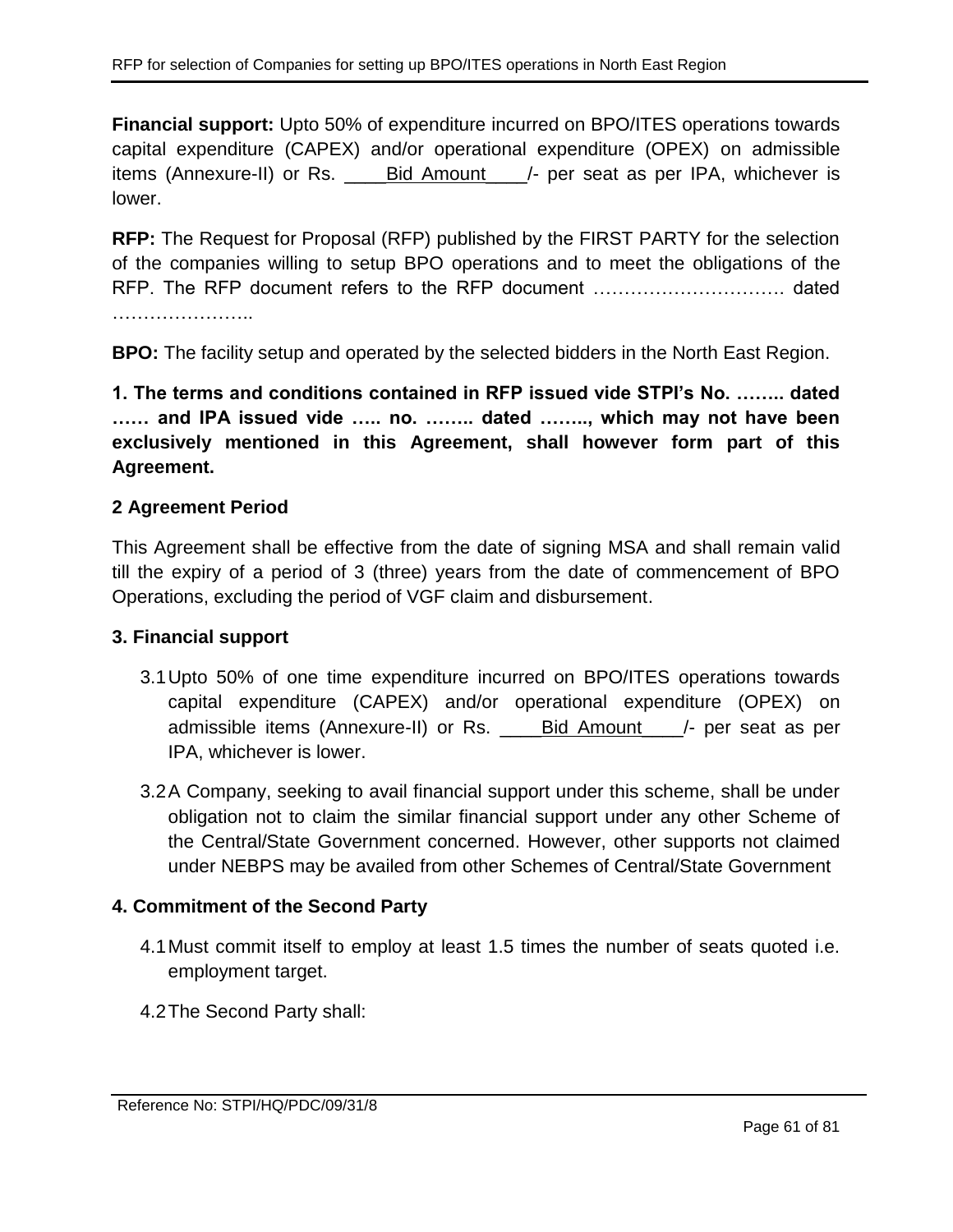**Financial support:** Upto 50% of expenditure incurred on BPO/ITES operations towards capital expenditure (CAPEX) and/or operational expenditure (OPEX) on admissible items (Annexure-II) or Rs. ____Bid Amount____/- per seat as per IPA, whichever is lower.

**RFP:** The Request for Proposal (RFP) published by the FIRST PARTY for the selection of the companies willing to setup BPO operations and to meet the obligations of the RFP. The RFP document refers to the RFP document ………………………… dated …………………..

**BPO:** The facility setup and operated by the selected bidders in the North East Region.

**1. The terms and conditions contained in RFP issued vide STPI's No. …….. dated …… and IPA issued vide ….. no. …….. dated …….., which may not have been exclusively mentioned in this Agreement, shall however form part of this Agreement.**

**2 Agreement Period**

This Agreement shall be effective from the date of signing MSA and shall remain valid till the expiry of a period of 3 (three) years from the date of commencement of BPO Operations, excluding the period of VGF claim and disbursement.

**3. Financial support**

3.1 Upto 50% of one time expenditure incurred on BPO/ITES operations towards capital expenditure (CAPEX) and/or operational expenditure (OPEX) on admissible items (Annexure-II) or Rs. ____Bid Amount____/- per seat as per IPA, whichever is lower.

3.2 A Company, seeking to avail financial support under this scheme, shall be under obligation not to claim the similar financial support under any other Scheme of the Central/State Government concerned. However, other supports not claimed under NEBPS may be availed from other Schemes of Central/State Government

**4. Commitment of the Second Party**

4.1 Must commit itself to employ at least 1.5 times the number of seats quoted i.e. employment target.

4.2 The Second Party shall: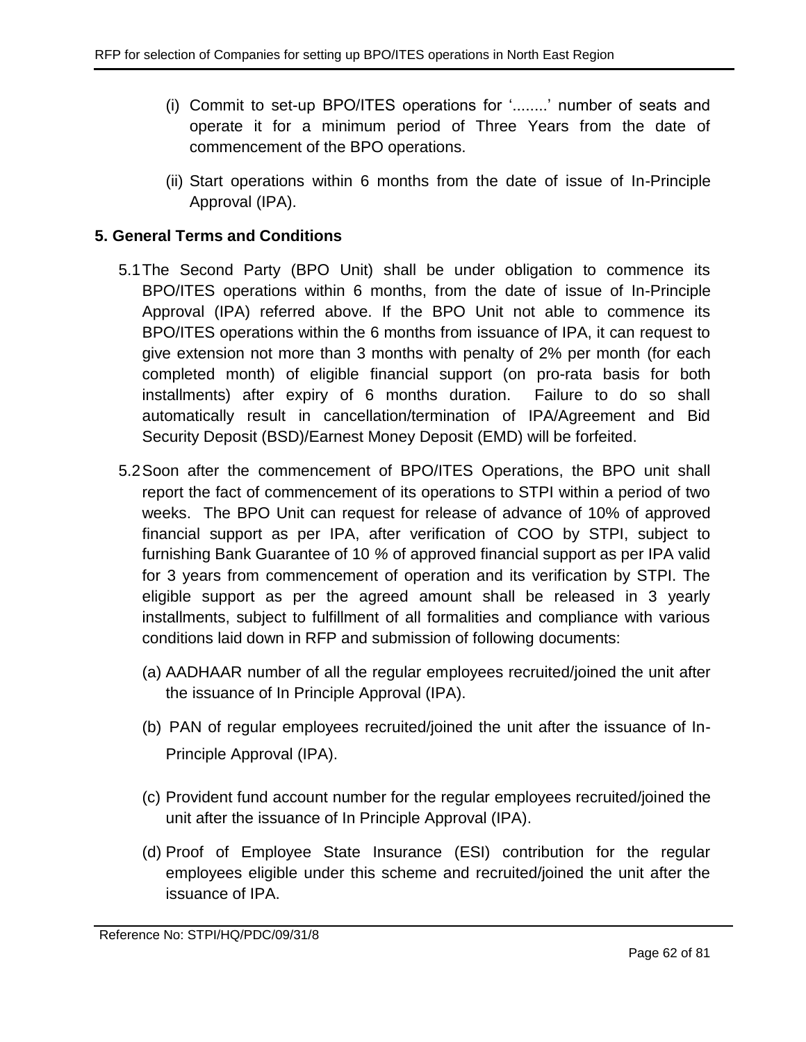(i) Commit to set-up BPO/ITES operations for '........' number of seats and operate it for a minimum period of Three Years from the date of commencement of the BPO operations.

(ii) Start operations within 6 months from the date of issue of In-Principle Approval (IPA).

## 5. General Terms and Conditions

5.1 The Second Party (BPO Unit) shall be under obligation to commence its BPO/ITES operations within 6 months, from the date of issue of In-Principle Approval (IPA) referred above. If the BPO Unit not able to commence its BPO/ITES operations within the 6 months from issuance of IPA, it can request to give extension not more than 3 months with penalty of 2% per month (for each completed month) of eligible financial support (on pro-rata basis for both installments) after expiry of 6 months duration. Failure to do so shall automatically result in cancellation/termination of IPA/Agreement and Bid Security Deposit (BSD)/Earnest Money Deposit (EMD) will be forfeited.

5.2 Soon after the commencement of BPO/ITES Operations, the BPO unit shall report the fact of commencement of its operations to STPI within a period of two weeks. The BPO Unit can request for release of advance of 10% of approved financial support as per IPA, after verification of COO by STPI, subject to furnishing Bank Guarantee of 10 % of approved financial support as per IPA valid for 3 years from commencement of operation and its verification by STPI. The eligible support as per the agreed amount shall be released in 3 yearly installments, subject to fulfillment of all formalities and compliance with various conditions laid down in RFP and submission of following documents:

(a) AADHAAR number of all the regular employees recruited/joined the unit after the issuance of In Principle Approval (IPA).

(b) PAN of regular employees recruited/joined the unit after the issuance of In-Principle Approval (IPA).

(c) Provident fund account number for the regular employees recruited/joined the unit after the issuance of In Principle Approval (IPA).

(d) Proof of Employee State Insurance (ESI) contribution for the regular employees eligible under this scheme and recruited/joined the unit after the issuance of IPA.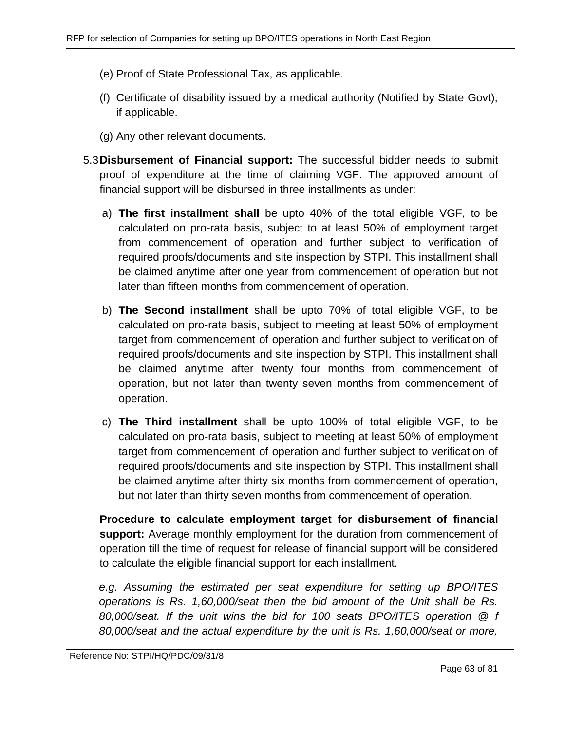(e) Proof of State Professional Tax, as applicable.

(f) Certificate of disability issued by a medical authority (Notified by State Govt), if applicable.

(g) Any other relevant documents.

5.3 **Disbursement of Financial support:** The successful bidder needs to submit proof of expenditure at the time of claiming VGF. The approved amount of financial support will be disbursed in three installments as under:

a) **The first installment shall** be upto 40% of the total eligible VGF, to be calculated on pro-rata basis, subject to at least 50% of employment target from commencement of operation and further subject to verification of required proofs/documents and site inspection by STPI. This installment shall be claimed anytime after one year from commencement of operation but not later than fifteen months from commencement of operation.

b) **The Second installment** shall be upto 70% of total eligible VGF, to be calculated on pro-rata basis, subject to meeting at least 50% of employment target from commencement of operation and further subject to verification of required proofs/documents and site inspection by STPI. This installment shall be claimed anytime after twenty four months from commencement of operation, but not later than twenty seven months from commencement of operation.

c) **The Third installment** shall be upto 100% of total eligible VGF, to be calculated on pro-rata basis, subject to meeting at least 50% of employment target from commencement of operation and further subject to verification of required proofs/documents and site inspection by STPI. This installment shall be claimed anytime after thirty six months from commencement of operation, but not later than thirty seven months from commencement of operation.

**Procedure to calculate employment target for disbursement of financial support:** Average monthly employment for the duration from commencement of operation till the time of request for release of financial support will be considered to calculate the eligible financial support for each installment.

*e.g. Assuming the estimated per seat expenditure for setting up BPO/ITES operations is Rs. 1,60,000/seat then the bid amount of the Unit shall be Rs. 80,000/seat. If the unit wins the bid for 100 seats BPO/ITES operation @ f 80,000/seat and the actual expenditure by the unit is Rs. 1,60,000/seat or more,*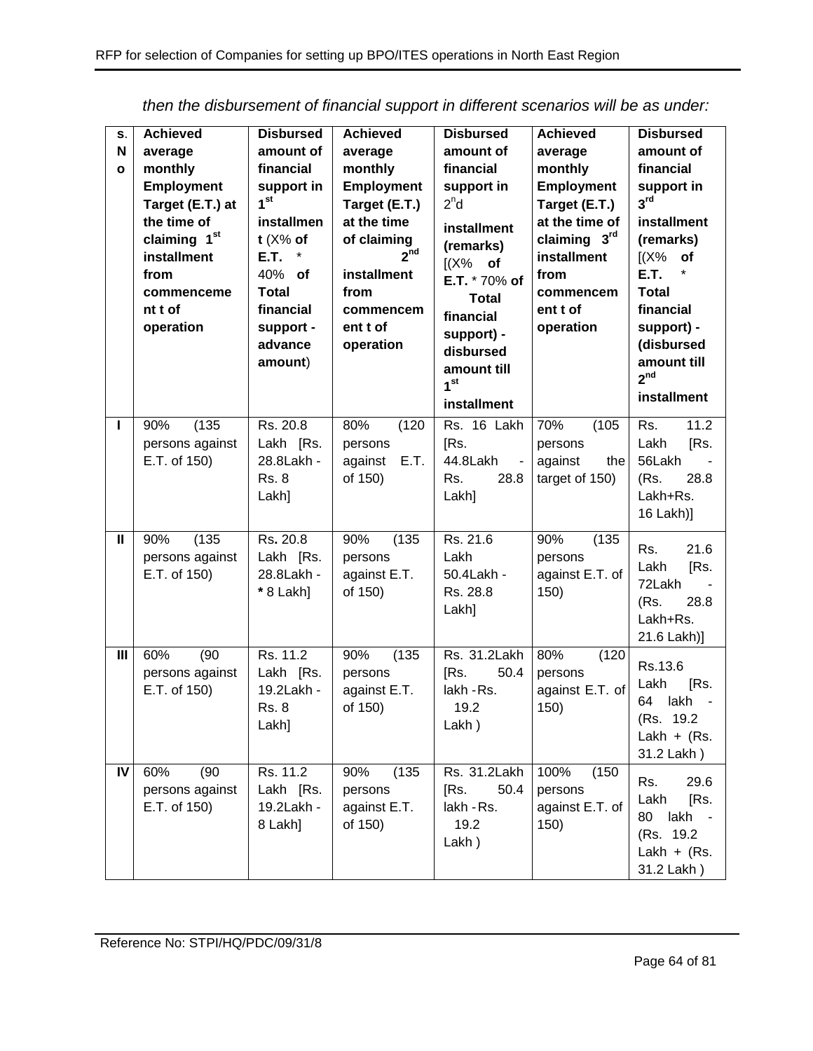*then the disbursement of financial support in different scenarios will be as under:*

| S. No | Achieved average monthly Employment Target (E.T.) at the time of claiming 1st installment from commencement of operation | Disbursed amount of financial support in 1st installment (X% of E.T. * 40% of Total financial support - advance amount) | Achieved average monthly Employment Target (E.T.) at the time of claiming 2nd installment from commencement of operation | Disbursed amount of financial support in 2nd installment (remarks) [(X% of E.T. * 70% of Total financial support) - disbursed amount till 1st installment | Achieved average monthly Employment Target (E.T.) at the time of claiming 3rd installment from commencement of operation | Disbursed amount of financial support in 3rd installment (remarks) [(X% of E.T. * Total financial support) - (disbursed amount till 2nd installment |
|---|---|---|---|---|---|---|
| I | 90% (135 persons against E.T. of 150) | Rs. 20.8 Lakh [Rs. 28.8Lakh - Rs. 8 Lakh] | 80% (120 persons against E.T. of 150) | Rs. 16 Lakh [Rs. 44.8Lakh - Rs. 28.8 Lakh] | 70% (105 persons against the target of 150) | Rs. 11.2 Lakh [Rs. 56Lakh - (Rs. 28.8 Lakh+Rs. 16 Lakh)] |
| II | 90% (135 persons against E.T. of 150) | Rs. 20.8 Lakh [Rs. 28.8Lakh - * 8 Lakh] | 90% (135 persons against E.T. of 150) | Rs. 21.6 Lakh 50.4Lakh - Rs. 28.8 Lakh] | 90% (135 persons against E.T. of 150) | Rs. 21.6 Lakh [Rs. 72Lakh - (Rs. 28.8 Lakh+Rs. 21.6 Lakh)] |
| III | 60% (90 persons against E.T. of 150) | Rs. 11.2 Lakh [Rs. 19.2Lakh - Rs. 8 Lakh] | 90% (135 persons against E.T. of 150) | Rs. 31.2Lakh [Rs. 50.4 lakh - Rs. 19.2 Lakh ) | 80% (120 persons against E.T. of 150) | Rs.13.6 Lakh [Rs. 64 lakh - (Rs. 19.2 Lakh + (Rs. 31.2 Lakh ) |
| IV | 60% (90 persons against E.T. of 150) | Rs. 11.2 Lakh [Rs. 19.2Lakh - 8 Lakh] | 90% (135 persons against E.T. of 150) | Rs. 31.2Lakh [Rs. 50.4 lakh - Rs. 19.2 Lakh ) | 100% (150 persons against E.T. of 150) | Rs. 29.6 Lakh [Rs. 80 lakh - (Rs. 19.2 Lakh + (Rs. 31.2 Lakh ) |

Reference No: STPI/HQ/PDC/09/31/8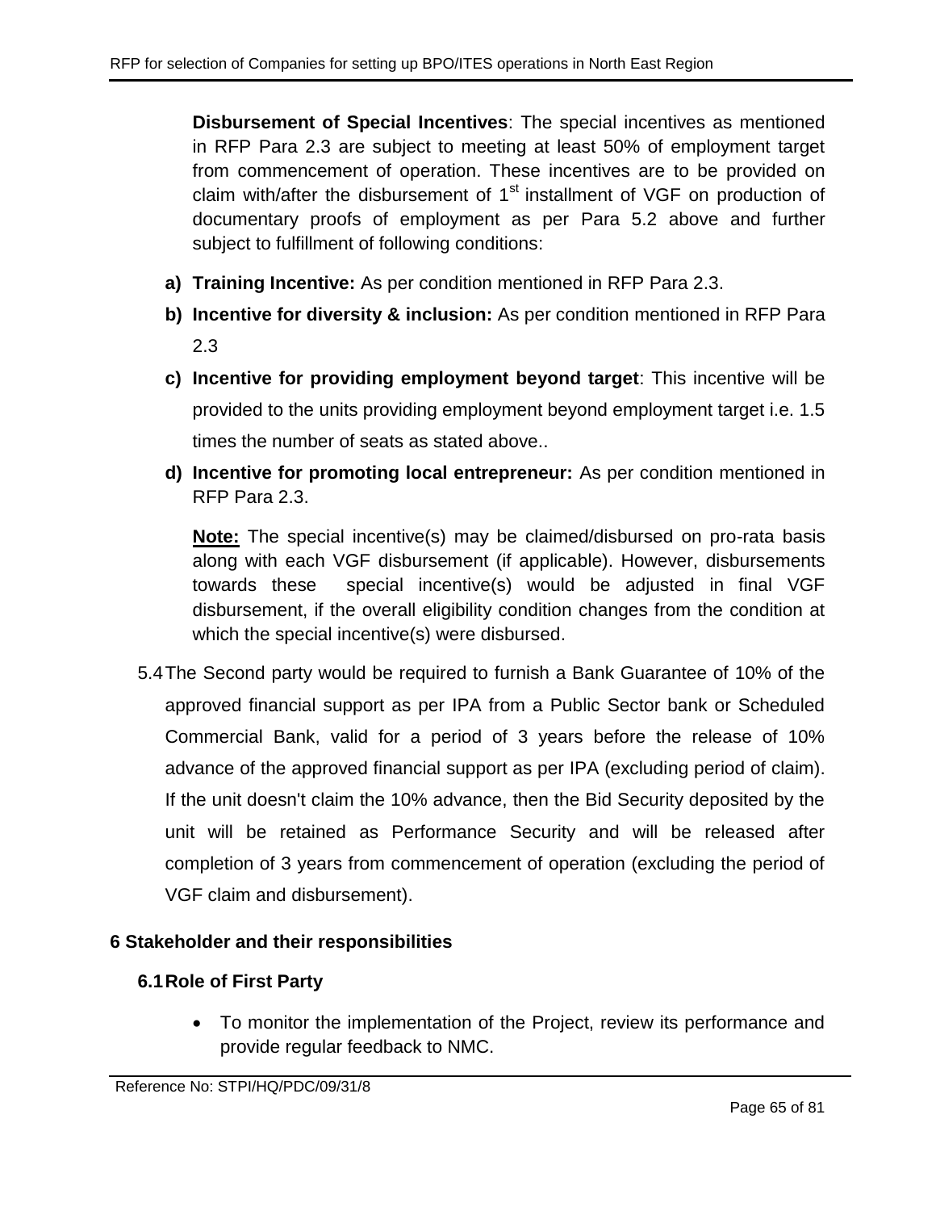**Disbursement of Special Incentives**: The special incentives as mentioned in RFP Para 2.3 are subject to meeting at least 50% of employment target from commencement of operation. These incentives are to be provided on claim with/after the disbursement of 1st installment of VGF on production of documentary proofs of employment as per Para 5.2 above and further subject to fulfillment of following conditions:

- **a) Training Incentive:** As per condition mentioned in RFP Para 2.3.
- **b) Incentive for diversity & inclusion:** As per condition mentioned in RFP Para 2.3
- **c) Incentive for providing employment beyond target**: This incentive will be provided to the units providing employment beyond employment target i.e. 1.5 times the number of seats as stated above..
- **d) Incentive for promoting local entrepreneur:** As per condition mentioned in RFP Para 2.3.

**Note:** The special incentive(s) may be claimed/disbursed on pro-rata basis along with each VGF disbursement (if applicable). However, disbursements towards these special incentive(s) would be adjusted in final VGF disbursement, if the overall eligibility condition changes from the condition at which the special incentive(s) were disbursed.

5.4 The Second party would be required to furnish a Bank Guarantee of 10% of the approved financial support as per IPA from a Public Sector bank or Scheduled Commercial Bank, valid for a period of 3 years before the release of 10% advance of the approved financial support as per IPA (excluding period of claim). If the unit doesn't claim the 10% advance, then the Bid Security deposited by the unit will be retained as Performance Security and will be released after completion of 3 years from commencement of operation (excluding the period of VGF claim and disbursement).

# 6 Stakeholder and their responsibilities

## 6.1 Role of First Party

- To monitor the implementation of the Project, review its performance and provide regular feedback to NMC.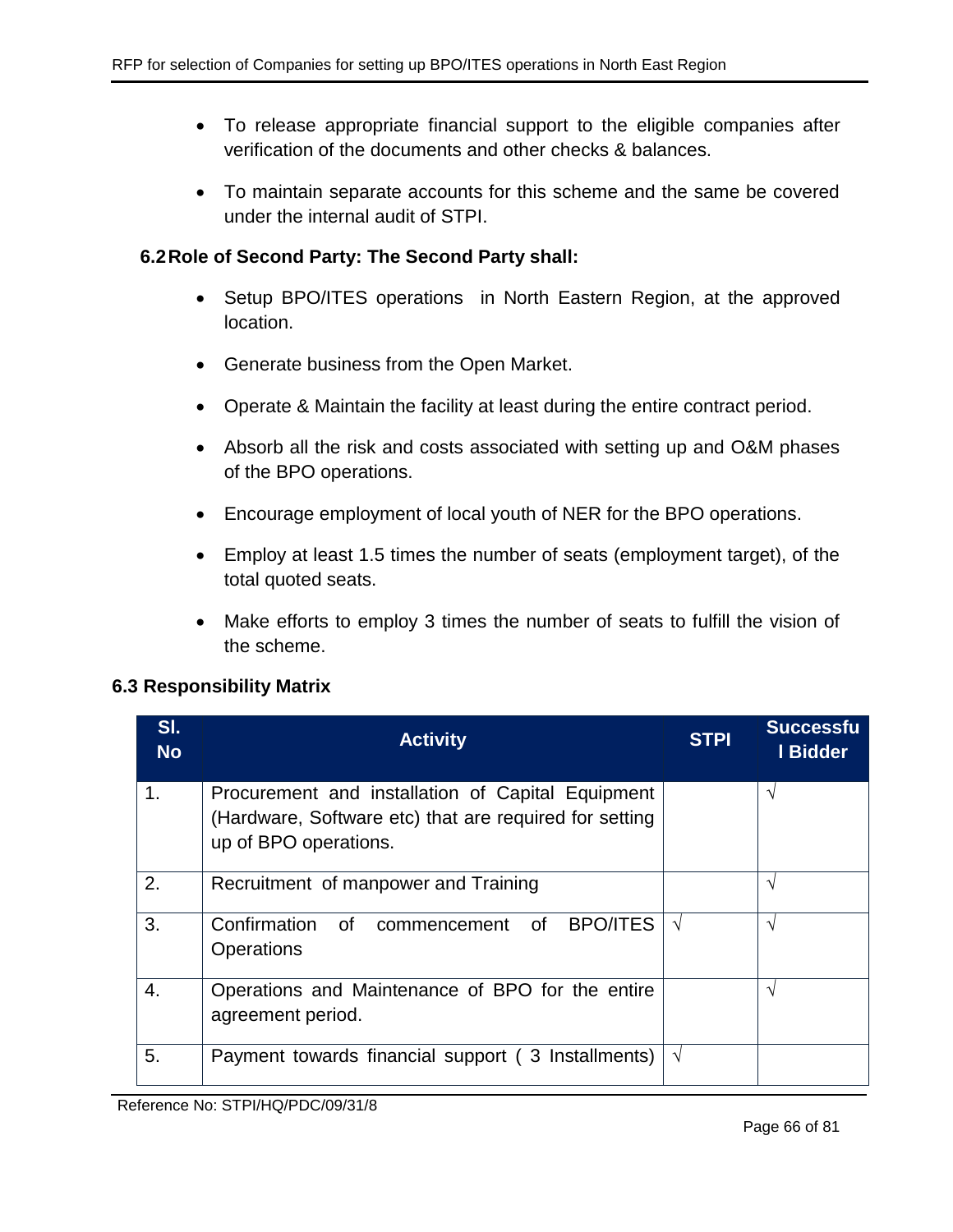- To release appropriate financial support to the eligible companies after verification of the documents and other checks & balances.
- To maintain separate accounts for this scheme and the same be covered under the internal audit of STPI.

### 6.2 Role of Second Party: The Second Party shall:

- Setup BPO/ITES operations in North Eastern Region, at the approved location.
- Generate business from the Open Market.
- Operate & Maintain the facility at least during the entire contract period.
- Absorb all the risk and costs associated with setting up and O&M phases of the BPO operations.
- Encourage employment of local youth of NER for the BPO operations.
- Employ at least 1.5 times the number of seats (employment target), of the total quoted seats.
- Make efforts to employ 3 times the number of seats to fulfill the vision of the scheme.

### 6.3 Responsibility Matrix

| Sl. No | Activity | STPI | Successful Bidder |
|---|---|---|---|
| 1. | Procurement and installation of Capital Equipment (Hardware, Software etc) that are required for setting up of BPO operations. | | √ |
| 2. | Recruitment of manpower and Training | | √ |
| 3. | Confirmation of commencement of BPO/ITES Operations | √ | √ |
| 4. | Operations and Maintenance of BPO for the entire agreement period. | | √ |
| 5. | Payment towards financial support ( 3 Installments) | √ | |

Reference No: STPI/HQ/PDC/09/31/8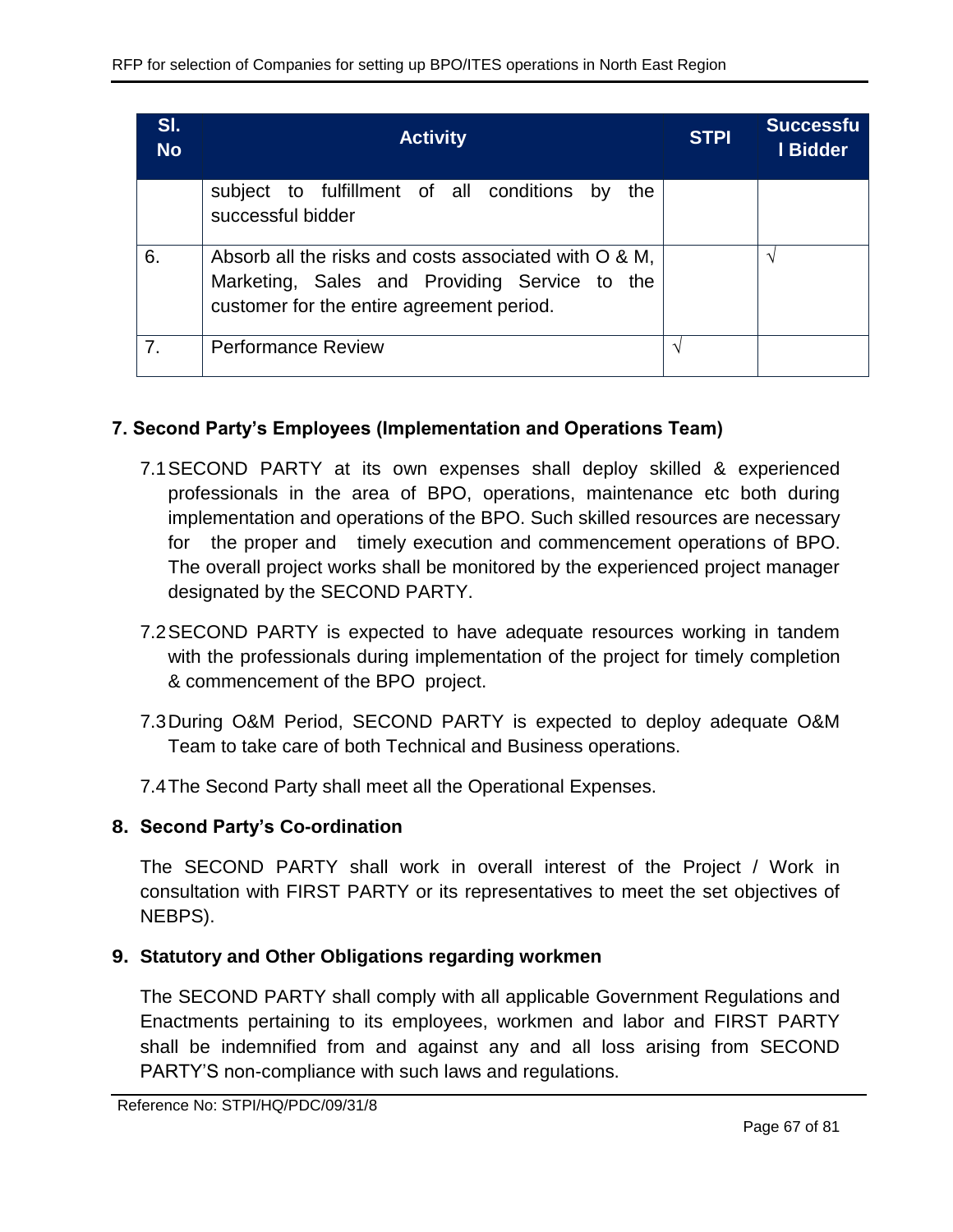| Sl. No | Activity | STPI | Successful Bidder |
|---|---|---|---|
| | subject to fulfillment of all conditions by the successful bidder | | |
| 6. | Absorb all the risks and costs associated with O & M, Marketing, Sales and Providing Service to the customer for the entire agreement period. | | √ |
| 7. | Performance Review | √ | |

## 7. Second Party's Employees (Implementation and Operations Team)

7.1 SECOND PARTY at its own expenses shall deploy skilled & experienced professionals in the area of BPO, operations, maintenance etc both during implementation and operations of the BPO. Such skilled resources are necessary for the proper and timely execution and commencement operations of BPO. The overall project works shall be monitored by the experienced project manager designated by the SECOND PARTY.

7.2 SECOND PARTY is expected to have adequate resources working in tandem with the professionals during implementation of the project for timely completion & commencement of the BPO project.

7.3 During O&M Period, SECOND PARTY is expected to deploy adequate O&M Team to take care of both Technical and Business operations.

7.4 The Second Party shall meet all the Operational Expenses.

## 8. Second Party's Co-ordination

The SECOND PARTY shall work in overall interest of the Project / Work in consultation with FIRST PARTY or its representatives to meet the set objectives of NEBPS).

## 9. Statutory and Other Obligations regarding workmen

The SECOND PARTY shall comply with all applicable Government Regulations and Enactments pertaining to its employees, workmen and labor and FIRST PARTY shall be indemnified from and against any and all loss arising from SECOND PARTY'S non-compliance with such laws and regulations.

Reference No: STPI/HQ/PDC/09/31/8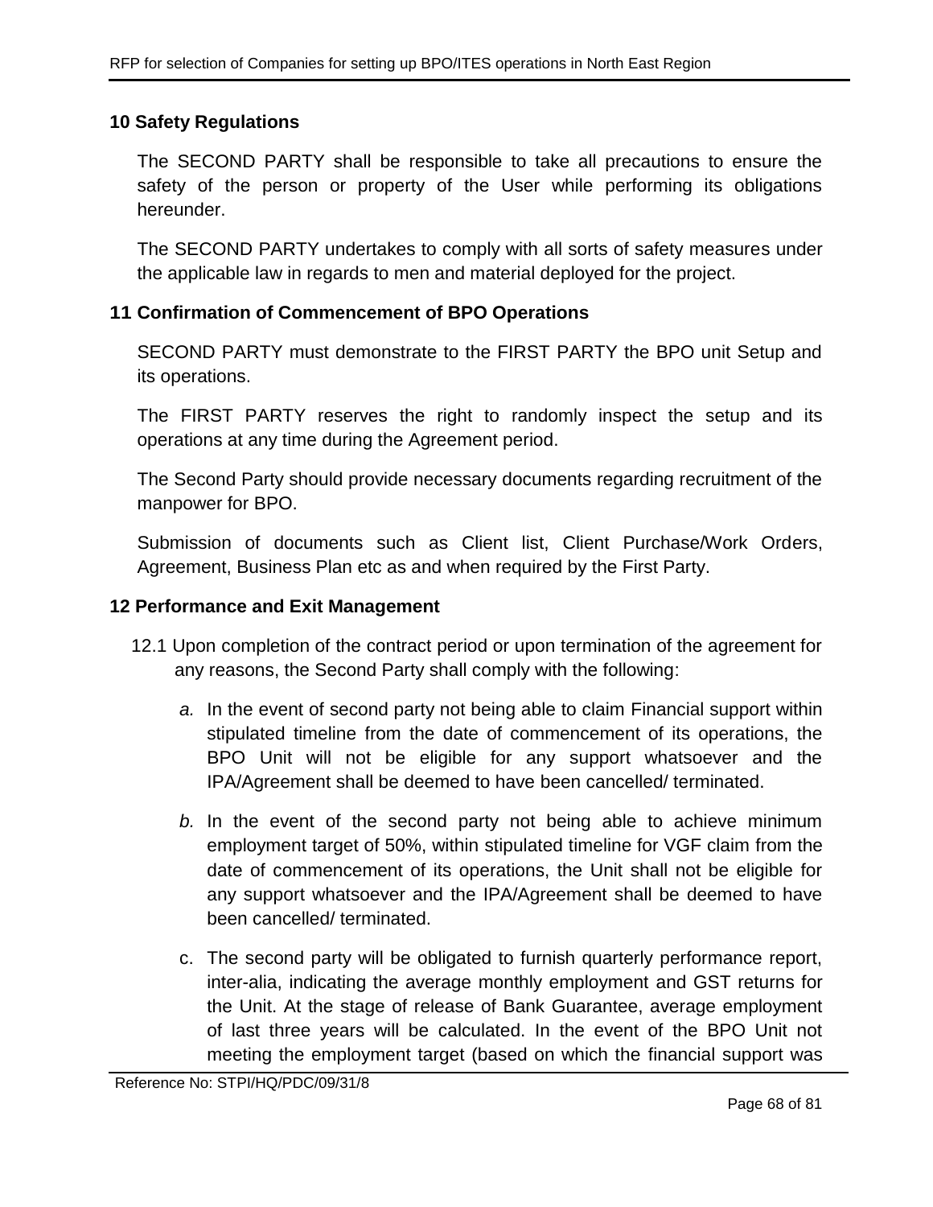## 10 Safety Regulations

The SECOND PARTY shall be responsible to take all precautions to ensure the safety of the person or property of the User while performing its obligations hereunder.

The SECOND PARTY undertakes to comply with all sorts of safety measures under the applicable law in regards to men and material deployed for the project.

## 11 Confirmation of Commencement of BPO Operations

SECOND PARTY must demonstrate to the FIRST PARTY the BPO unit Setup and its operations.

The FIRST PARTY reserves the right to randomly inspect the setup and its operations at any time during the Agreement period.

The Second Party should provide necessary documents regarding recruitment of the manpower for BPO.

Submission of documents such as Client list, Client Purchase/Work Orders, Agreement, Business Plan etc as and when required by the First Party.

## 12 Performance and Exit Management

12.1 Upon completion of the contract period or upon termination of the agreement for any reasons, the Second Party shall comply with the following:

*a.* In the event of second party not being able to claim Financial support within stipulated timeline from the date of commencement of its operations, the BPO Unit will not be eligible for any support whatsoever and the IPA/Agreement shall be deemed to have been cancelled/ terminated.

*b.* In the event of the second party not being able to achieve minimum employment target of 50%, within stipulated timeline for VGF claim from the date of commencement of its operations, the Unit shall not be eligible for any support whatsoever and the IPA/Agreement shall be deemed to have been cancelled/ terminated.

c. The second party will be obligated to furnish quarterly performance report, inter-alia, indicating the average monthly employment and GST returns for the Unit. At the stage of release of Bank Guarantee, average employment of last three years will be calculated. In the event of the BPO Unit not meeting the employment target (based on which the financial support was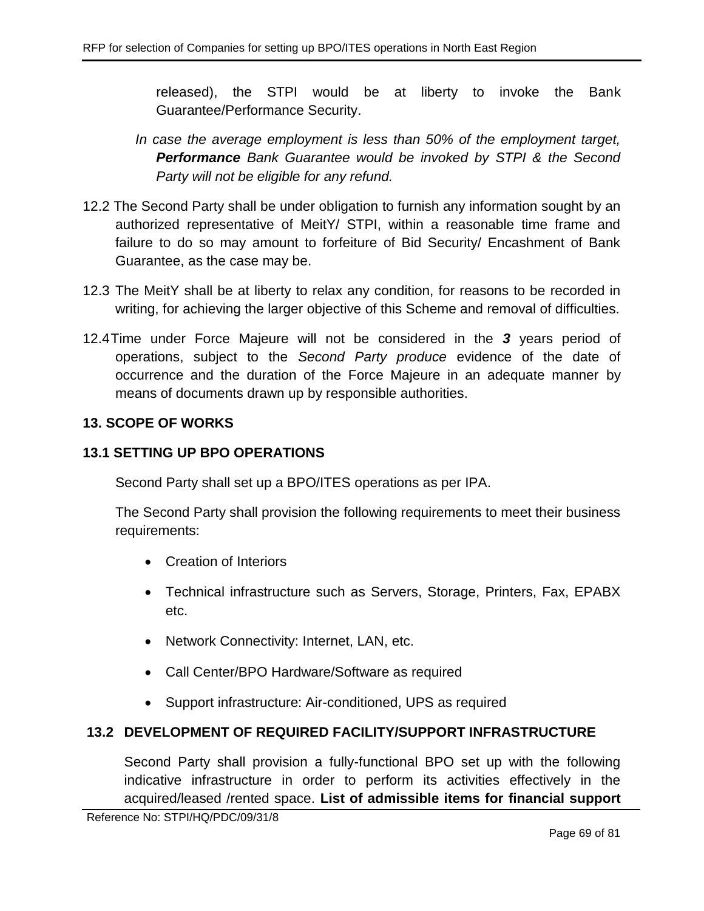released), the STPI would be at liberty to invoke the Bank Guarantee/Performance Security.

*In case the average employment is less than 50% of the employment target, **Performance** Bank Guarantee would be invoked by STPI & the Second Party will not be eligible for any refund.*

12.2 The Second Party shall be under obligation to furnish any information sought by an authorized representative of MeitY/ STPI, within a reasonable time frame and failure to do so may amount to forfeiture of Bid Security/ Encashment of Bank Guarantee, as the case may be.

12.3 The MeitY shall be at liberty to relax any condition, for reasons to be recorded in writing, for achieving the larger objective of this Scheme and removal of difficulties.

12.4 Time under Force Majeure will not be considered in the ***3*** years period of operations, subject to the *Second Party produce* evidence of the date of occurrence and the duration of the Force Majeure in an adequate manner by means of documents drawn up by responsible authorities.

## 13. SCOPE OF WORKS

### 13.1 SETTING UP BPO OPERATIONS

Second Party shall set up a BPO/ITES operations as per IPA.

The Second Party shall provision the following requirements to meet their business requirements:

- Creation of Interiors
- Technical infrastructure such as Servers, Storage, Printers, Fax, EPABX etc.
- Network Connectivity: Internet, LAN, etc.
- Call Center/BPO Hardware/Software as required
- Support infrastructure: Air-conditioned, UPS as required

### 13.2 DEVELOPMENT OF REQUIRED FACILITY/SUPPORT INFRASTRUCTURE

Second Party shall provision a fully-functional BPO set up with the following indicative infrastructure in order to perform its activities effectively in the acquired/leased /rented space. **List of admissible items for financial support**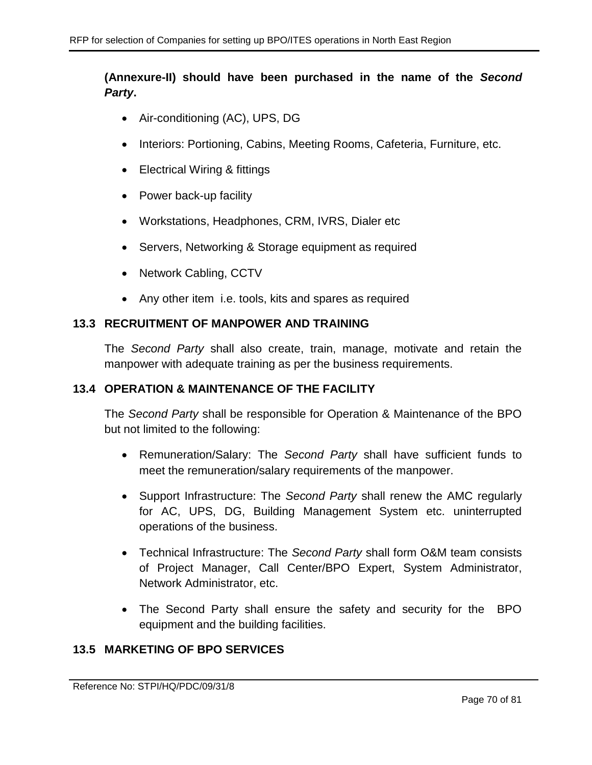**(Annexure-II) should have been purchased in the name of the *Second Party*.**

- Air-conditioning (AC), UPS, DG
- Interiors: Portioning, Cabins, Meeting Rooms, Cafeteria, Furniture, etc.
- Electrical Wiring & fittings
- Power back-up facility
- Workstations, Headphones, CRM, IVRS, Dialer etc
- Servers, Networking & Storage equipment as required
- Network Cabling, CCTV
- Any other item i.e. tools, kits and spares as required

### 13.3 RECRUITMENT OF MANPOWER AND TRAINING

The *Second Party* shall also create, train, manage, motivate and retain the manpower with adequate training as per the business requirements.

### 13.4 OPERATION & MAINTENANCE OF THE FACILITY

The *Second Party* shall be responsible for Operation & Maintenance of the BPO but not limited to the following:

- Remuneration/Salary: The *Second Party* shall have sufficient funds to meet the remuneration/salary requirements of the manpower.
- Support Infrastructure: The *Second Party* shall renew the AMC regularly for AC, UPS, DG, Building Management System etc. uninterrupted operations of the business.
- Technical Infrastructure: The *Second Party* shall form O&M team consists of Project Manager, Call Center/BPO Expert, System Administrator, Network Administrator, etc.
- The Second Party shall ensure the safety and security for the BPO equipment and the building facilities.

### 13.5 MARKETING OF BPO SERVICES

Reference No: STPI/HQ/PDC/09/31/8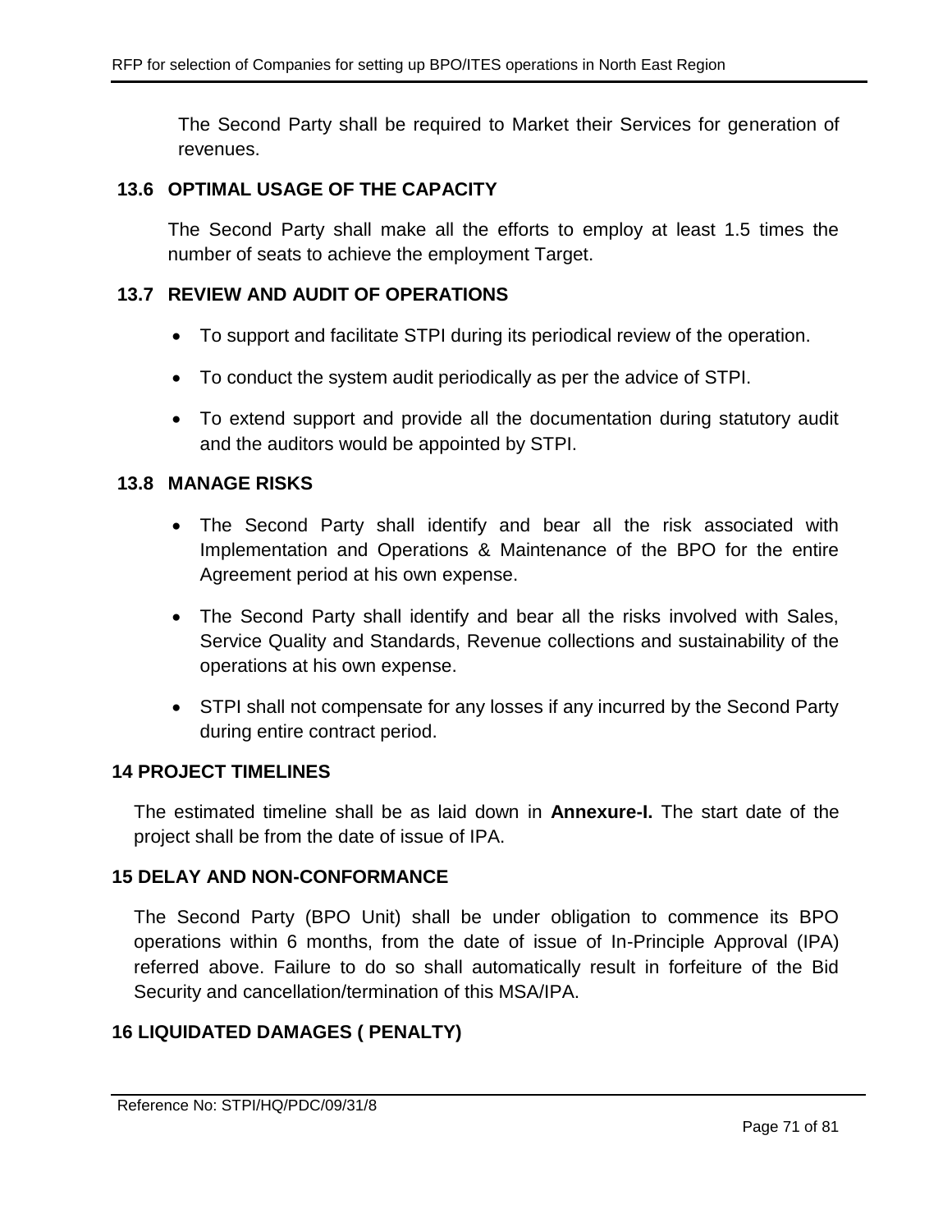The Second Party shall be required to Market their Services for generation of revenues.

### 13.6 OPTIMAL USAGE OF THE CAPACITY

The Second Party shall make all the efforts to employ at least 1.5 times the number of seats to achieve the employment Target.

### 13.7 REVIEW AND AUDIT OF OPERATIONS

- To support and facilitate STPI during its periodical review of the operation.
- To conduct the system audit periodically as per the advice of STPI.
- To extend support and provide all the documentation during statutory audit and the auditors would be appointed by STPI.

### 13.8 MANAGE RISKS

- The Second Party shall identify and bear all the risk associated with Implementation and Operations & Maintenance of the BPO for the entire Agreement period at his own expense.
- The Second Party shall identify and bear all the risks involved with Sales, Service Quality and Standards, Revenue collections and sustainability of the operations at his own expense.
- STPI shall not compensate for any losses if any incurred by the Second Party during entire contract period.

## 14 PROJECT TIMELINES

The estimated timeline shall be as laid down in **Annexure-I.** The start date of the project shall be from the date of issue of IPA.

## 15 DELAY AND NON-CONFORMANCE

The Second Party (BPO Unit) shall be under obligation to commence its BPO operations within 6 months, from the date of issue of In-Principle Approval (IPA) referred above. Failure to do so shall automatically result in forfeiture of the Bid Security and cancellation/termination of this MSA/IPA.

## 16 LIQUIDATED DAMAGES ( PENALTY)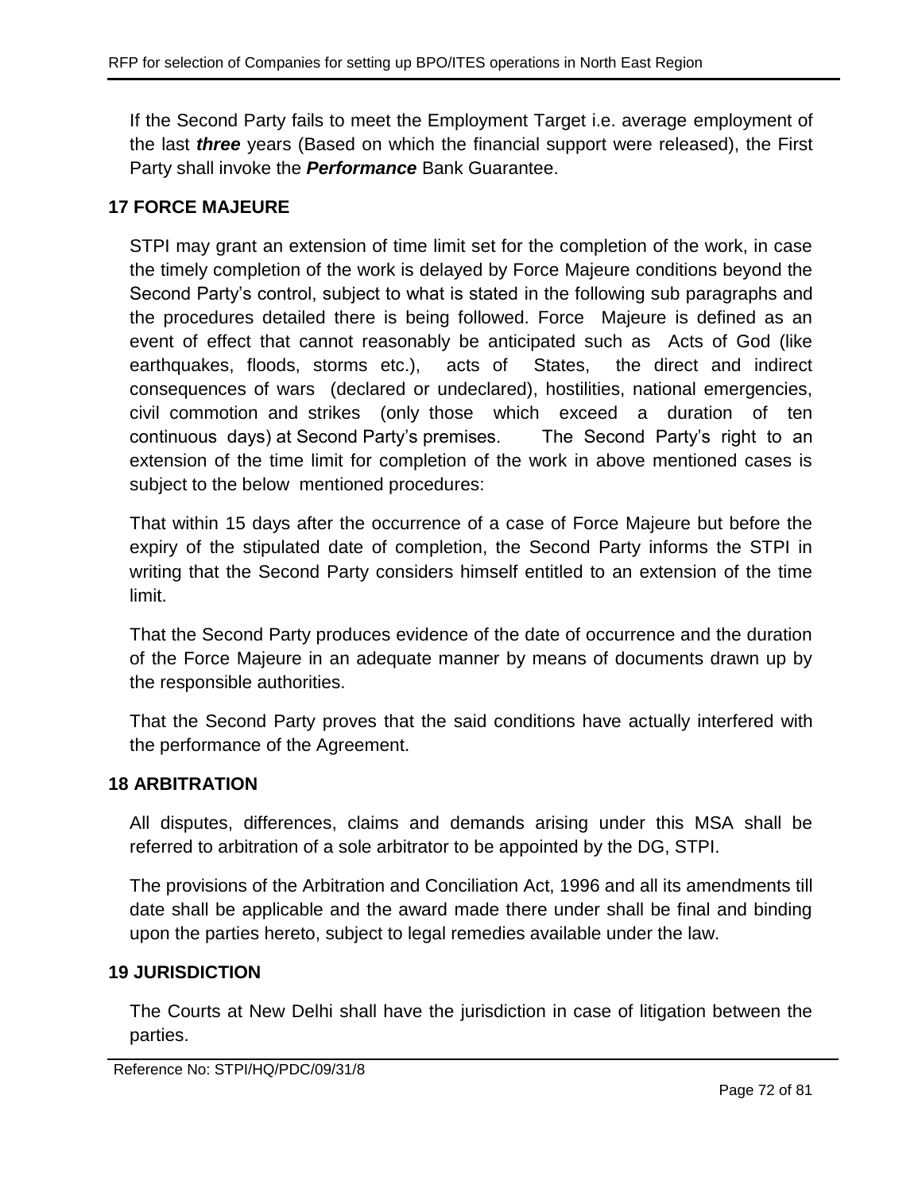If the Second Party fails to meet the Employment Target i.e. average employment of the last ***three*** years (Based on which the financial support were released), the First Party shall invoke the ***Performance*** Bank Guarantee.

## 17 FORCE MAJEURE

STPI may grant an extension of time limit set for the completion of the work, in case the timely completion of the work is delayed by Force Majeure conditions beyond the Second Party's control, subject to what is stated in the following sub paragraphs and the procedures detailed there is being followed. Force Majeure is defined as an event of effect that cannot reasonably be anticipated such as Acts of God (like earthquakes, floods, storms etc.), acts of States, the direct and indirect consequences of wars (declared or undeclared), hostilities, national emergencies, civil commotion and strikes (only those which exceed a duration of ten continuous days) at Second Party's premises. The Second Party's right to an extension of the time limit for completion of the work in above mentioned cases is subject to the below mentioned procedures:

That within 15 days after the occurrence of a case of Force Majeure but before the expiry of the stipulated date of completion, the Second Party informs the STPI in writing that the Second Party considers himself entitled to an extension of the time limit.

That the Second Party produces evidence of the date of occurrence and the duration of the Force Majeure in an adequate manner by means of documents drawn up by the responsible authorities.

That the Second Party proves that the said conditions have actually interfered with the performance of the Agreement.

## 18 ARBITRATION

All disputes, differences, claims and demands arising under this MSA shall be referred to arbitration of a sole arbitrator to be appointed by the DG, STPI.

The provisions of the Arbitration and Conciliation Act, 1996 and all its amendments till date shall be applicable and the award made there under shall be final and binding upon the parties hereto, subject to legal remedies available under the law.

## 19 JURISDICTION

The Courts at New Delhi shall have the jurisdiction in case of litigation between the parties.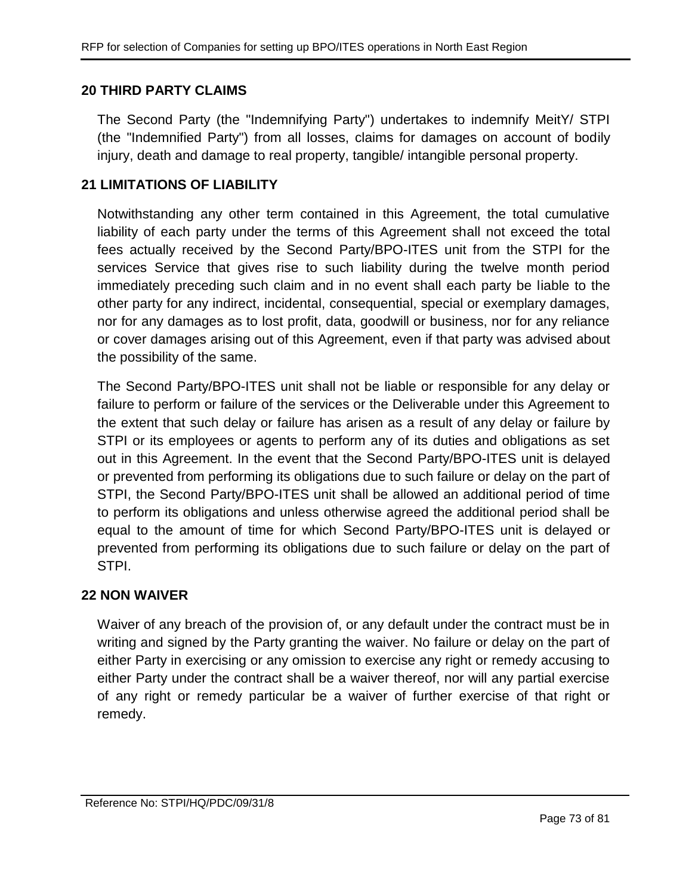## 20 THIRD PARTY CLAIMS

The Second Party (the "Indemnifying Party") undertakes to indemnify MeitY/ STPI (the "Indemnified Party") from all losses, claims for damages on account of bodily injury, death and damage to real property, tangible/ intangible personal property.

## 21 LIMITATIONS OF LIABILITY

Notwithstanding any other term contained in this Agreement, the total cumulative liability of each party under the terms of this Agreement shall not exceed the total fees actually received by the Second Party/BPO-ITES unit from the STPI for the services Service that gives rise to such liability during the twelve month period immediately preceding such claim and in no event shall each party be liable to the other party for any indirect, incidental, consequential, special or exemplary damages, nor for any damages as to lost profit, data, goodwill or business, nor for any reliance or cover damages arising out of this Agreement, even if that party was advised about the possibility of the same.

The Second Party/BPO-ITES unit shall not be liable or responsible for any delay or failure to perform or failure of the services or the Deliverable under this Agreement to the extent that such delay or failure has arisen as a result of any delay or failure by STPI or its employees or agents to perform any of its duties and obligations as set out in this Agreement. In the event that the Second Party/BPO-ITES unit is delayed or prevented from performing its obligations due to such failure or delay on the part of STPI, the Second Party/BPO-ITES unit shall be allowed an additional period of time to perform its obligations and unless otherwise agreed the additional period shall be equal to the amount of time for which Second Party/BPO-ITES unit is delayed or prevented from performing its obligations due to such failure or delay on the part of STPI.

## 22 NON WAIVER

Waiver of any breach of the provision of, or any default under the contract must be in writing and signed by the Party granting the waiver. No failure or delay on the part of either Party in exercising or any omission to exercise any right or remedy accusing to either Party under the contract shall be a waiver thereof, nor will any partial exercise of any right or remedy particular be a waiver of further exercise of that right or remedy.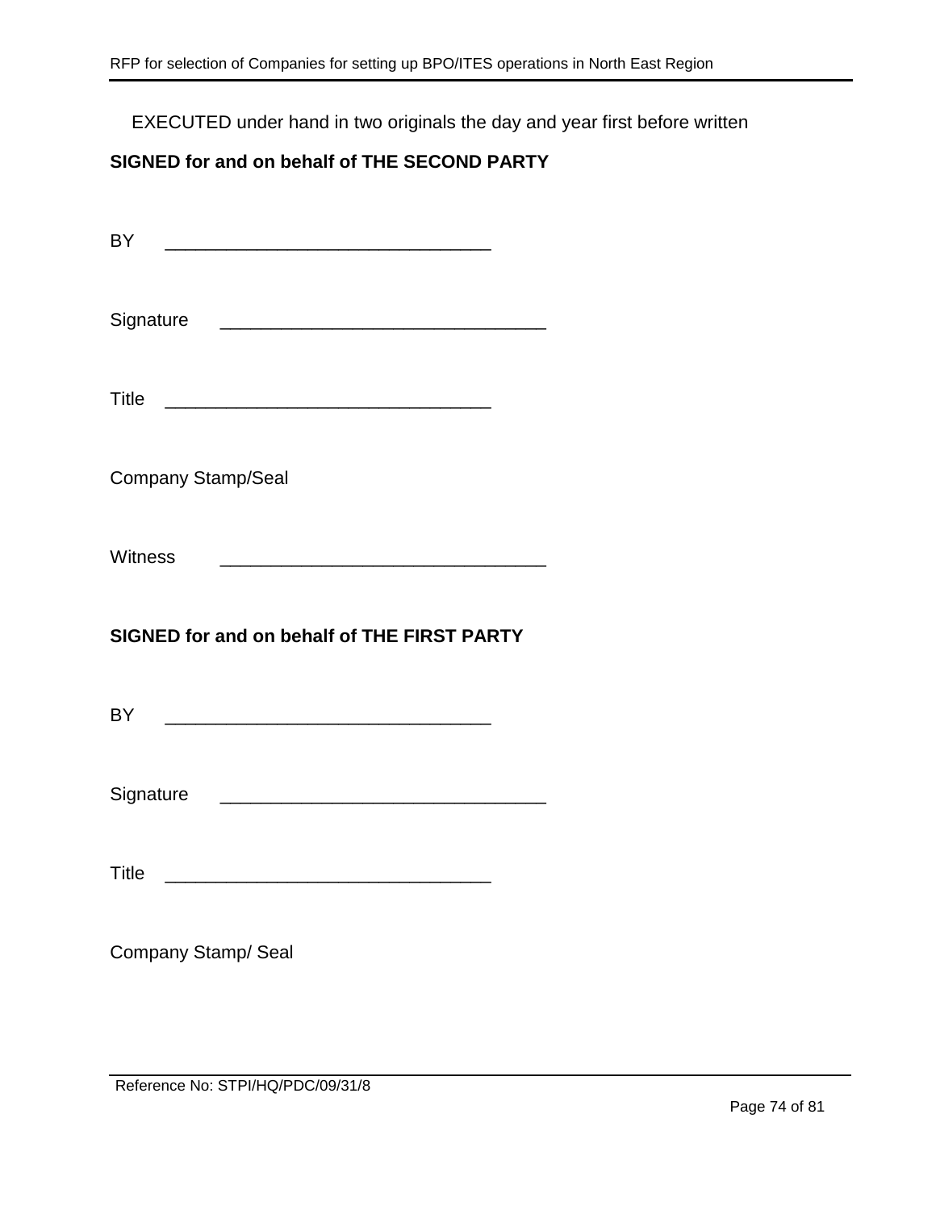EXECUTED under hand in two originals the day and year first before written

**SIGNED for and on behalf of THE SECOND PARTY**

BY ________________________________

Signature ________________________________

Title ________________________________

Company Stamp/Seal

Witness ________________________________

**SIGNED for and on behalf of THE FIRST PARTY**

BY ________________________________

Signature ________________________________

Title ________________________________

Company Stamp/ Seal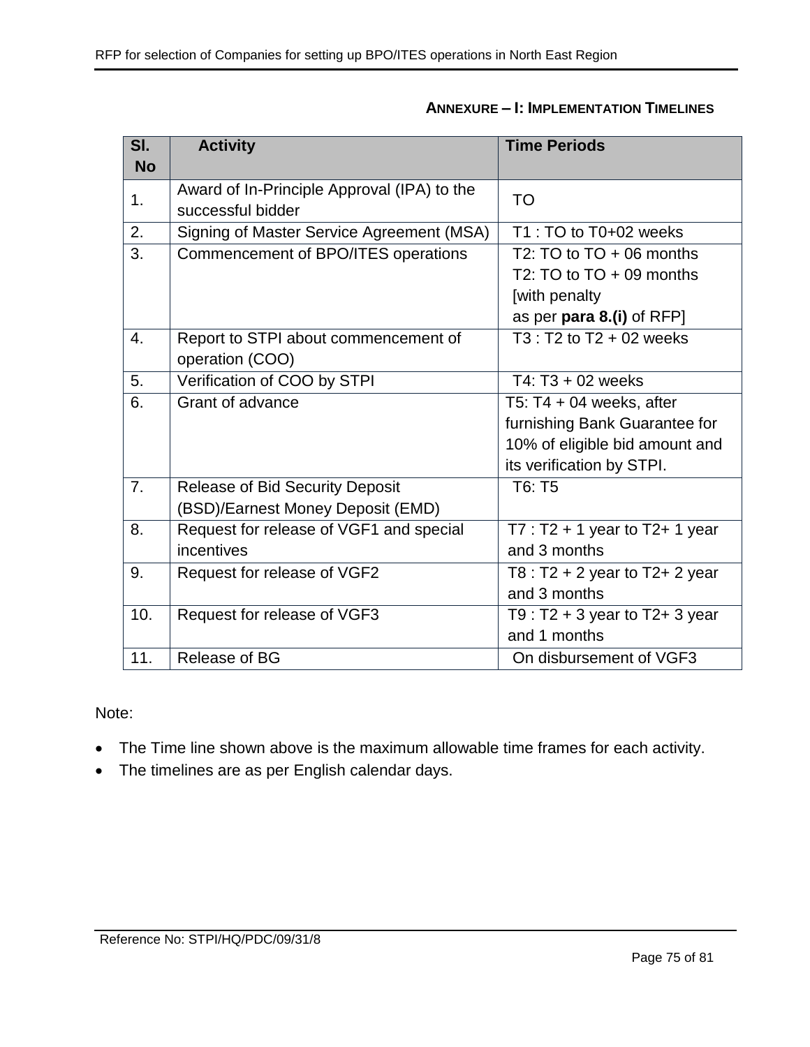## ANNEXURE – I: IMPLEMENTATION TIMELINES

| Sl. No | Activity | Time Periods |
|---|---|---|
| 1. | Award of In-Principle Approval (IPA) to the successful bidder | TO |
| 2. | Signing of Master Service Agreement (MSA) | T1 : TO to T0+02 weeks |
| 3. | Commencement of BPO/ITES operations | T2: TO to TO + 06 months<br>T2: TO to TO + 09 months [with penalty as per **para 8.(i)** of RFP] |
| 4. | Report to STPI about commencement of operation (COO) | T3 : T2 to T2 + 02 weeks |
| 5. | Verification of COO by STPI | T4: T3 + 02 weeks |
| 6. | Grant of advance | T5: T4 + 04 weeks, after furnishing Bank Guarantee for 10% of eligible bid amount and its verification by STPI. |
| 7. | Release of Bid Security Deposit (BSD)/Earnest Money Deposit (EMD) | T6: T5 |
| 8. | Request for release of VGF1 and special incentives | T7 : T2 + 1 year to T2+ 1 year and 3 months |
| 9. | Request for release of VGF2 | T8 : T2 + 2 year to T2+ 2 year and 3 months |
| 10. | Request for release of VGF3 | T9 : T2 + 3 year to T2+ 3 year and 1 months |
| 11. | Release of BG | On disbursement of VGF3 |

Note:

- The Time line shown above is the maximum allowable time frames for each activity.
- The timelines are as per English calendar days.

Reference No: STPI/HQ/PDC/09/31/8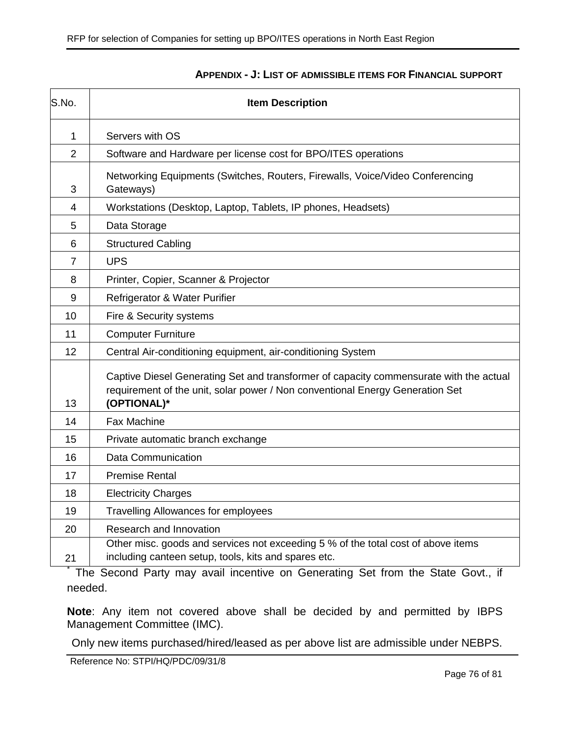## APPENDIX - J: LIST OF ADMISSIBLE ITEMS FOR FINANCIAL SUPPORT

| S.No. | Item Description |
|---|---|
| 1 | Servers with OS |
| 2 | Software and Hardware per license cost for BPO/ITES operations |
| 3 | Networking Equipments (Switches, Routers, Firewalls, Voice/Video Conferencing Gateways) |
| 4 | Workstations (Desktop, Laptop, Tablets, IP phones, Headsets) |
| 5 | Data Storage |
| 6 | Structured Cabling |
| 7 | UPS |
| 8 | Printer, Copier, Scanner & Projector |
| 9 | Refrigerator & Water Purifier |
| 10 | Fire & Security systems |
| 11 | Computer Furniture |
| 12 | Central Air-conditioning equipment, air-conditioning System |
| 13 | Captive Diesel Generating Set and transformer of capacity commensurate with the actual requirement of the unit, solar power / Non conventional Energy Generation Set **(OPTIONAL)*** |
| 14 | Fax Machine |
| 15 | Private automatic branch exchange |
| 16 | Data Communication |
| 17 | Premise Rental |
| 18 | Electricity Charges |
| 19 | Travelling Allowances for employees |
| 20 | Research and Innovation |
| 21 | Other misc. goods and services not exceeding 5 % of the total cost of above items including canteen setup, tools, kits and spares etc. |

* The Second Party may avail incentive on Generating Set from the State Govt., if needed.

**Note**: Any item not covered above shall be decided by and permitted by IBPS Management Committee (IMC).

Only new items purchased/hired/leased as per above list are admissible under NEBPS.

Reference No: STPI/HQ/PDC/09/31/8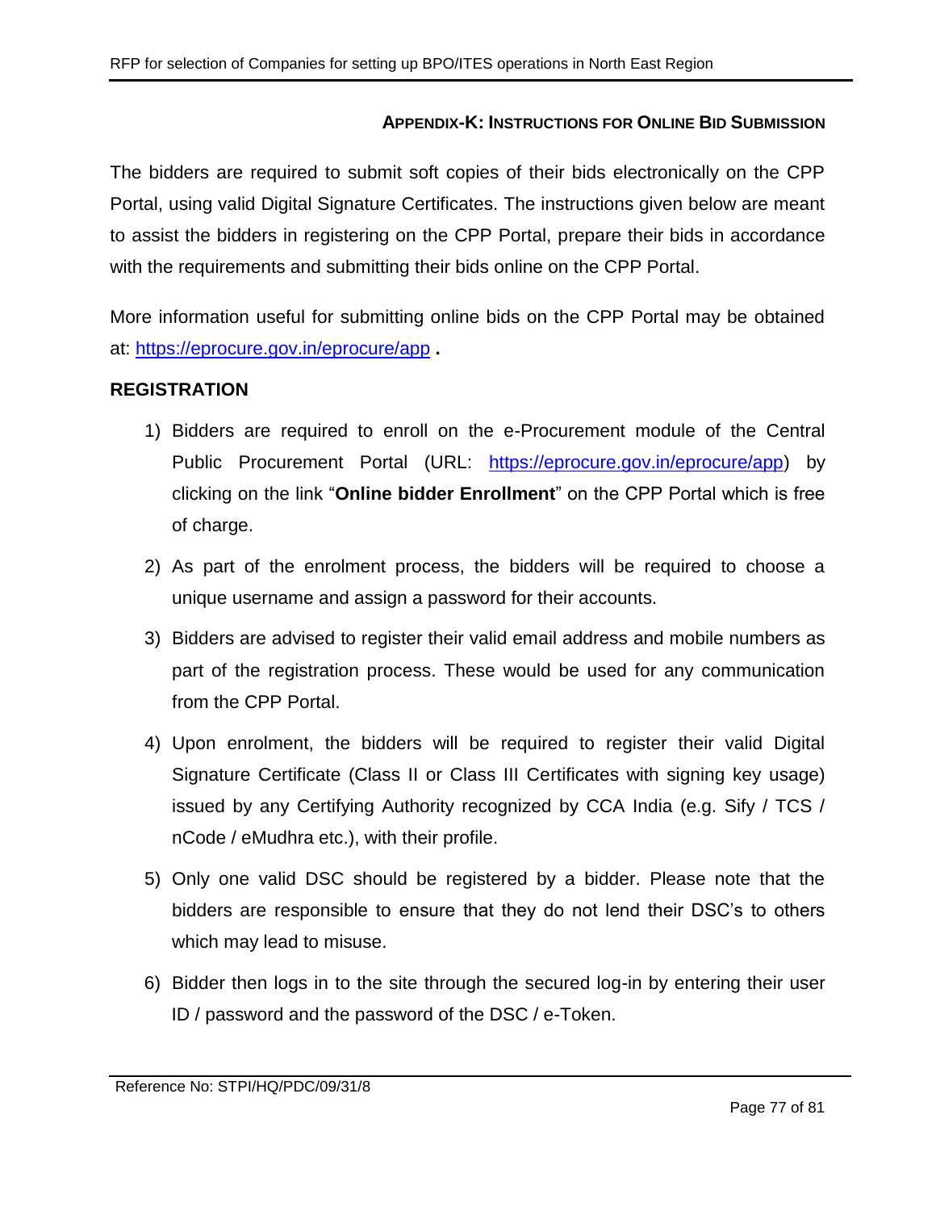## APPENDIX-K: INSTRUCTIONS FOR ONLINE BID SUBMISSION

The bidders are required to submit soft copies of their bids electronically on the CPP Portal, using valid Digital Signature Certificates. The instructions given below are meant to assist the bidders in registering on the CPP Portal, prepare their bids in accordance with the requirements and submitting their bids online on the CPP Portal.

More information useful for submitting online bids on the CPP Portal may be obtained at: https://eprocure.gov.in/eprocure/app **.**

### REGISTRATION

1) Bidders are required to enroll on the e-Procurement module of the Central Public Procurement Portal (URL: https://eprocure.gov.in/eprocure/app) by clicking on the link "**Online bidder Enrollment**" on the CPP Portal which is free of charge.
2) As part of the enrolment process, the bidders will be required to choose a unique username and assign a password for their accounts.
3) Bidders are advised to register their valid email address and mobile numbers as part of the registration process. These would be used for any communication from the CPP Portal.
4) Upon enrolment, the bidders will be required to register their valid Digital Signature Certificate (Class II or Class III Certificates with signing key usage) issued by any Certifying Authority recognized by CCA India (e.g. Sify / TCS / nCode / eMudhra etc.), with their profile.
5) Only one valid DSC should be registered by a bidder. Please note that the bidders are responsible to ensure that they do not lend their DSC's to others which may lead to misuse.
6) Bidder then logs in to the site through the secured log-in by entering their user ID / password and the password of the DSC / e-Token.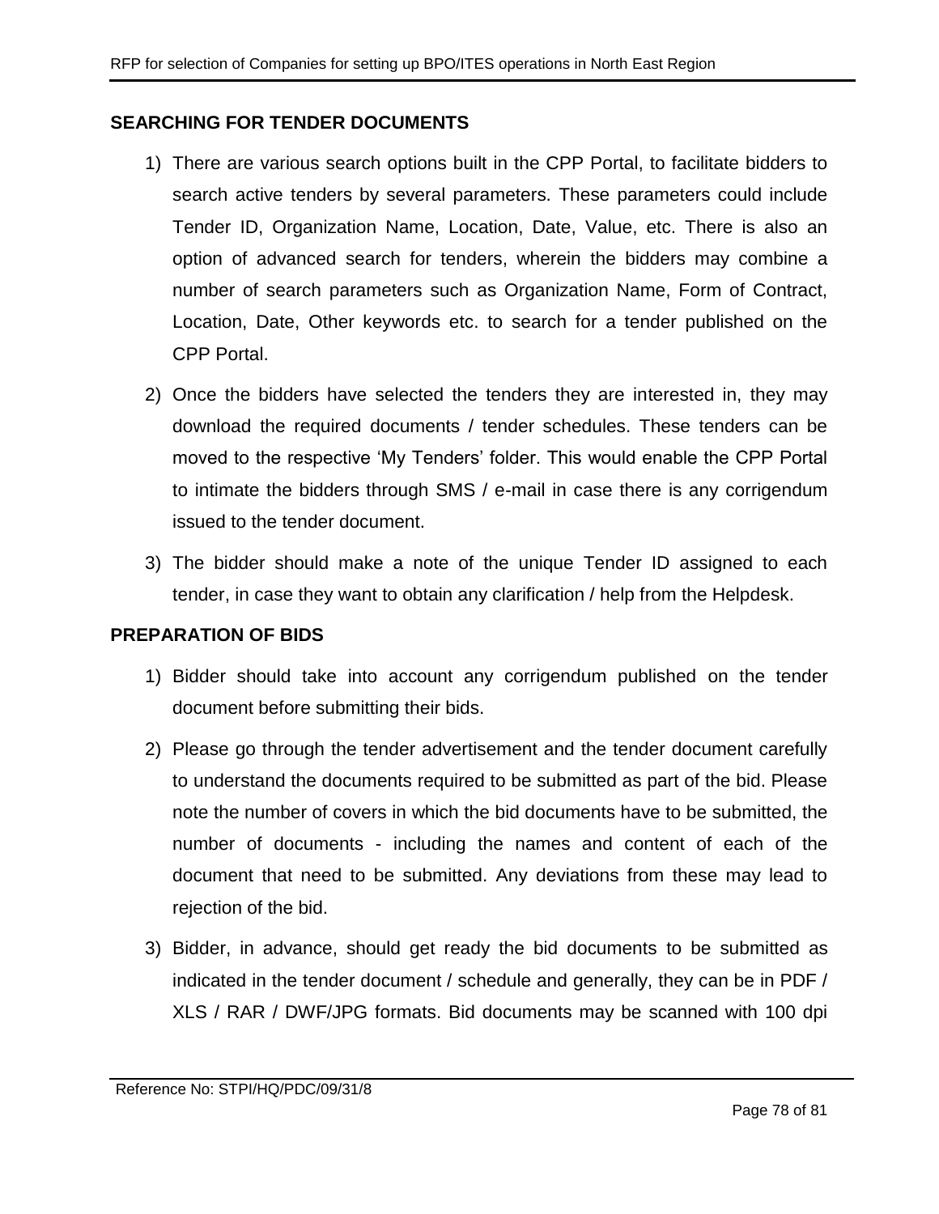## SEARCHING FOR TENDER DOCUMENTS

1) There are various search options built in the CPP Portal, to facilitate bidders to search active tenders by several parameters. These parameters could include Tender ID, Organization Name, Location, Date, Value, etc. There is also an option of advanced search for tenders, wherein the bidders may combine a number of search parameters such as Organization Name, Form of Contract, Location, Date, Other keywords etc. to search for a tender published on the CPP Portal.

2) Once the bidders have selected the tenders they are interested in, they may download the required documents / tender schedules. These tenders can be moved to the respective 'My Tenders' folder. This would enable the CPP Portal to intimate the bidders through SMS / e-mail in case there is any corrigendum issued to the tender document.

3) The bidder should make a note of the unique Tender ID assigned to each tender, in case they want to obtain any clarification / help from the Helpdesk.

## PREPARATION OF BIDS

1) Bidder should take into account any corrigendum published on the tender document before submitting their bids.

2) Please go through the tender advertisement and the tender document carefully to understand the documents required to be submitted as part of the bid. Please note the number of covers in which the bid documents have to be submitted, the number of documents - including the names and content of each of the document that need to be submitted. Any deviations from these may lead to rejection of the bid.

3) Bidder, in advance, should get ready the bid documents to be submitted as indicated in the tender document / schedule and generally, they can be in PDF / XLS / RAR / DWF/JPG formats. Bid documents may be scanned with 100 dpi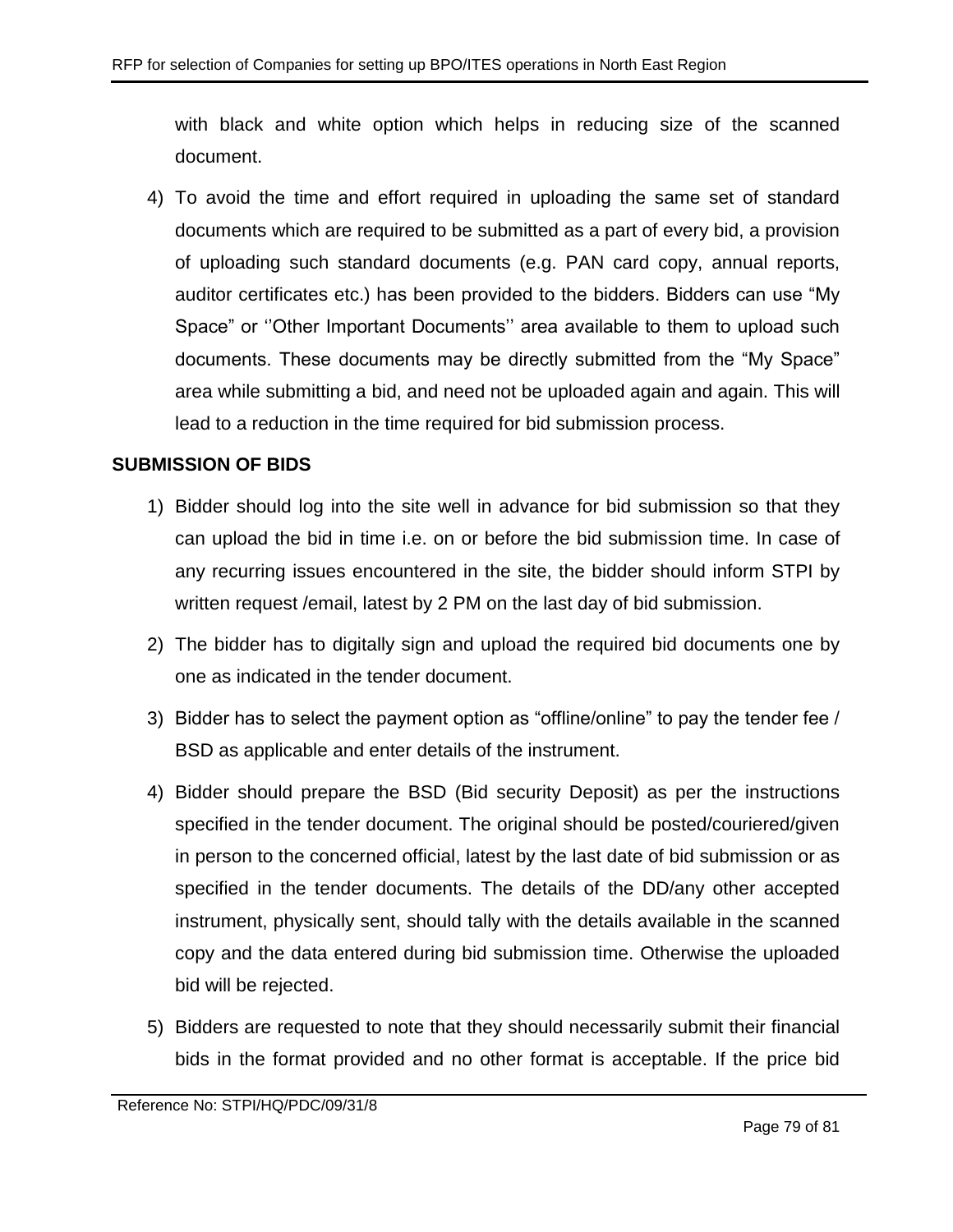with black and white option which helps in reducing size of the scanned document.

4) To avoid the time and effort required in uploading the same set of standard documents which are required to be submitted as a part of every bid, a provision of uploading such standard documents (e.g. PAN card copy, annual reports, auditor certificates etc.) has been provided to the bidders. Bidders can use "My Space" or ''Other Important Documents'' area available to them to upload such documents. These documents may be directly submitted from the "My Space" area while submitting a bid, and need not be uploaded again and again. This will lead to a reduction in the time required for bid submission process.

**SUBMISSION OF BIDS**

1) Bidder should log into the site well in advance for bid submission so that they can upload the bid in time i.e. on or before the bid submission time. In case of any recurring issues encountered in the site, the bidder should inform STPI by written request /email, latest by 2 PM on the last day of bid submission.

2) The bidder has to digitally sign and upload the required bid documents one by one as indicated in the tender document.

3) Bidder has to select the payment option as "offline/online" to pay the tender fee / BSD as applicable and enter details of the instrument.

4) Bidder should prepare the BSD (Bid security Deposit) as per the instructions specified in the tender document. The original should be posted/couriered/given in person to the concerned official, latest by the last date of bid submission or as specified in the tender documents. The details of the DD/any other accepted instrument, physically sent, should tally with the details available in the scanned copy and the data entered during bid submission time. Otherwise the uploaded bid will be rejected.

5) Bidders are requested to note that they should necessarily submit their financial bids in the format provided and no other format is acceptable. If the price bid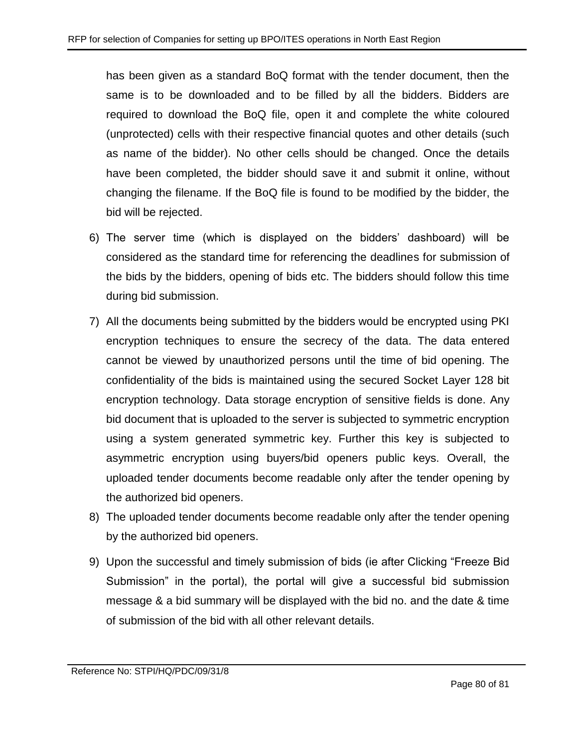has been given as a standard BoQ format with the tender document, then the same is to be downloaded and to be filled by all the bidders. Bidders are required to download the BoQ file, open it and complete the white coloured (unprotected) cells with their respective financial quotes and other details (such as name of the bidder). No other cells should be changed. Once the details have been completed, the bidder should save it and submit it online, without changing the filename. If the BoQ file is found to be modified by the bidder, the bid will be rejected.

6) The server time (which is displayed on the bidders' dashboard) will be considered as the standard time for referencing the deadlines for submission of the bids by the bidders, opening of bids etc. The bidders should follow this time during bid submission.

7) All the documents being submitted by the bidders would be encrypted using PKI encryption techniques to ensure the secrecy of the data. The data entered cannot be viewed by unauthorized persons until the time of bid opening. The confidentiality of the bids is maintained using the secured Socket Layer 128 bit encryption technology. Data storage encryption of sensitive fields is done. Any bid document that is uploaded to the server is subjected to symmetric encryption using a system generated symmetric key. Further this key is subjected to asymmetric encryption using buyers/bid openers public keys. Overall, the uploaded tender documents become readable only after the tender opening by the authorized bid openers.

8) The uploaded tender documents become readable only after the tender opening by the authorized bid openers.

9) Upon the successful and timely submission of bids (ie after Clicking "Freeze Bid Submission" in the portal), the portal will give a successful bid submission message & a bid summary will be displayed with the bid no. and the date & time of submission of the bid with all other relevant details.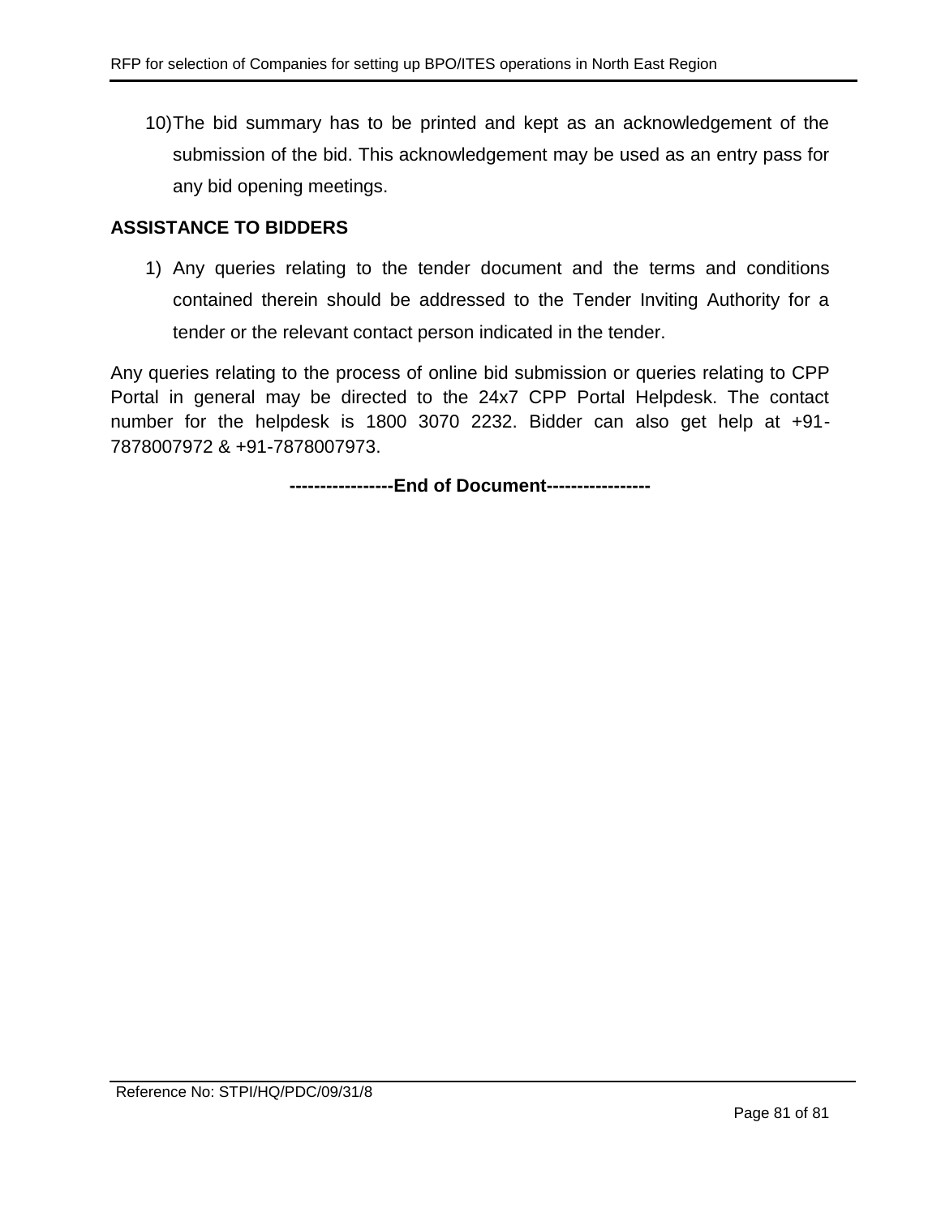10) The bid summary has to be printed and kept as an acknowledgement of the submission of the bid. This acknowledgement may be used as an entry pass for any bid opening meetings.

**ASSISTANCE TO BIDDERS**

1) Any queries relating to the tender document and the terms and conditions contained therein should be addressed to the Tender Inviting Authority for a tender or the relevant contact person indicated in the tender.

Any queries relating to the process of online bid submission or queries relating to CPP Portal in general may be directed to the 24x7 CPP Portal Helpdesk. The contact number for the helpdesk is 1800 3070 2232. Bidder can also get help at +91-7878007972 & +91-7878007973.

**-----------------End of Document-----------------**